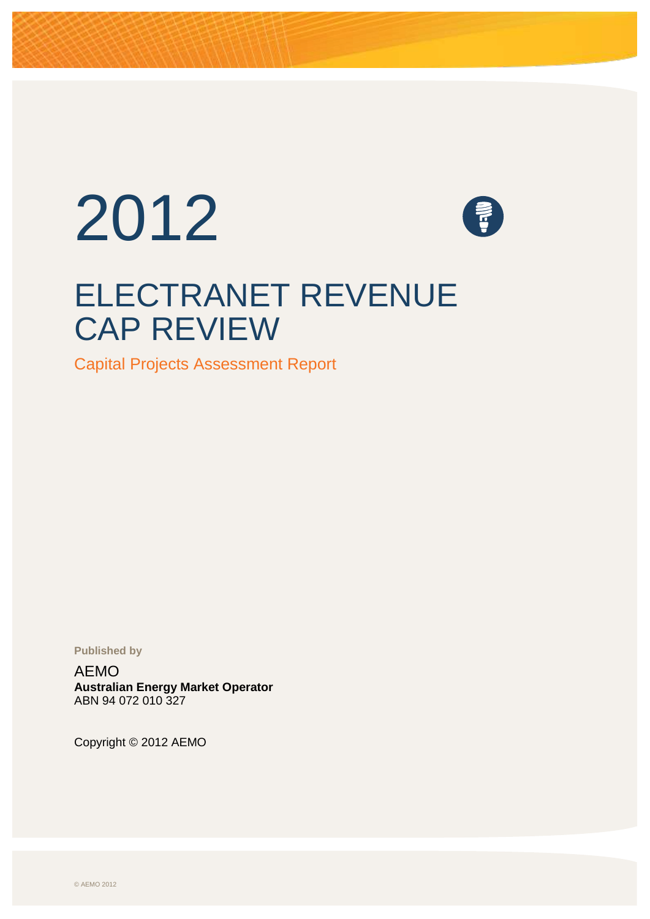# 2012

# ELECTRANET REVENUE CAP REVIEW

## Capital Projects Assessment Report

**Published by**

AEMO
**Australian Energy Market Operator**
ABN 94 072 010 327

Copyright © 2012 AEMO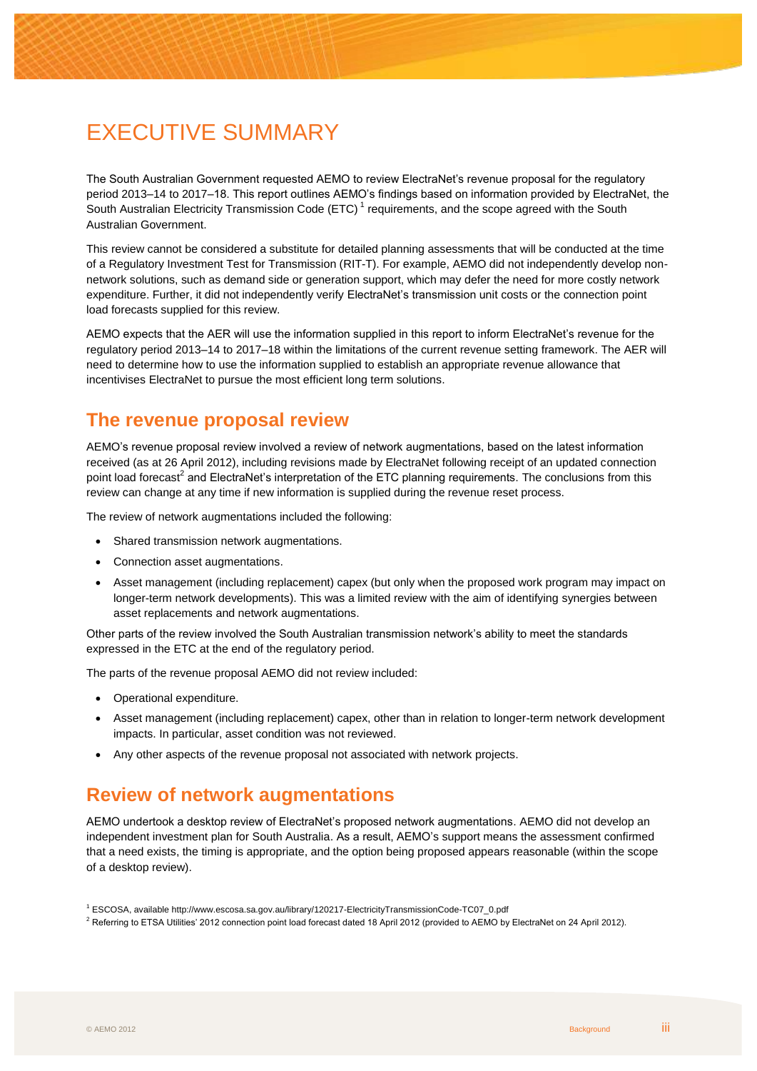# EXECUTIVE SUMMARY

The South Australian Government requested AEMO to review ElectraNet's revenue proposal for the regulatory period 2013–14 to 2017–18. This report outlines AEMO's findings based on information provided by ElectraNet, the South Australian Electricity Transmission Code (ETC)[1] requirements, and the scope agreed with the South Australian Government.

This review cannot be considered a substitute for detailed planning assessments that will be conducted at the time of a Regulatory Investment Test for Transmission (RIT-T). For example, AEMO did not independently develop non-network solutions, such as demand side or generation support, which may defer the need for more costly network expenditure. Further, it did not independently verify ElectraNet's transmission unit costs or the connection point load forecasts supplied for this review.

AEMO expects that the AER will use the information supplied in this report to inform ElectraNet's revenue for the regulatory period 2013–14 to 2017–18 within the limitations of the current revenue setting framework. The AER will need to determine how to use the information supplied to establish an appropriate revenue allowance that incentivises ElectraNet to pursue the most efficient long term solutions.

## The revenue proposal review

AEMO's revenue proposal review involved a review of network augmentations, based on the latest information received (as at 26 April 2012), including revisions made by ElectraNet following receipt of an updated connection point load forecast[2] and ElectraNet's interpretation of the ETC planning requirements. The conclusions from this review can change at any time if new information is supplied during the revenue reset process.

The review of network augmentations included the following:

- Shared transmission network augmentations.
- Connection asset augmentations.
- Asset management (including replacement) capex (but only when the proposed work program may impact on longer-term network developments). This was a limited review with the aim of identifying synergies between asset replacements and network augmentations.

Other parts of the review involved the South Australian transmission network's ability to meet the standards expressed in the ETC at the end of the regulatory period.

The parts of the revenue proposal AEMO did not review included:

- Operational expenditure.
- Asset management (including replacement) capex, other than in relation to longer-term network development impacts. In particular, asset condition was not reviewed.
- Any other aspects of the revenue proposal not associated with network projects.

## Review of network augmentations

AEMO undertook a desktop review of ElectraNet's proposed network augmentations. AEMO did not develop an independent investment plan for South Australia. As a result, AEMO's support means the assessment confirmed that a need exists, the timing is appropriate, and the option being proposed appears reasonable (within the scope of a desktop review).

[1] ESCOSA, available http://www.escosa.sa.gov.au/library/120217-ElectricityTransmissionCode-TC07_0.pdf

[2] Referring to ETSA Utilities' 2012 connection point load forecast dated 18 April 2012 (provided to AEMO by ElectraNet on 24 April 2012).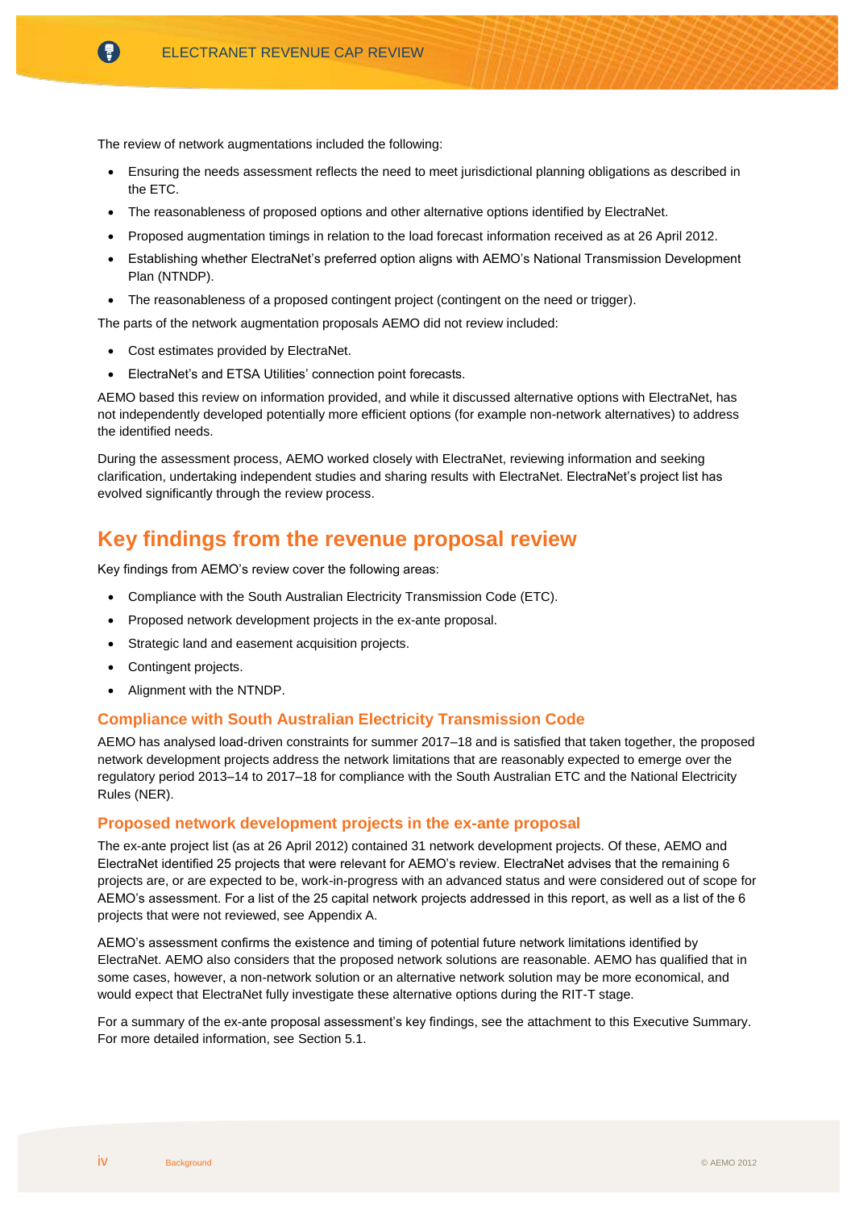The review of network augmentations included the following:

- Ensuring the needs assessment reflects the need to meet jurisdictional planning obligations as described in the ETC.
- The reasonableness of proposed options and other alternative options identified by ElectraNet.
- Proposed augmentation timings in relation to the load forecast information received as at 26 April 2012.
- Establishing whether ElectraNet's preferred option aligns with AEMO's National Transmission Development Plan (NTNDP).
- The reasonableness of a proposed contingent project (contingent on the need or trigger).

The parts of the network augmentation proposals AEMO did not review included:

- Cost estimates provided by ElectraNet.
- ElectraNet's and ETSA Utilities' connection point forecasts.

AEMO based this review on information provided, and while it discussed alternative options with ElectraNet, has not independently developed potentially more efficient options (for example non-network alternatives) to address the identified needs.

During the assessment process, AEMO worked closely with ElectraNet, reviewing information and seeking clarification, undertaking independent studies and sharing results with ElectraNet. ElectraNet's project list has evolved significantly through the review process.

## Key findings from the revenue proposal review

Key findings from AEMO's review cover the following areas:

- Compliance with the South Australian Electricity Transmission Code (ETC).
- Proposed network development projects in the ex-ante proposal.
- Strategic land and easement acquisition projects.
- Contingent projects.
- Alignment with the NTNDP.

### Compliance with South Australian Electricity Transmission Code

AEMO has analysed load-driven constraints for summer 2017–18 and is satisfied that taken together, the proposed network development projects address the network limitations that are reasonably expected to emerge over the regulatory period 2013–14 to 2017–18 for compliance with the South Australian ETC and the National Electricity Rules (NER).

### Proposed network development projects in the ex-ante proposal

The ex-ante project list (as at 26 April 2012) contained 31 network development projects. Of these, AEMO and ElectraNet identified 25 projects that were relevant for AEMO's review. ElectraNet advises that the remaining 6 projects are, or are expected to be, work-in-progress with an advanced status and were considered out of scope for AEMO's assessment. For a list of the 25 capital network projects addressed in this report, as well as a list of the 6 projects that were not reviewed, see Appendix A.

AEMO's assessment confirms the existence and timing of potential future network limitations identified by ElectraNet. AEMO also considers that the proposed network solutions are reasonable. AEMO has qualified that in some cases, however, a non-network solution or an alternative network solution may be more economical, and would expect that ElectraNet fully investigate these alternative options during the RIT-T stage.

For a summary of the ex-ante proposal assessment's key findings, see the attachment to this Executive Summary. For more detailed information, see Section 5.1.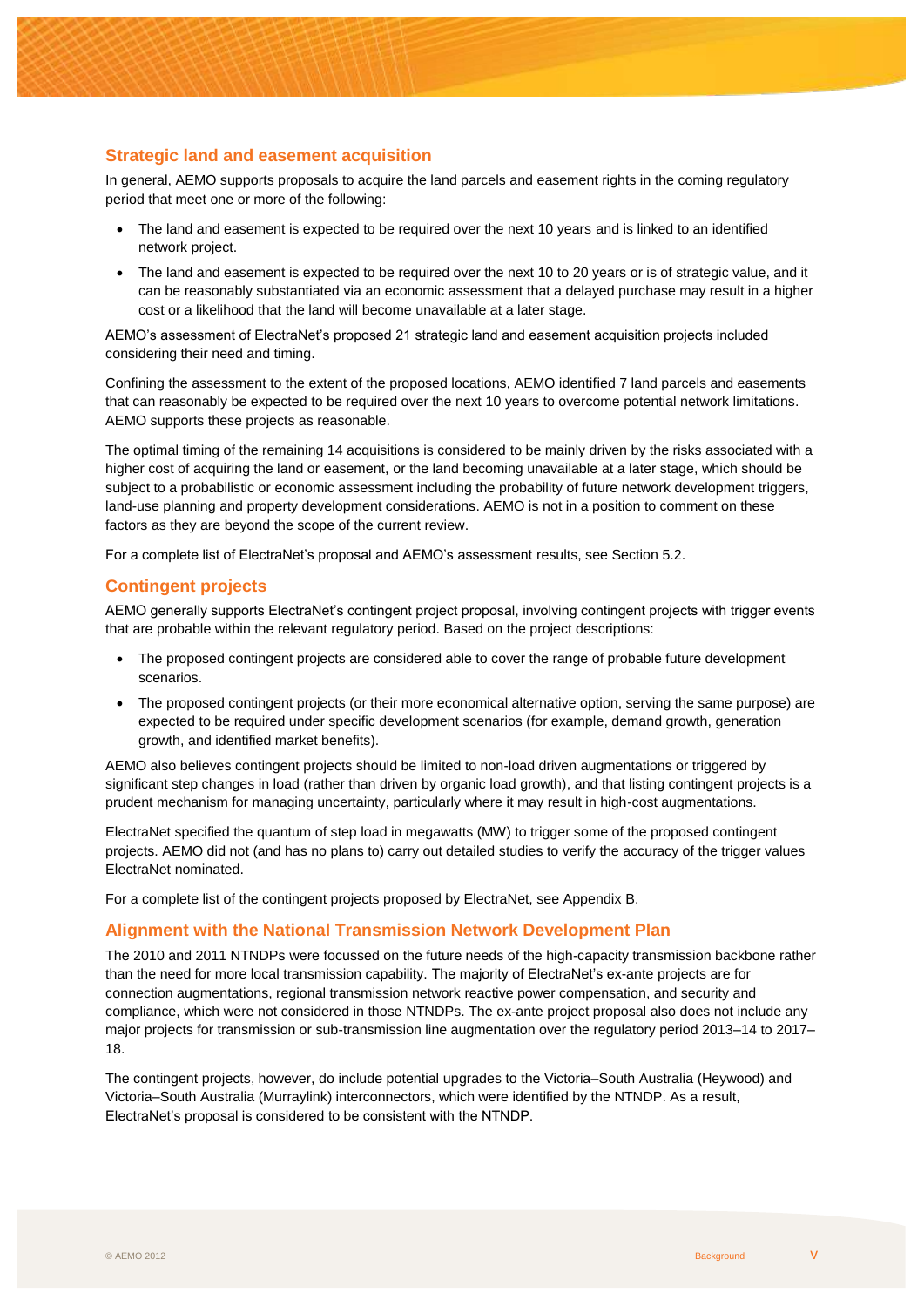## Strategic land and easement acquisition

In general, AEMO supports proposals to acquire the land parcels and easement rights in the coming regulatory period that meet one or more of the following:

- The land and easement is expected to be required over the next 10 years and is linked to an identified network project.
- The land and easement is expected to be required over the next 10 to 20 years or is of strategic value, and it can be reasonably substantiated via an economic assessment that a delayed purchase may result in a higher cost or a likelihood that the land will become unavailable at a later stage.

AEMO's assessment of ElectraNet's proposed 21 strategic land and easement acquisition projects included considering their need and timing.

Confining the assessment to the extent of the proposed locations, AEMO identified 7 land parcels and easements that can reasonably be expected to be required over the next 10 years to overcome potential network limitations. AEMO supports these projects as reasonable.

The optimal timing of the remaining 14 acquisitions is considered to be mainly driven by the risks associated with a higher cost of acquiring the land or easement, or the land becoming unavailable at a later stage, which should be subject to a probabilistic or economic assessment including the probability of future network development triggers, land-use planning and property development considerations. AEMO is not in a position to comment on these factors as they are beyond the scope of the current review.

For a complete list of ElectraNet's proposal and AEMO's assessment results, see Section 5.2.

## Contingent projects

AEMO generally supports ElectraNet's contingent project proposal, involving contingent projects with trigger events that are probable within the relevant regulatory period. Based on the project descriptions:

- The proposed contingent projects are considered able to cover the range of probable future development scenarios.
- The proposed contingent projects (or their more economical alternative option, serving the same purpose) are expected to be required under specific development scenarios (for example, demand growth, generation growth, and identified market benefits).

AEMO also believes contingent projects should be limited to non-load driven augmentations or triggered by significant step changes in load (rather than driven by organic load growth), and that listing contingent projects is a prudent mechanism for managing uncertainty, particularly where it may result in high-cost augmentations.

ElectraNet specified the quantum of step load in megawatts (MW) to trigger some of the proposed contingent projects. AEMO did not (and has no plans to) carry out detailed studies to verify the accuracy of the trigger values ElectraNet nominated.

For a complete list of the contingent projects proposed by ElectraNet, see Appendix B.

## Alignment with the National Transmission Network Development Plan

The 2010 and 2011 NTNDPs were focussed on the future needs of the high-capacity transmission backbone rather than the need for more local transmission capability. The majority of ElectraNet's ex-ante projects are for connection augmentations, regional transmission network reactive power compensation, and security and compliance, which were not considered in those NTNDPs. The ex-ante project proposal also does not include any major projects for transmission or sub-transmission line augmentation over the regulatory period 2013–14 to 2017–18.

The contingent projects, however, do include potential upgrades to the Victoria–South Australia (Heywood) and Victoria–South Australia (Murraylink) interconnectors, which were identified by the NTNDP. As a result, ElectraNet's proposal is considered to be consistent with the NTNDP.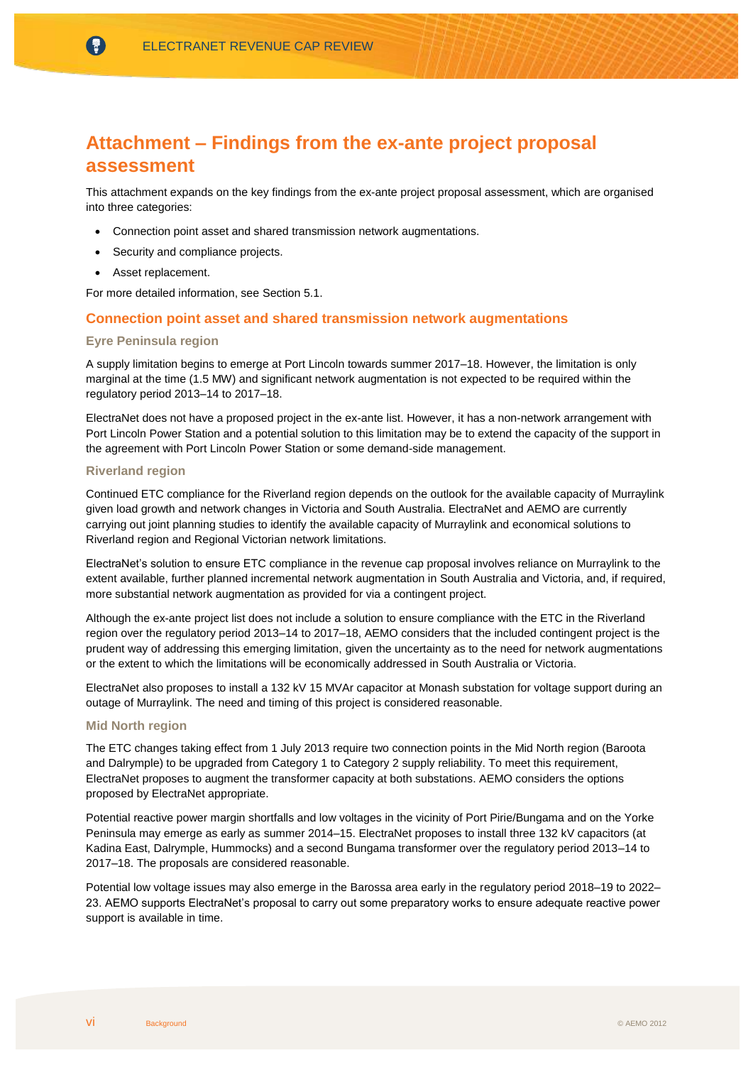# Attachment – Findings from the ex-ante project proposal assessment

This attachment expands on the key findings from the ex-ante project proposal assessment, which are organised into three categories:

- Connection point asset and shared transmission network augmentations.
- Security and compliance projects.
- Asset replacement.

For more detailed information, see Section 5.1.

## Connection point asset and shared transmission network augmentations

### Eyre Peninsula region

A supply limitation begins to emerge at Port Lincoln towards summer 2017–18. However, the limitation is only marginal at the time (1.5 MW) and significant network augmentation is not expected to be required within the regulatory period 2013–14 to 2017–18.

ElectraNet does not have a proposed project in the ex-ante list. However, it has a non-network arrangement with Port Lincoln Power Station and a potential solution to this limitation may be to extend the capacity of the support in the agreement with Port Lincoln Power Station or some demand-side management.

### Riverland region

Continued ETC compliance for the Riverland region depends on the outlook for the available capacity of Murraylink given load growth and network changes in Victoria and South Australia. ElectraNet and AEMO are currently carrying out joint planning studies to identify the available capacity of Murraylink and economical solutions to Riverland region and Regional Victorian network limitations.

ElectraNet's solution to ensure ETC compliance in the revenue cap proposal involves reliance on Murraylink to the extent available, further planned incremental network augmentation in South Australia and Victoria, and, if required, more substantial network augmentation as provided for via a contingent project.

Although the ex-ante project list does not include a solution to ensure compliance with the ETC in the Riverland region over the regulatory period 2013–14 to 2017–18, AEMO considers that the included contingent project is the prudent way of addressing this emerging limitation, given the uncertainty as to the need for network augmentations or the extent to which the limitations will be economically addressed in South Australia or Victoria.

ElectraNet also proposes to install a 132 kV 15 MVAr capacitor at Monash substation for voltage support during an outage of Murraylink. The need and timing of this project is considered reasonable.

### Mid North region

The ETC changes taking effect from 1 July 2013 require two connection points in the Mid North region (Baroota and Dalrymple) to be upgraded from Category 1 to Category 2 supply reliability. To meet this requirement, ElectraNet proposes to augment the transformer capacity at both substations. AEMO considers the options proposed by ElectraNet appropriate.

Potential reactive power margin shortfalls and low voltages in the vicinity of Port Pirie/Bungama and on the Yorke Peninsula may emerge as early as summer 2014–15. ElectraNet proposes to install three 132 kV capacitors (at Kadina East, Dalrymple, Hummocks) and a second Bungama transformer over the regulatory period 2013–14 to 2017–18. The proposals are considered reasonable.

Potential low voltage issues may also emerge in the Barossa area early in the regulatory period 2018–19 to 2022–23. AEMO supports ElectraNet's proposal to carry out some preparatory works to ensure adequate reactive power support is available in time.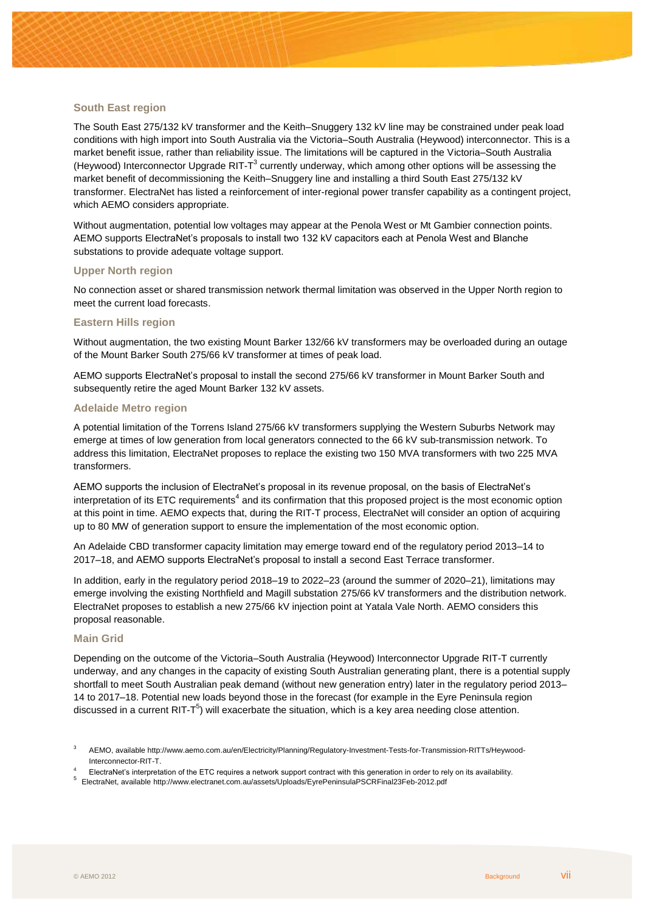### South East region

The South East 275/132 kV transformer and the Keith–Snuggery 132 kV line may be constrained under peak load conditions with high import into South Australia via the Victoria–South Australia (Heywood) interconnector. This is a market benefit issue, rather than reliability issue. The limitations will be captured in the Victoria–South Australia (Heywood) Interconnector Upgrade RIT-T[3] currently underway, which among other options will be assessing the market benefit of decommissioning the Keith–Snuggery line and installing a third South East 275/132 kV transformer. ElectraNet has listed a reinforcement of inter-regional power transfer capability as a contingent project, which AEMO considers appropriate.

Without augmentation, potential low voltages may appear at the Penola West or Mt Gambier connection points. AEMO supports ElectraNet's proposals to install two 132 kV capacitors each at Penola West and Blanche substations to provide adequate voltage support.

### Upper North region

No connection asset or shared transmission network thermal limitation was observed in the Upper North region to meet the current load forecasts.

### Eastern Hills region

Without augmentation, the two existing Mount Barker 132/66 kV transformers may be overloaded during an outage of the Mount Barker South 275/66 kV transformer at times of peak load.

AEMO supports ElectraNet's proposal to install the second 275/66 kV transformer in Mount Barker South and subsequently retire the aged Mount Barker 132 kV assets.

### Adelaide Metro region

A potential limitation of the Torrens Island 275/66 kV transformers supplying the Western Suburbs Network may emerge at times of low generation from local generators connected to the 66 kV sub-transmission network. To address this limitation, ElectraNet proposes to replace the existing two 150 MVA transformers with two 225 MVA transformers.

AEMO supports the inclusion of ElectraNet's proposal in its revenue proposal, on the basis of ElectraNet's interpretation of its ETC requirements[4] and its confirmation that this proposed project is the most economic option at this point in time. AEMO expects that, during the RIT-T process, ElectraNet will consider an option of acquiring up to 80 MW of generation support to ensure the implementation of the most economic option.

An Adelaide CBD transformer capacity limitation may emerge toward end of the regulatory period 2013–14 to 2017–18, and AEMO supports ElectraNet's proposal to install a second East Terrace transformer.

In addition, early in the regulatory period 2018–19 to 2022–23 (around the summer of 2020–21), limitations may emerge involving the existing Northfield and Magill substation 275/66 kV transformers and the distribution network. ElectraNet proposes to establish a new 275/66 kV injection point at Yatala Vale North. AEMO considers this proposal reasonable.

### Main Grid

Depending on the outcome of the Victoria–South Australia (Heywood) Interconnector Upgrade RIT-T currently underway, and any changes in the capacity of existing South Australian generating plant, there is a potential supply shortfall to meet South Australian peak demand (without new generation entry) later in the regulatory period 2013–14 to 2017–18. Potential new loads beyond those in the forecast (for example in the Eyre Peninsula region discussed in a current RIT-T[5]) will exacerbate the situation, which is a key area needing close attention.

---

[3] AEMO, available http://www.aemo.com.au/en/Electricity/Planning/Regulatory-Investment-Tests-for-Transmission-RITTs/Heywood-Interconnector-RIT-T.

[4] ElectraNet's interpretation of the ETC requires a network support contract with this generation in order to rely on its availability.

[5] ElectraNet, available http://www.electranet.com.au/assets/Uploads/EyrePeninsulaPSCRFinal23Feb-2012.pdf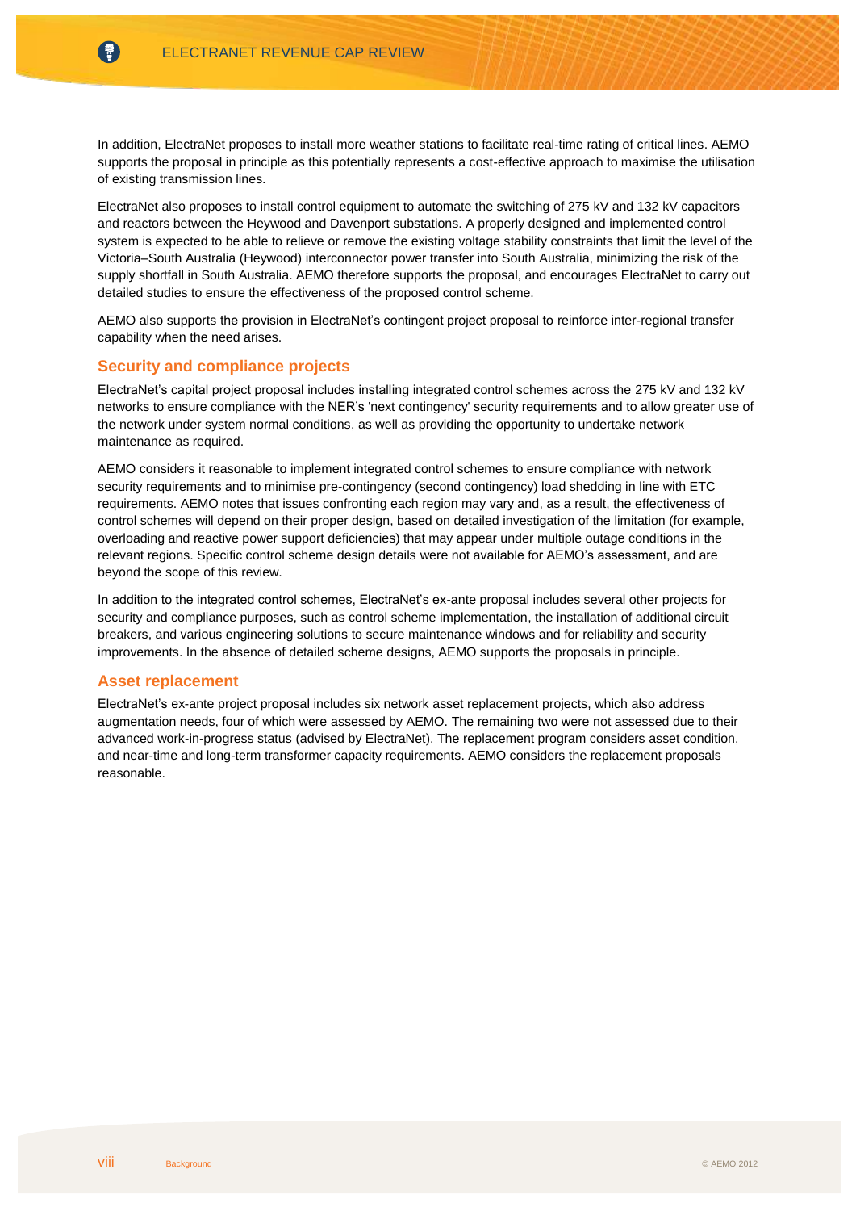In addition, ElectraNet proposes to install more weather stations to facilitate real-time rating of critical lines. AEMO supports the proposal in principle as this potentially represents a cost-effective approach to maximise the utilisation of existing transmission lines.

ElectraNet also proposes to install control equipment to automate the switching of 275 kV and 132 kV capacitors and reactors between the Heywood and Davenport substations. A properly designed and implemented control system is expected to be able to relieve or remove the existing voltage stability constraints that limit the level of the Victoria–South Australia (Heywood) interconnector power transfer into South Australia, minimizing the risk of the supply shortfall in South Australia. AEMO therefore supports the proposal, and encourages ElectraNet to carry out detailed studies to ensure the effectiveness of the proposed control scheme.

AEMO also supports the provision in ElectraNet's contingent project proposal to reinforce inter-regional transfer capability when the need arises.

## Security and compliance projects

ElectraNet's capital project proposal includes installing integrated control schemes across the 275 kV and 132 kV networks to ensure compliance with the NER's 'next contingency' security requirements and to allow greater use of the network under system normal conditions, as well as providing the opportunity to undertake network maintenance as required.

AEMO considers it reasonable to implement integrated control schemes to ensure compliance with network security requirements and to minimise pre-contingency (second contingency) load shedding in line with ETC requirements. AEMO notes that issues confronting each region may vary and, as a result, the effectiveness of control schemes will depend on their proper design, based on detailed investigation of the limitation (for example, overloading and reactive power support deficiencies) that may appear under multiple outage conditions in the relevant regions. Specific control scheme design details were not available for AEMO's assessment, and are beyond the scope of this review.

In addition to the integrated control schemes, ElectraNet's ex-ante proposal includes several other projects for security and compliance purposes, such as control scheme implementation, the installation of additional circuit breakers, and various engineering solutions to secure maintenance windows and for reliability and security improvements. In the absence of detailed scheme designs, AEMO supports the proposals in principle.

## Asset replacement

ElectraNet's ex-ante project proposal includes six network asset replacement projects, which also address augmentation needs, four of which were assessed by AEMO. The remaining two were not assessed due to their advanced work-in-progress status (advised by ElectraNet). The replacement program considers asset condition, and near-time and long-term transformer capacity requirements. AEMO considers the replacement proposals reasonable.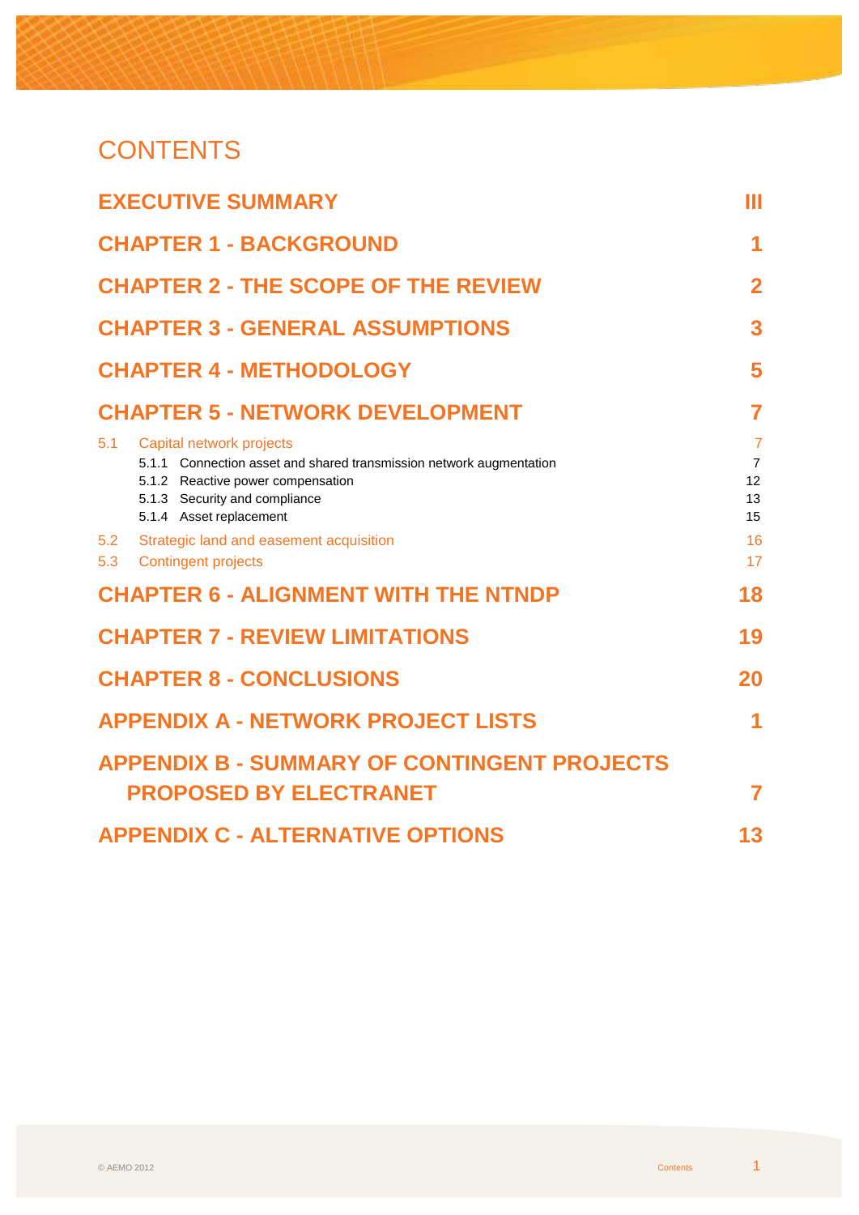# CONTENTS

| | |
|---|---|
| **EXECUTIVE SUMMARY** | **III** |
| **CHAPTER 1 - BACKGROUND** | **1** |
| **CHAPTER 2 - THE SCOPE OF THE REVIEW** | **2** |
| **CHAPTER 3 - GENERAL ASSUMPTIONS** | **3** |
| **CHAPTER 4 - METHODOLOGY** | **5** |
| **CHAPTER 5 - NETWORK DEVELOPMENT** | **7** |
| 5.1 Capital network projects | 7 |
| 5.1.1 Connection asset and shared transmission network augmentation | 7 |
| 5.1.2 Reactive power compensation | 12 |
| 5.1.3 Security and compliance | 13 |
| 5.1.4 Asset replacement | 15 |
| 5.2 Strategic land and easement acquisition | 16 |
| 5.3 Contingent projects | 17 |
| **CHAPTER 6 - ALIGNMENT WITH THE NTNDP** | **18** |
| **CHAPTER 7 - REVIEW LIMITATIONS** | **19** |
| **CHAPTER 8 - CONCLUSIONS** | **20** |
| **APPENDIX A - NETWORK PROJECT LISTS** | **1** |
| **APPENDIX B - SUMMARY OF CONTINGENT PROJECTS PROPOSED BY ELECTRANET** | **7** |
| **APPENDIX C - ALTERNATIVE OPTIONS** | **13** |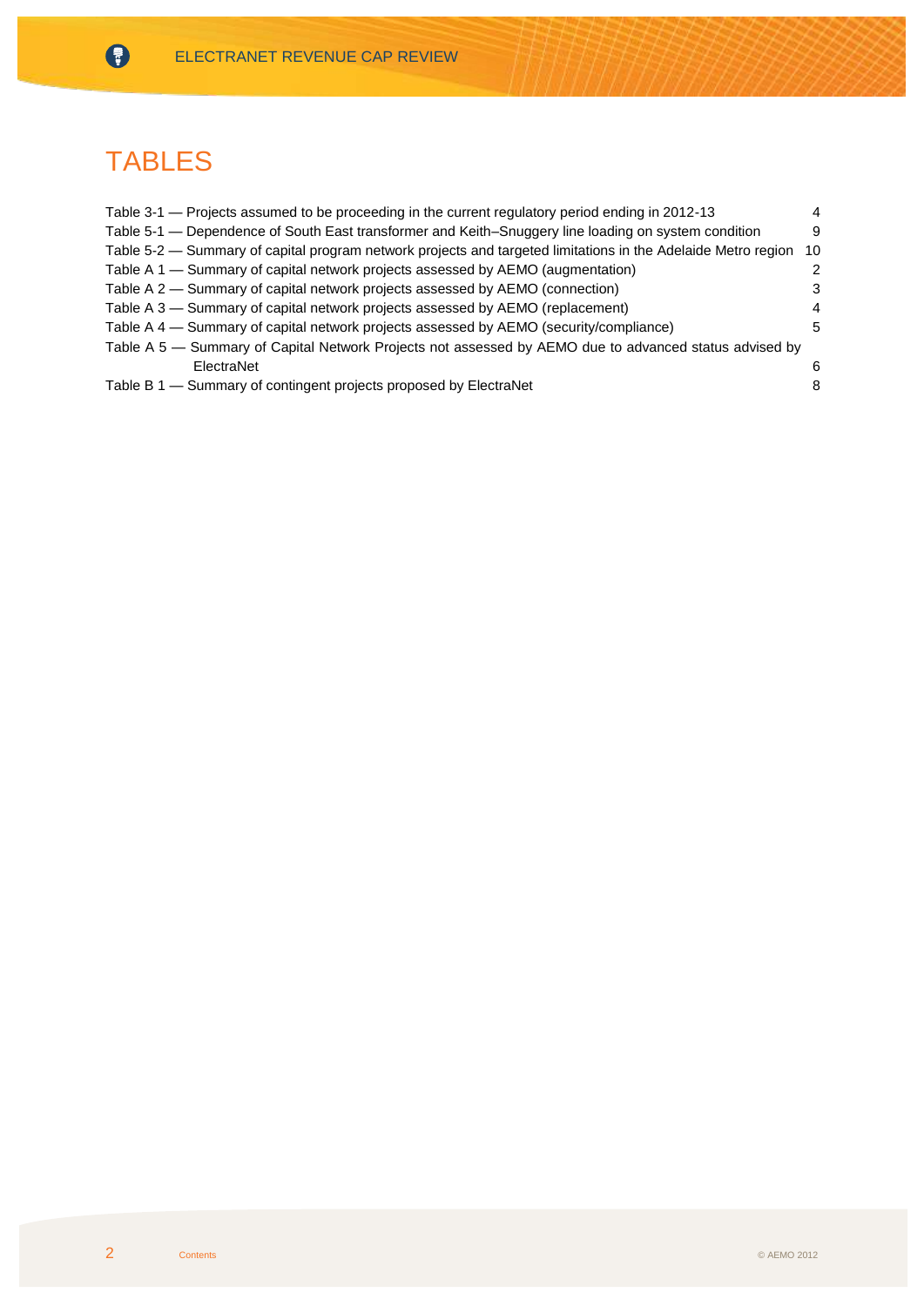# TABLES

| Table | Page |
|---|---|
| Table 3-1 — Projects assumed to be proceeding in the current regulatory period ending in 2012-13 | 4 |
| Table 5-1 — Dependence of South East transformer and Keith–Snuggery line loading on system condition | 9 |
| Table 5-2 — Summary of capital program network projects and targeted limitations in the Adelaide Metro region | 10 |
| Table A 1 — Summary of capital network projects assessed by AEMO (augmentation) | 2 |
| Table A 2 — Summary of capital network projects assessed by AEMO (connection) | 3 |
| Table A 3 — Summary of capital network projects assessed by AEMO (replacement) | 4 |
| Table A 4 — Summary of capital network projects assessed by AEMO (security/compliance) | 5 |
| Table A 5 — Summary of Capital Network Projects not assessed by AEMO due to advanced status advised by ElectraNet | 6 |
| Table B 1 — Summary of contingent projects proposed by ElectraNet | 8 |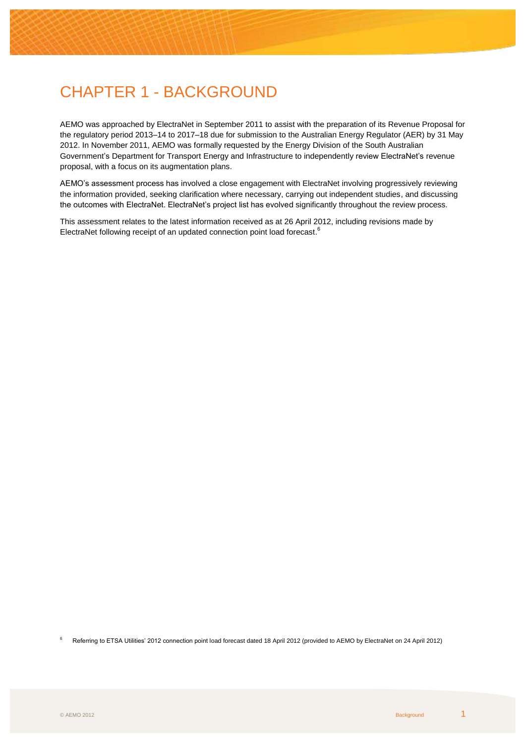# CHAPTER 1 - BACKGROUND

AEMO was approached by ElectraNet in September 2011 to assist with the preparation of its Revenue Proposal for the regulatory period 2013–14 to 2017–18 due for submission to the Australian Energy Regulator (AER) by 31 May 2012. In November 2011, AEMO was formally requested by the Energy Division of the South Australian Government's Department for Transport Energy and Infrastructure to independently review ElectraNet's revenue proposal, with a focus on its augmentation plans.

AEMO's assessment process has involved a close engagement with ElectraNet involving progressively reviewing the information provided, seeking clarification where necessary, carrying out independent studies, and discussing the outcomes with ElectraNet. ElectraNet's project list has evolved significantly throughout the review process.

This assessment relates to the latest information received as at 26 April 2012, including revisions made by ElectraNet following receipt of an updated connection point load forecast.[6]

[6] Referring to ETSA Utilities' 2012 connection point load forecast dated 18 April 2012 (provided to AEMO by ElectraNet on 24 April 2012)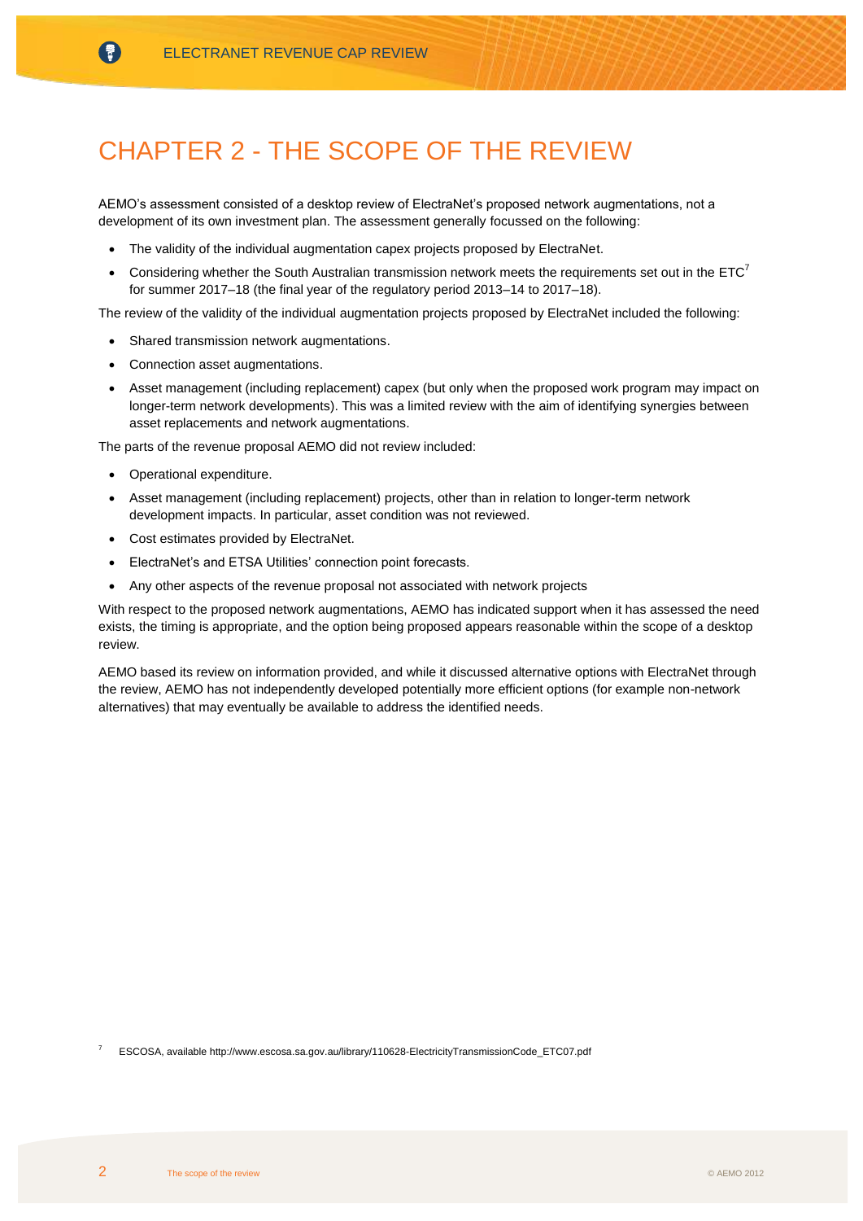# CHAPTER 2 - THE SCOPE OF THE REVIEW

AEMO's assessment consisted of a desktop review of ElectraNet's proposed network augmentations, not a development of its own investment plan. The assessment generally focussed on the following:

- The validity of the individual augmentation capex projects proposed by ElectraNet.
- Considering whether the South Australian transmission network meets the requirements set out in the ETC[7] for summer 2017–18 (the final year of the regulatory period 2013–14 to 2017–18).

The review of the validity of the individual augmentation projects proposed by ElectraNet included the following:

- Shared transmission network augmentations.
- Connection asset augmentations.
- Asset management (including replacement) capex (but only when the proposed work program may impact on longer-term network developments). This was a limited review with the aim of identifying synergies between asset replacements and network augmentations.

The parts of the revenue proposal AEMO did not review included:

- Operational expenditure.
- Asset management (including replacement) projects, other than in relation to longer-term network development impacts. In particular, asset condition was not reviewed.
- Cost estimates provided by ElectraNet.
- ElectraNet's and ETSA Utilities' connection point forecasts.
- Any other aspects of the revenue proposal not associated with network projects

With respect to the proposed network augmentations, AEMO has indicated support when it has assessed the need exists, the timing is appropriate, and the option being proposed appears reasonable within the scope of a desktop review.

AEMO based its review on information provided, and while it discussed alternative options with ElectraNet through the review, AEMO has not independently developed potentially more efficient options (for example non-network alternatives) that may eventually be available to address the identified needs.

[7] ESCOSA, available http://www.escosa.sa.gov.au/library/110628-ElectricityTransmissionCode_ETC07.pdf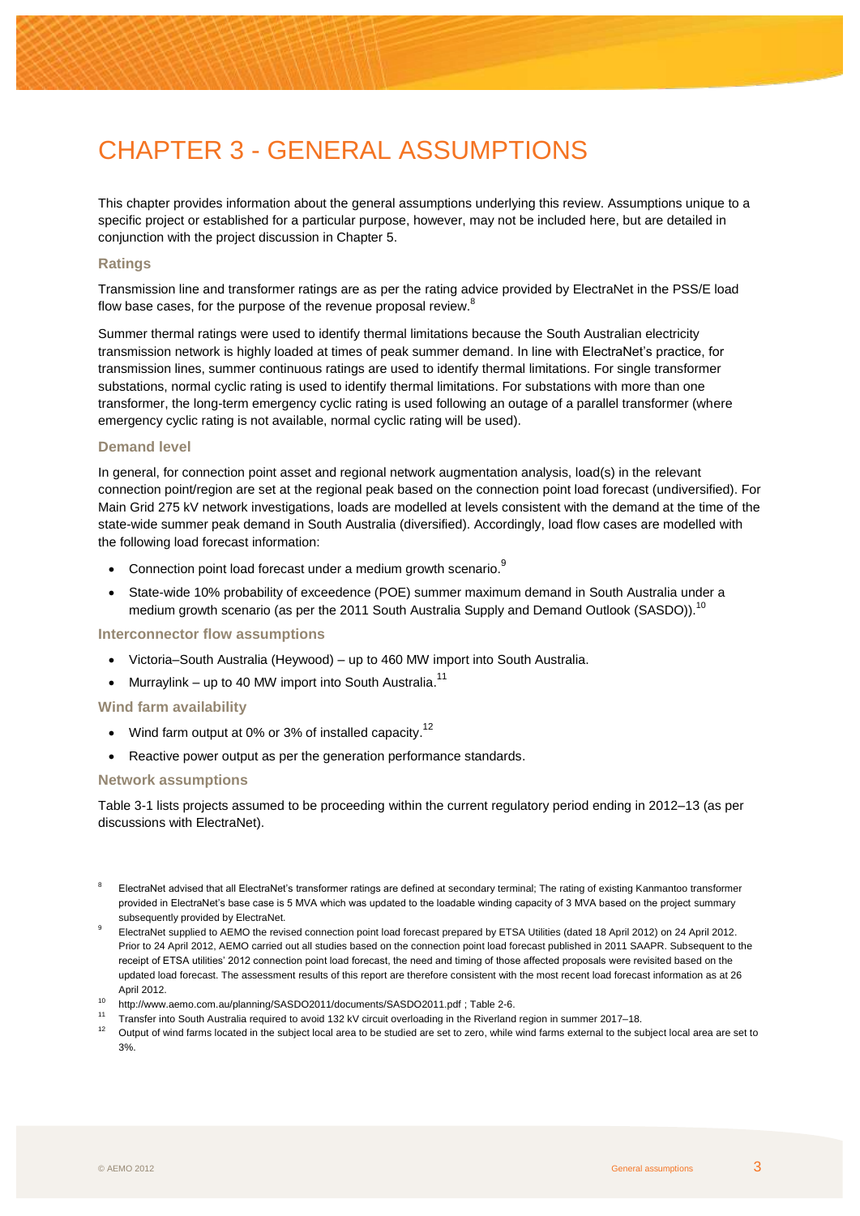# CHAPTER 3 - GENERAL ASSUMPTIONS

This chapter provides information about the general assumptions underlying this review. Assumptions unique to a specific project or established for a particular purpose, however, may not be included here, but are detailed in conjunction with the project discussion in Chapter 5.

### Ratings

Transmission line and transformer ratings are as per the rating advice provided by ElectraNet in the PSS/E load flow base cases, for the purpose of the revenue proposal review.[8]

Summer thermal ratings were used to identify thermal limitations because the South Australian electricity transmission network is highly loaded at times of peak summer demand. In line with ElectraNet's practice, for transmission lines, summer continuous ratings are used to identify thermal limitations. For single transformer substations, normal cyclic rating is used to identify thermal limitations. For substations with more than one transformer, the long-term emergency cyclic rating is used following an outage of a parallel transformer (where emergency cyclic rating is not available, normal cyclic rating will be used).

### Demand level

In general, for connection point asset and regional network augmentation analysis, load(s) in the relevant connection point/region are set at the regional peak based on the connection point load forecast (undiversified). For Main Grid 275 kV network investigations, loads are modelled at levels consistent with the demand at the time of the state-wide summer peak demand in South Australia (diversified). Accordingly, load flow cases are modelled with the following load forecast information:

- Connection point load forecast under a medium growth scenario.[9]
- State-wide 10% probability of exceedence (POE) summer maximum demand in South Australia under a medium growth scenario (as per the 2011 South Australia Supply and Demand Outlook (SASDO)).[10]

### Interconnector flow assumptions

- Victoria–South Australia (Heywood) – up to 460 MW import into South Australia.
- Murraylink – up to 40 MW import into South Australia.[11]

### Wind farm availability

- Wind farm output at 0% or 3% of installed capacity.[12]
- Reactive power output as per the generation performance standards.

### Network assumptions

Table 3-1 lists projects assumed to be proceeding within the current regulatory period ending in 2012–13 (as per discussions with ElectraNet).

---

[8] ElectraNet advised that all ElectraNet's transformer ratings are defined at secondary terminal; The rating of existing Kanmantoo transformer provided in ElectraNet's base case is 5 MVA which was updated to the loadable winding capacity of 3 MVA based on the project summary subsequently provided by ElectraNet.

[9] ElectraNet supplied to AEMO the revised connection point load forecast prepared by ETSA Utilities (dated 18 April 2012) on 24 April 2012. Prior to 24 April 2012, AEMO carried out all studies based on the connection point load forecast published in 2011 SAAPR. Subsequent to the receipt of ETSA utilities' 2012 connection point load forecast, the need and timing of those affected proposals were revisited based on the updated load forecast. The assessment results of this report are therefore consistent with the most recent load forecast information as at 26 April 2012.

[10] http://www.aemo.com.au/planning/SASDO2011/documents/SASDO2011.pdf ; Table 2-6.

[11] Transfer into South Australia required to avoid 132 kV circuit overloading in the Riverland region in summer 2017–18.

[12] Output of wind farms located in the subject local area to be studied are set to zero, while wind farms external to the subject local area are set to 3%.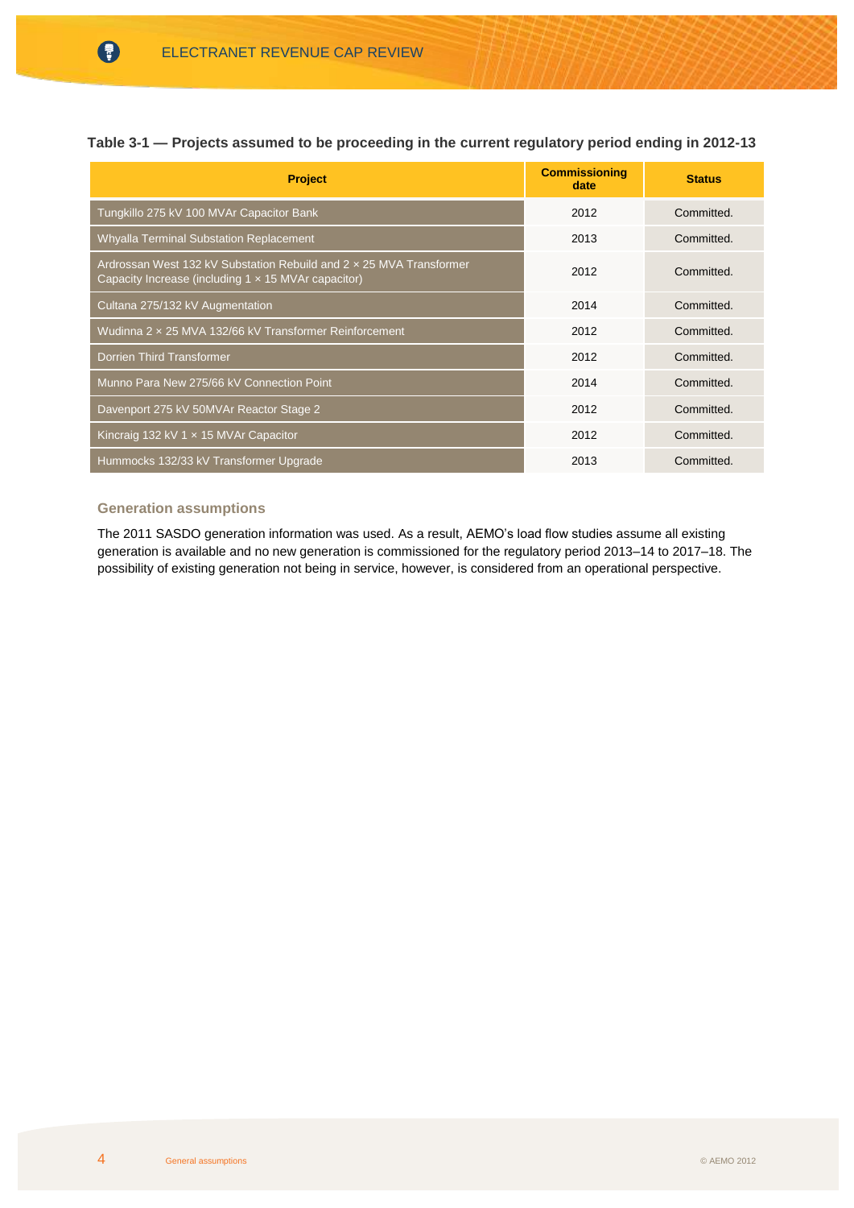**Table 3-1 — Projects assumed to be proceeding in the current regulatory period ending in 2012-13**

| Project | Commissioning date | Status |
|---|---|---|
| Tungkillo 275 kV 100 MVAr Capacitor Bank | 2012 | Committed. |
| Whyalla Terminal Substation Replacement | 2013 | Committed. |
| Ardrossan West 132 kV Substation Rebuild and 2 × 25 MVA Transformer Capacity Increase (including 1 × 15 MVAr capacitor) | 2012 | Committed. |
| Cultana 275/132 kV Augmentation | 2014 | Committed. |
| Wudinna 2 × 25 MVA 132/66 kV Transformer Reinforcement | 2012 | Committed. |
| Dorrien Third Transformer | 2012 | Committed. |
| Munno Para New 275/66 kV Connection Point | 2014 | Committed. |
| Davenport 275 kV 50MVAr Reactor Stage 2 | 2012 | Committed. |
| Kincraig 132 kV 1 × 15 MVAr Capacitor | 2012 | Committed. |
| Hummocks 132/33 kV Transformer Upgrade | 2013 | Committed. |

### Generation assumptions

The 2011 SASDO generation information was used. As a result, AEMO's load flow studies assume all existing generation is available and no new generation is commissioned for the regulatory period 2013–14 to 2017–18. The possibility of existing generation not being in service, however, is considered from an operational perspective.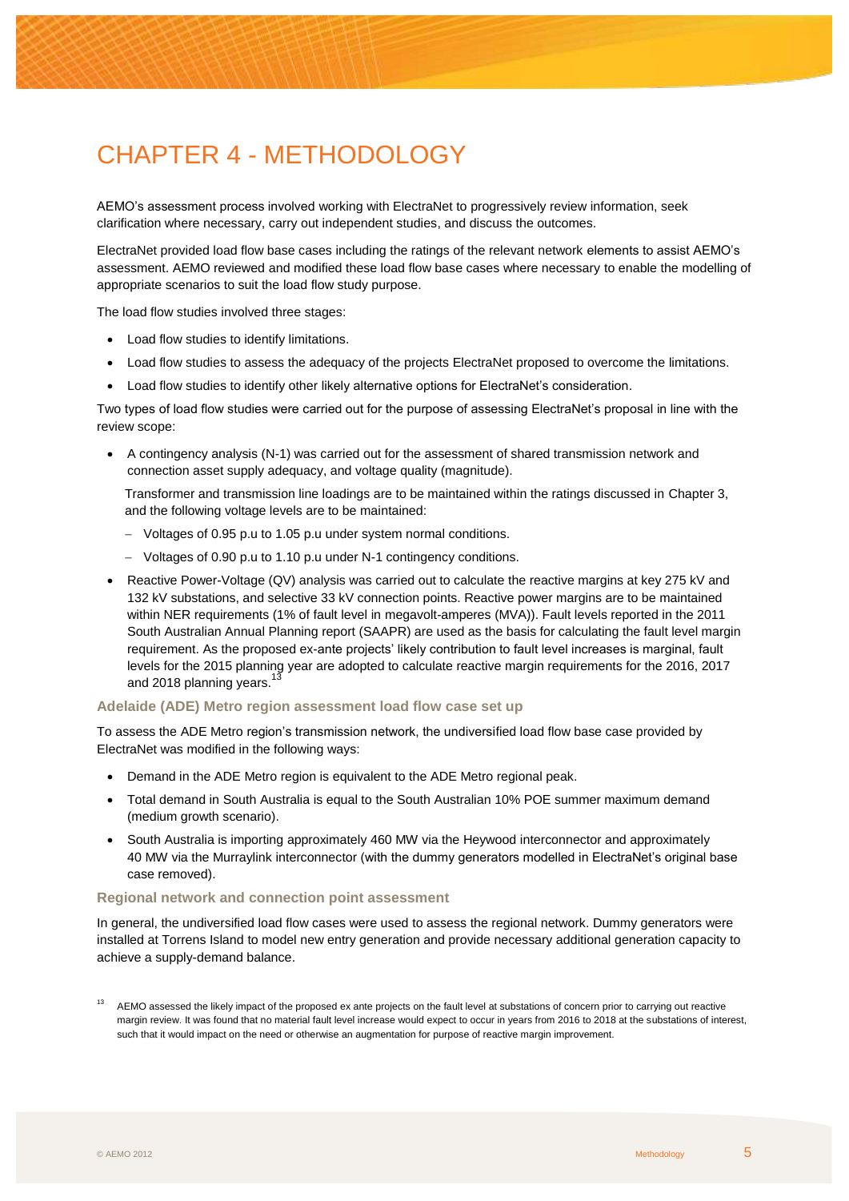# CHAPTER 4 - METHODOLOGY

AEMO's assessment process involved working with ElectraNet to progressively review information, seek clarification where necessary, carry out independent studies, and discuss the outcomes.

ElectraNet provided load flow base cases including the ratings of the relevant network elements to assist AEMO's assessment. AEMO reviewed and modified these load flow base cases where necessary to enable the modelling of appropriate scenarios to suit the load flow study purpose.

The load flow studies involved three stages:

- Load flow studies to identify limitations.
- Load flow studies to assess the adequacy of the projects ElectraNet proposed to overcome the limitations.
- Load flow studies to identify other likely alternative options for ElectraNet's consideration.

Two types of load flow studies were carried out for the purpose of assessing ElectraNet's proposal in line with the review scope:

- A contingency analysis (N-1) was carried out for the assessment of shared transmission network and connection asset supply adequacy, and voltage quality (magnitude).

  Transformer and transmission line loadings are to be maintained within the ratings discussed in Chapter 3, and the following voltage levels are to be maintained:

  - Voltages of 0.95 p.u to 1.05 p.u under system normal conditions.
  - Voltages of 0.90 p.u to 1.10 p.u under N-1 contingency conditions.

- Reactive Power-Voltage (QV) analysis was carried out to calculate the reactive margins at key 275 kV and 132 kV substations, and selective 33 kV connection points. Reactive power margins are to be maintained within NER requirements (1% of fault level in megavolt-amperes (MVA)). Fault levels reported in the 2011 South Australian Annual Planning report (SAAPR) are used as the basis for calculating the fault level margin requirement. As the proposed ex-ante projects' likely contribution to fault level increases is marginal, fault levels for the 2015 planning year are adopted to calculate reactive margin requirements for the 2016, 2017 and 2018 planning years.[13]

### Adelaide (ADE) Metro region assessment load flow case set up

To assess the ADE Metro region's transmission network, the undiversified load flow base case provided by ElectraNet was modified in the following ways:

- Demand in the ADE Metro region is equivalent to the ADE Metro regional peak.
- Total demand in South Australia is equal to the South Australian 10% POE summer maximum demand (medium growth scenario).
- South Australia is importing approximately 460 MW via the Heywood interconnector and approximately 40 MW via the Murraylink interconnector (with the dummy generators modelled in ElectraNet's original base case removed).

### Regional network and connection point assessment

In general, the undiversified load flow cases were used to assess the regional network. Dummy generators were installed at Torrens Island to model new entry generation and provide necessary additional generation capacity to achieve a supply-demand balance.

[13] AEMO assessed the likely impact of the proposed ex ante projects on the fault level at substations of concern prior to carrying out reactive margin review. It was found that no material fault level increase would expect to occur in years from 2016 to 2018 at the substations of interest, such that it would impact on the need or otherwise an augmentation for purpose of reactive margin improvement.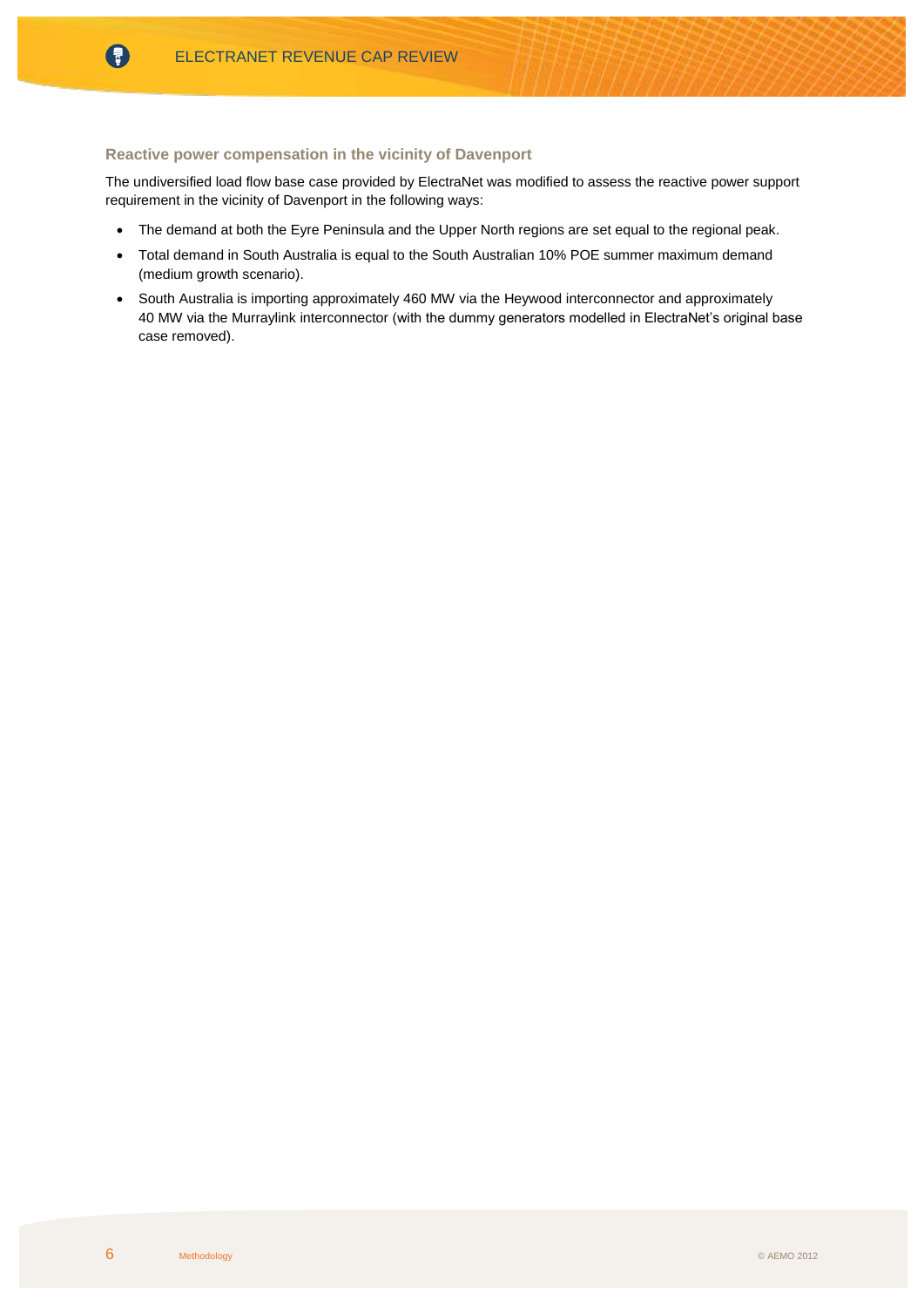### Reactive power compensation in the vicinity of Davenport

The undiversified load flow base case provided by ElectraNet was modified to assess the reactive power support requirement in the vicinity of Davenport in the following ways:

- The demand at both the Eyre Peninsula and the Upper North regions are set equal to the regional peak.
- Total demand in South Australia is equal to the South Australian 10% POE summer maximum demand (medium growth scenario).
- South Australia is importing approximately 460 MW via the Heywood interconnector and approximately 40 MW via the Murraylink interconnector (with the dummy generators modelled in ElectraNet's original base case removed).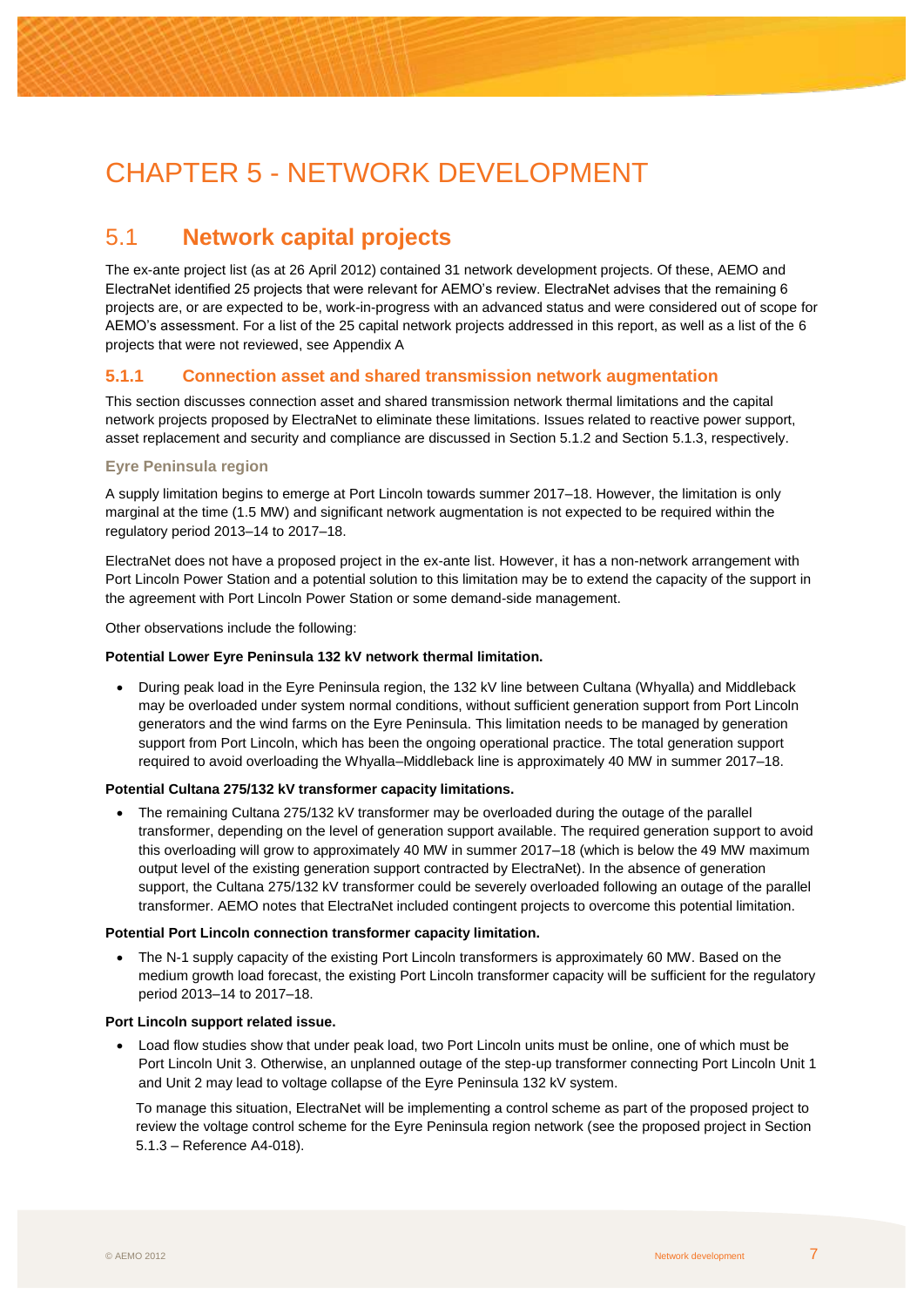# CHAPTER 5 - NETWORK DEVELOPMENT

## 5.1 Network capital projects

The ex-ante project list (as at 26 April 2012) contained 31 network development projects. Of these, AEMO and ElectraNet identified 25 projects that were relevant for AEMO's review. ElectraNet advises that the remaining 6 projects are, or are expected to be, work-in-progress with an advanced status and were considered out of scope for AEMO's assessment. For a list of the 25 capital network projects addressed in this report, as well as a list of the 6 projects that were not reviewed, see Appendix A

### 5.1.1 Connection asset and shared transmission network augmentation

This section discusses connection asset and shared transmission network thermal limitations and the capital network projects proposed by ElectraNet to eliminate these limitations. Issues related to reactive power support, asset replacement and security and compliance are discussed in Section 5.1.2 and Section 5.1.3, respectively.

#### Eyre Peninsula region

A supply limitation begins to emerge at Port Lincoln towards summer 2017–18. However, the limitation is only marginal at the time (1.5 MW) and significant network augmentation is not expected to be required within the regulatory period 2013–14 to 2017–18.

ElectraNet does not have a proposed project in the ex-ante list. However, it has a non-network arrangement with Port Lincoln Power Station and a potential solution to this limitation may be to extend the capacity of the support in the agreement with Port Lincoln Power Station or some demand-side management.

Other observations include the following:

**Potential Lower Eyre Peninsula 132 kV network thermal limitation.**

- During peak load in the Eyre Peninsula region, the 132 kV line between Cultana (Whyalla) and Middleback may be overloaded under system normal conditions, without sufficient generation support from Port Lincoln generators and the wind farms on the Eyre Peninsula. This limitation needs to be managed by generation support from Port Lincoln, which has been the ongoing operational practice. The total generation support required to avoid overloading the Whyalla–Middleback line is approximately 40 MW in summer 2017–18.

**Potential Cultana 275/132 kV transformer capacity limitations.**

- The remaining Cultana 275/132 kV transformer may be overloaded during the outage of the parallel transformer, depending on the level of generation support available. The required generation support to avoid this overloading will grow to approximately 40 MW in summer 2017–18 (which is below the 49 MW maximum output level of the existing generation support contracted by ElectraNet). In the absence of generation support, the Cultana 275/132 kV transformer could be severely overloaded following an outage of the parallel transformer. AEMO notes that ElectraNet included contingent projects to overcome this potential limitation.

**Potential Port Lincoln connection transformer capacity limitation.**

- The N-1 supply capacity of the existing Port Lincoln transformers is approximately 60 MW. Based on the medium growth load forecast, the existing Port Lincoln transformer capacity will be sufficient for the regulatory period 2013–14 to 2017–18.

**Port Lincoln support related issue.**

- Load flow studies show that under peak load, two Port Lincoln units must be online, one of which must be Port Lincoln Unit 3. Otherwise, an unplanned outage of the step-up transformer connecting Port Lincoln Unit 1 and Unit 2 may lead to voltage collapse of the Eyre Peninsula 132 kV system.

  To manage this situation, ElectraNet will be implementing a control scheme as part of the proposed project to review the voltage control scheme for the Eyre Peninsula region network (see the proposed project in Section 5.1.3 – Reference A4-018).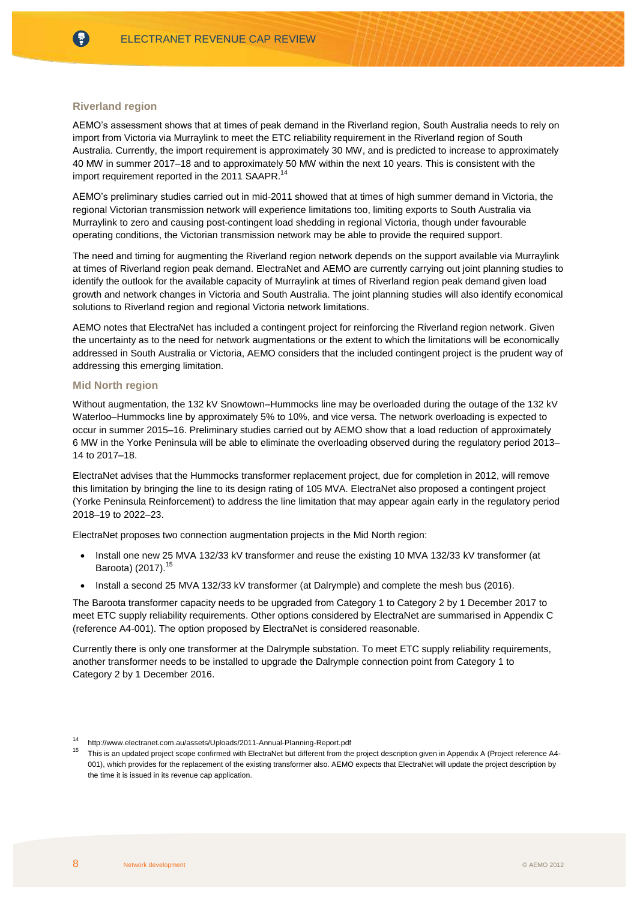### Riverland region

AEMO's assessment shows that at times of peak demand in the Riverland region, South Australia needs to rely on import from Victoria via Murraylink to meet the ETC reliability requirement in the Riverland region of South Australia. Currently, the import requirement is approximately 30 MW, and is predicted to increase to approximately 40 MW in summer 2017–18 and to approximately 50 MW within the next 10 years. This is consistent with the import requirement reported in the 2011 SAAPR.[14]

AEMO's preliminary studies carried out in mid-2011 showed that at times of high summer demand in Victoria, the regional Victorian transmission network will experience limitations too, limiting exports to South Australia via Murraylink to zero and causing post-contingent load shedding in regional Victoria, though under favourable operating conditions, the Victorian transmission network may be able to provide the required support.

The need and timing for augmenting the Riverland region network depends on the support available via Murraylink at times of Riverland region peak demand. ElectraNet and AEMO are currently carrying out joint planning studies to identify the outlook for the available capacity of Murraylink at times of Riverland region peak demand given load growth and network changes in Victoria and South Australia. The joint planning studies will also identify economical solutions to Riverland region and regional Victoria network limitations.

AEMO notes that ElectraNet has included a contingent project for reinforcing the Riverland region network. Given the uncertainty as to the need for network augmentations or the extent to which the limitations will be economically addressed in South Australia or Victoria, AEMO considers that the included contingent project is the prudent way of addressing this emerging limitation.

### Mid North region

Without augmentation, the 132 kV Snowtown–Hummocks line may be overloaded during the outage of the 132 kV Waterloo–Hummocks line by approximately 5% to 10%, and vice versa. The network overloading is expected to occur in summer 2015–16. Preliminary studies carried out by AEMO show that a load reduction of approximately 6 MW in the Yorke Peninsula will be able to eliminate the overloading observed during the regulatory period 2013–14 to 2017–18.

ElectraNet advises that the Hummocks transformer replacement project, due for completion in 2012, will remove this limitation by bringing the line to its design rating of 105 MVA. ElectraNet also proposed a contingent project (Yorke Peninsula Reinforcement) to address the line limitation that may appear again early in the regulatory period 2018–19 to 2022–23.

ElectraNet proposes two connection augmentation projects in the Mid North region:

- Install one new 25 MVA 132/33 kV transformer and reuse the existing 10 MVA 132/33 kV transformer (at Baroota) (2017).[15]
- Install a second 25 MVA 132/33 kV transformer (at Dalrymple) and complete the mesh bus (2016).

The Baroota transformer capacity needs to be upgraded from Category 1 to Category 2 by 1 December 2017 to meet ETC supply reliability requirements. Other options considered by ElectraNet are summarised in Appendix C (reference A4-001). The option proposed by ElectraNet is considered reasonable.

Currently there is only one transformer at the Dalrymple substation. To meet ETC supply reliability requirements, another transformer needs to be installed to upgrade the Dalrymple connection point from Category 1 to Category 2 by 1 December 2016.

---

[14] http://www.electranet.com.au/assets/Uploads/2011-Annual-Planning-Report.pdf

[15] This is an updated project scope confirmed with ElectraNet but different from the project description given in Appendix A (Project reference A4-001), which provides for the replacement of the existing transformer also. AEMO expects that ElectraNet will update the project description by the time it is issued in its revenue cap application.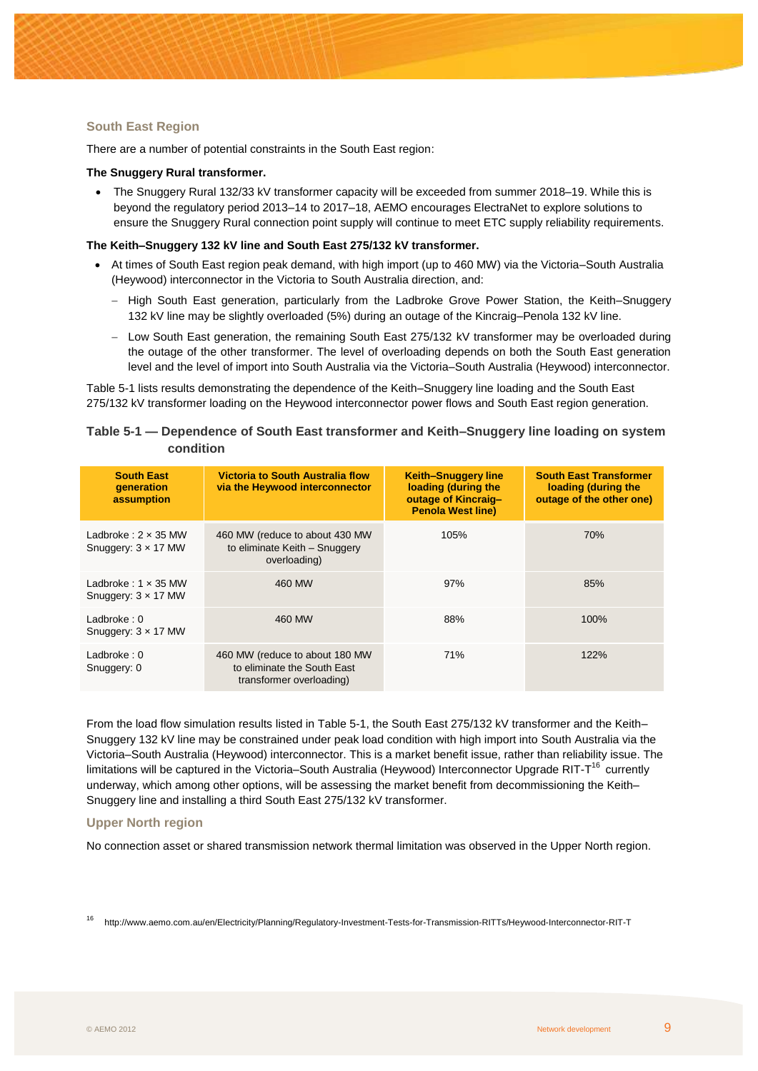### South East Region

There are a number of potential constraints in the South East region:

**The Snuggery Rural transformer.**

- The Snuggery Rural 132/33 kV transformer capacity will be exceeded from summer 2018–19. While this is beyond the regulatory period 2013–14 to 2017–18, AEMO encourages ElectraNet to explore solutions to ensure the Snuggery Rural connection point supply will continue to meet ETC supply reliability requirements.

**The Keith–Snuggery 132 kV line and South East 275/132 kV transformer.**

- At times of South East region peak demand, with high import (up to 460 MW) via the Victoria–South Australia (Heywood) interconnector in the Victoria to South Australia direction, and:
  - High South East generation, particularly from the Ladbroke Grove Power Station, the Keith–Snuggery 132 kV line may be slightly overloaded (5%) during an outage of the Kincraig–Penola 132 kV line.
  - Low South East generation, the remaining South East 275/132 kV transformer may be overloaded during the outage of the other transformer. The level of overloading depends on both the South East generation level and the level of import into South Australia via the Victoria–South Australia (Heywood) interconnector.

Table 5-1 lists results demonstrating the dependence of the Keith–Snuggery line loading and the South East 275/132 kV transformer loading on the Heywood interconnector power flows and South East region generation.

**Table 5-1 — Dependence of South East transformer and Keith–Snuggery line loading on system condition**

| South East generation assumption | Victoria to South Australia flow via the Heywood interconnector | Keith–Snuggery line loading (during the outage of Kincraig–Penola West line) | South East Transformer loading (during the outage of the other one) |
|---|---|---|---|
| Ladbroke : 2 × 35 MW<br>Snuggery: 3 × 17 MW | 460 MW (reduce to about 430 MW to eliminate Keith – Snuggery overloading) | 105% | 70% |
| Ladbroke : 1 × 35 MW<br>Snuggery: 3 × 17 MW | 460 MW | 97% | 85% |
| Ladbroke : 0<br>Snuggery: 3 × 17 MW | 460 MW | 88% | 100% |
| Ladbroke : 0<br>Snuggery: 0 | 460 MW (reduce to about 180 MW to eliminate the South East transformer overloading) | 71% | 122% |

From the load flow simulation results listed in Table 5-1, the South East 275/132 kV transformer and the Keith–Snuggery 132 kV line may be constrained under peak load condition with high import into South Australia via the Victoria–South Australia (Heywood) interconnector. This is a market benefit issue, rather than reliability issue. The limitations will be captured in the Victoria–South Australia (Heywood) Interconnector Upgrade RIT-T[16] currently underway, which among other options, will be assessing the market benefit from decommissioning the Keith–Snuggery line and installing a third South East 275/132 kV transformer.

### Upper North region

No connection asset or shared transmission network thermal limitation was observed in the Upper North region.

[16] http://www.aemo.com.au/en/Electricity/Planning/Regulatory-Investment-Tests-for-Transmission-RITTs/Heywood-Interconnector-RIT-T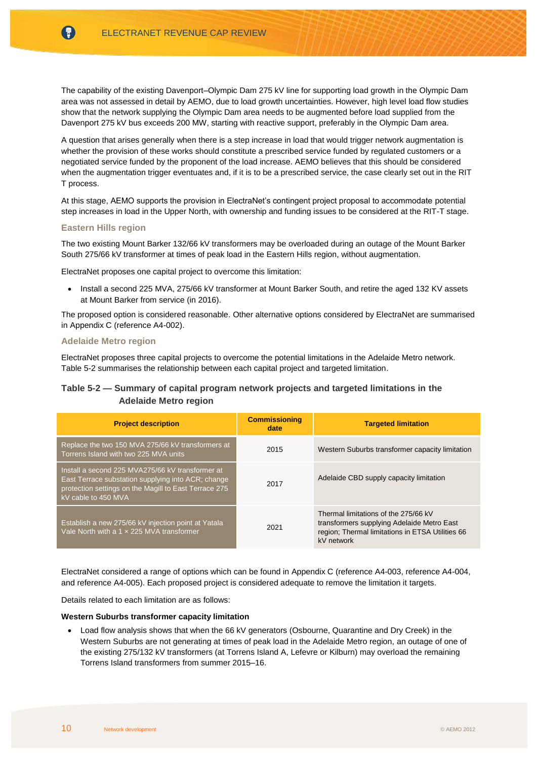The capability of the existing Davenport–Olympic Dam 275 kV line for supporting load growth in the Olympic Dam area was not assessed in detail by AEMO, due to load growth uncertainties. However, high level load flow studies show that the network supplying the Olympic Dam area needs to be augmented before load supplied from the Davenport 275 kV bus exceeds 200 MW, starting with reactive support, preferably in the Olympic Dam area.

A question that arises generally when there is a step increase in load that would trigger network augmentation is whether the provision of these works should constitute a prescribed service funded by regulated customers or a negotiated service funded by the proponent of the load increase. AEMO believes that this should be considered when the augmentation trigger eventuates and, if it is to be a prescribed service, the case clearly set out in the RIT T process.

At this stage, AEMO supports the provision in ElectraNet's contingent project proposal to accommodate potential step increases in load in the Upper North, with ownership and funding issues to be considered at the RIT-T stage.

### Eastern Hills region

The two existing Mount Barker 132/66 kV transformers may be overloaded during an outage of the Mount Barker South 275/66 kV transformer at times of peak load in the Eastern Hills region, without augmentation.

ElectraNet proposes one capital project to overcome this limitation:

- Install a second 225 MVA, 275/66 kV transformer at Mount Barker South, and retire the aged 132 KV assets at Mount Barker from service (in 2016).

The proposed option is considered reasonable. Other alternative options considered by ElectraNet are summarised in Appendix C (reference A4-002).

### Adelaide Metro region

ElectraNet proposes three capital projects to overcome the potential limitations in the Adelaide Metro network. Table 5-2 summarises the relationship between each capital project and targeted limitation.

**Table 5-2 — Summary of capital program network projects and targeted limitations in the Adelaide Metro region**

| Project description | Commissioning date | Targeted limitation |
|---|---|---|
| Replace the two 150 MVA 275/66 kV transformers at Torrens Island with two 225 MVA units | 2015 | Western Suburbs transformer capacity limitation |
| Install a second 225 MVA275/66 kV transformer at East Terrace substation supplying into ACR; change protection settings on the Magill to East Terrace 275 kV cable to 450 MVA | 2017 | Adelaide CBD supply capacity limitation |
| Establish a new 275/66 kV injection point at Yatala Vale North with a 1 × 225 MVA transformer | 2021 | Thermal limitations of the 275/66 kV transformers supplying Adelaide Metro East region; Thermal limitations in ETSA Utilities 66 kV network |

ElectraNet considered a range of options which can be found in Appendix C (reference A4-003, reference A4-004, and reference A4-005). Each proposed project is considered adequate to remove the limitation it targets.

Details related to each limitation are as follows:

**Western Suburbs transformer capacity limitation**

- Load flow analysis shows that when the 66 kV generators (Osbourne, Quarantine and Dry Creek) in the Western Suburbs are not generating at times of peak load in the Adelaide Metro region, an outage of one of the existing 275/132 kV transformers (at Torrens Island A, Lefevre or Kilburn) may overload the remaining Torrens Island transformers from summer 2015–16.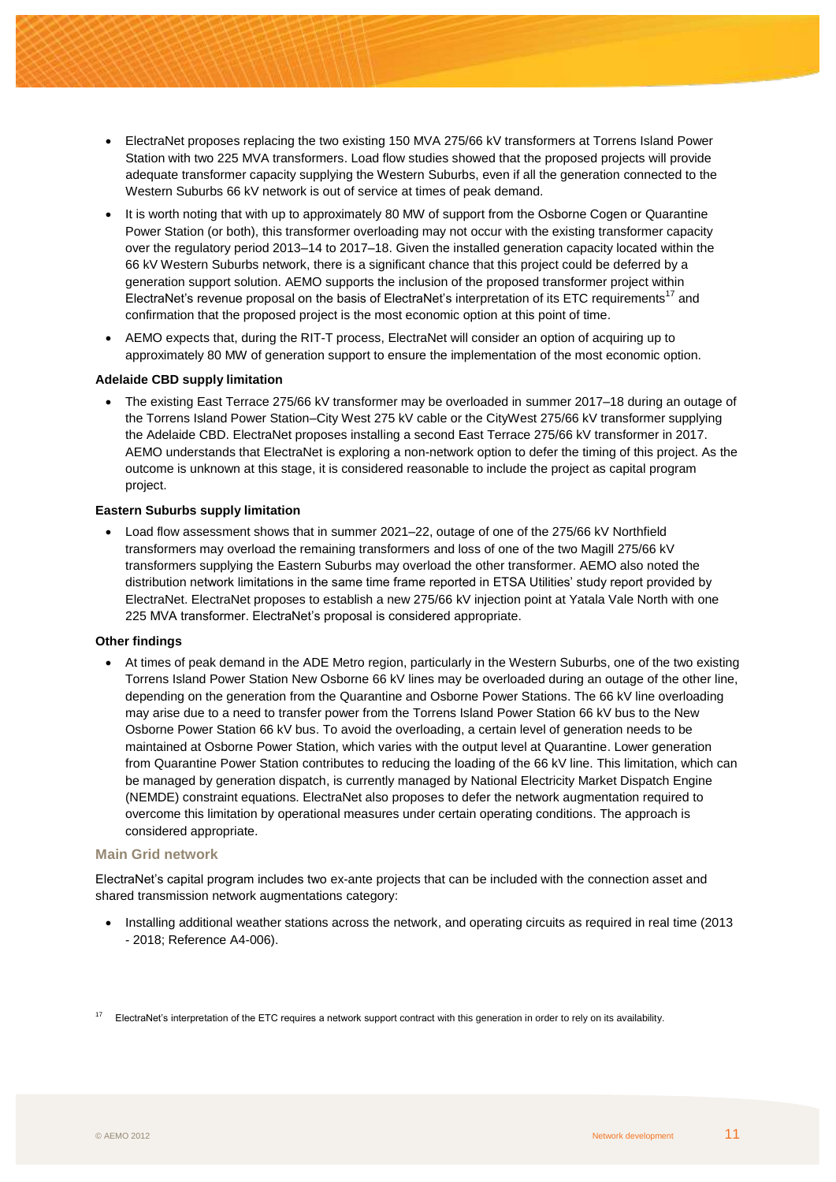- ElectraNet proposes replacing the two existing 150 MVA 275/66 kV transformers at Torrens Island Power Station with two 225 MVA transformers. Load flow studies showed that the proposed projects will provide adequate transformer capacity supplying the Western Suburbs, even if all the generation connected to the Western Suburbs 66 kV network is out of service at times of peak demand.
- It is worth noting that with up to approximately 80 MW of support from the Osborne Cogen or Quarantine Power Station (or both), this transformer overloading may not occur with the existing transformer capacity over the regulatory period 2013–14 to 2017–18. Given the installed generation capacity located within the 66 kV Western Suburbs network, there is a significant chance that this project could be deferred by a generation support solution. AEMO supports the inclusion of the proposed transformer project within ElectraNet's revenue proposal on the basis of ElectraNet's interpretation of its ETC requirements[17] and confirmation that the proposed project is the most economic option at this point of time.
- AEMO expects that, during the RIT-T process, ElectraNet will consider an option of acquiring up to approximately 80 MW of generation support to ensure the implementation of the most economic option.

**Adelaide CBD supply limitation**

- The existing East Terrace 275/66 kV transformer may be overloaded in summer 2017–18 during an outage of the Torrens Island Power Station–City West 275 kV cable or the CityWest 275/66 kV transformer supplying the Adelaide CBD. ElectraNet proposes installing a second East Terrace 275/66 kV transformer in 2017. AEMO understands that ElectraNet is exploring a non-network option to defer the timing of this project. As the outcome is unknown at this stage, it is considered reasonable to include the project as capital program project.

**Eastern Suburbs supply limitation**

- Load flow assessment shows that in summer 2021–22, outage of one of the 275/66 kV Northfield transformers may overload the remaining transformers and loss of one of the two Magill 275/66 kV transformers supplying the Eastern Suburbs may overload the other transformer. AEMO also noted the distribution network limitations in the same time frame reported in ETSA Utilities' study report provided by ElectraNet. ElectraNet proposes to establish a new 275/66 kV injection point at Yatala Vale North with one 225 MVA transformer. ElectraNet's proposal is considered appropriate.

**Other findings**

- At times of peak demand in the ADE Metro region, particularly in the Western Suburbs, one of the two existing Torrens Island Power Station New Osborne 66 kV lines may be overloaded during an outage of the other line, depending on the generation from the Quarantine and Osborne Power Stations. The 66 kV line overloading may arise due to a need to transfer power from the Torrens Island Power Station 66 kV bus to the New Osborne Power Station 66 kV bus. To avoid the overloading, a certain level of generation needs to be maintained at Osborne Power Station, which varies with the output level at Quarantine. Lower generation from Quarantine Power Station contributes to reducing the loading of the 66 kV line. This limitation, which can be managed by generation dispatch, is currently managed by National Electricity Market Dispatch Engine (NEMDE) constraint equations. ElectraNet also proposes to defer the network augmentation required to overcome this limitation by operational measures under certain operating conditions. The approach is considered appropriate.

### Main Grid network

ElectraNet's capital program includes two ex-ante projects that can be included with the connection asset and shared transmission network augmentations category:

- Installing additional weather stations across the network, and operating circuits as required in real time (2013 - 2018; Reference A4-006).

[17] ElectraNet's interpretation of the ETC requires a network support contract with this generation in order to rely on its availability.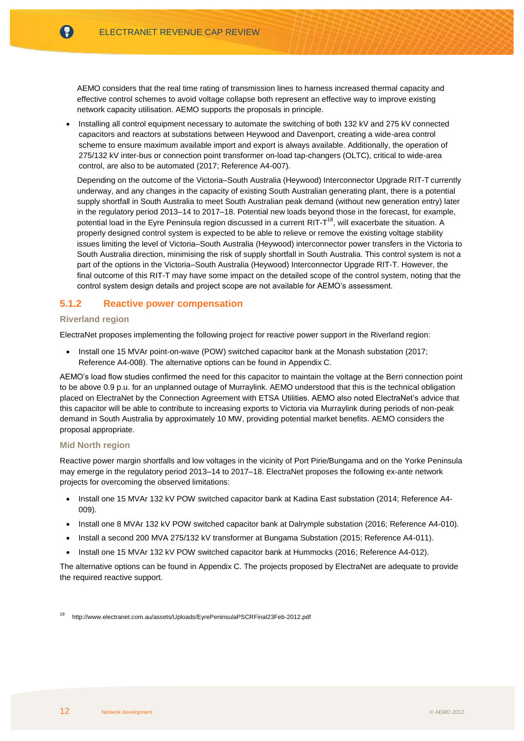AEMO considers that the real time rating of transmission lines to harness increased thermal capacity and effective control schemes to avoid voltage collapse both represent an effective way to improve existing network capacity utilisation. AEMO supports the proposals in principle.

- Installing all control equipment necessary to automate the switching of both 132 kV and 275 kV connected capacitors and reactors at substations between Heywood and Davenport, creating a wide-area control scheme to ensure maximum available import and export is always available. Additionally, the operation of 275/132 kV inter-bus or connection point transformer on-load tap-changers (OLTC), critical to wide-area control, are also to be automated (2017; Reference A4-007).

Depending on the outcome of the Victoria–South Australia (Heywood) Interconnector Upgrade RIT-T currently underway, and any changes in the capacity of existing South Australian generating plant, there is a potential supply shortfall in South Australia to meet South Australian peak demand (without new generation entry) later in the regulatory period 2013–14 to 2017–18. Potential new loads beyond those in the forecast, for example, potential load in the Eyre Peninsula region discussed in a current RIT-T[18], will exacerbate the situation. A properly designed control system is expected to be able to relieve or remove the existing voltage stability issues limiting the level of Victoria–South Australia (Heywood) interconnector power transfers in the Victoria to South Australia direction, minimising the risk of supply shortfall in South Australia. This control system is not a part of the options in the Victoria–South Australia (Heywood) Interconnector Upgrade RIT-T. However, the final outcome of this RIT-T may have some impact on the detailed scope of the control system, noting that the control system design details and project scope are not available for AEMO's assessment.

### 5.1.2 Reactive power compensation

#### Riverland region

ElectraNet proposes implementing the following project for reactive power support in the Riverland region:

- Install one 15 MVAr point-on-wave (POW) switched capacitor bank at the Monash substation (2017; Reference A4-008). The alternative options can be found in Appendix C.

AEMO's load flow studies confirmed the need for this capacitor to maintain the voltage at the Berri connection point to be above 0.9 p.u. for an unplanned outage of Murraylink. AEMO understood that this is the technical obligation placed on ElectraNet by the Connection Agreement with ETSA Utilities. AEMO also noted ElectraNet's advice that this capacitor will be able to contribute to increasing exports to Victoria via Murraylink during periods of non-peak demand in South Australia by approximately 10 MW, providing potential market benefits. AEMO considers the proposal appropriate.

#### Mid North region

Reactive power margin shortfalls and low voltages in the vicinity of Port Pirie/Bungama and on the Yorke Peninsula may emerge in the regulatory period 2013–14 to 2017–18. ElectraNet proposes the following ex-ante network projects for overcoming the observed limitations:

- Install one 15 MVAr 132 kV POW switched capacitor bank at Kadina East substation (2014; Reference A4-009).
- Install one 8 MVAr 132 kV POW switched capacitor bank at Dalrymple substation (2016; Reference A4-010).
- Install a second 200 MVA 275/132 kV transformer at Bungama Substation (2015; Reference A4-011).
- Install one 15 MVAr 132 kV POW switched capacitor bank at Hummocks (2016; Reference A4-012).

The alternative options can be found in Appendix C. The projects proposed by ElectraNet are adequate to provide the required reactive support.

[18] http://www.electranet.com.au/assets/Uploads/EyrePeninsulaPSCRFinal23Feb-2012.pdf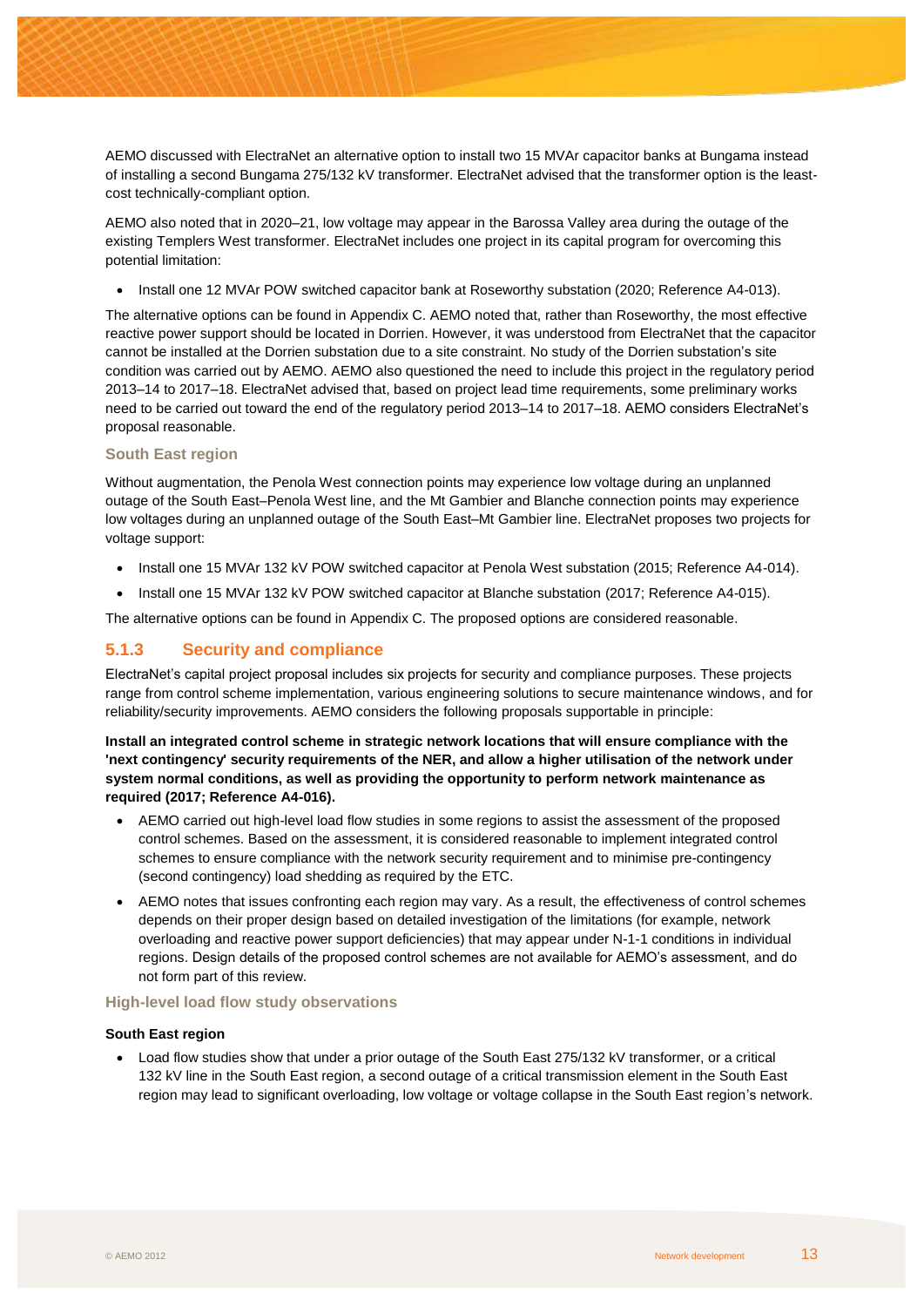AEMO discussed with ElectraNet an alternative option to install two 15 MVAr capacitor banks at Bungama instead of installing a second Bungama 275/132 kV transformer. ElectraNet advised that the transformer option is the least-cost technically-compliant option.

AEMO also noted that in 2020–21, low voltage may appear in the Barossa Valley area during the outage of the existing Templers West transformer. ElectraNet includes one project in its capital program for overcoming this potential limitation:

- Install one 12 MVAr POW switched capacitor bank at Roseworthy substation (2020; Reference A4-013).

The alternative options can be found in Appendix C. AEMO noted that, rather than Roseworthy, the most effective reactive power support should be located in Dorrien. However, it was understood from ElectraNet that the capacitor cannot be installed at the Dorrien substation due to a site constraint. No study of the Dorrien substation's site condition was carried out by AEMO. AEMO also questioned the need to include this project in the regulatory period 2013–14 to 2017–18. ElectraNet advised that, based on project lead time requirements, some preliminary works need to be carried out toward the end of the regulatory period 2013–14 to 2017–18. AEMO considers ElectraNet's proposal reasonable.

#### South East region

Without augmentation, the Penola West connection points may experience low voltage during an unplanned outage of the South East–Penola West line, and the Mt Gambier and Blanche connection points may experience low voltages during an unplanned outage of the South East–Mt Gambier line. ElectraNet proposes two projects for voltage support:

- Install one 15 MVAr 132 kV POW switched capacitor at Penola West substation (2015; Reference A4-014).
- Install one 15 MVAr 132 kV POW switched capacitor at Blanche substation (2017; Reference A4-015).

The alternative options can be found in Appendix C. The proposed options are considered reasonable.

### 5.1.3 Security and compliance

ElectraNet's capital project proposal includes six projects for security and compliance purposes. These projects range from control scheme implementation, various engineering solutions to secure maintenance windows, and for reliability/security improvements. AEMO considers the following proposals supportable in principle:

**Install an integrated control scheme in strategic network locations that will ensure compliance with the 'next contingency' security requirements of the NER, and allow a higher utilisation of the network under system normal conditions, as well as providing the opportunity to perform network maintenance as required (2017; Reference A4-016).**

- AEMO carried out high-level load flow studies in some regions to assist the assessment of the proposed control schemes. Based on the assessment, it is considered reasonable to implement integrated control schemes to ensure compliance with the network security requirement and to minimise pre-contingency (second contingency) load shedding as required by the ETC.
- AEMO notes that issues confronting each region may vary. As a result, the effectiveness of control schemes depends on their proper design based on detailed investigation of the limitations (for example, network overloading and reactive power support deficiencies) that may appear under N-1-1 conditions in individual regions. Design details of the proposed control schemes are not available for AEMO's assessment, and do not form part of this review.

#### High-level load flow study observations

**South East region**

- Load flow studies show that under a prior outage of the South East 275/132 kV transformer, or a critical 132 kV line in the South East region, a second outage of a critical transmission element in the South East region may lead to significant overloading, low voltage or voltage collapse in the South East region's network.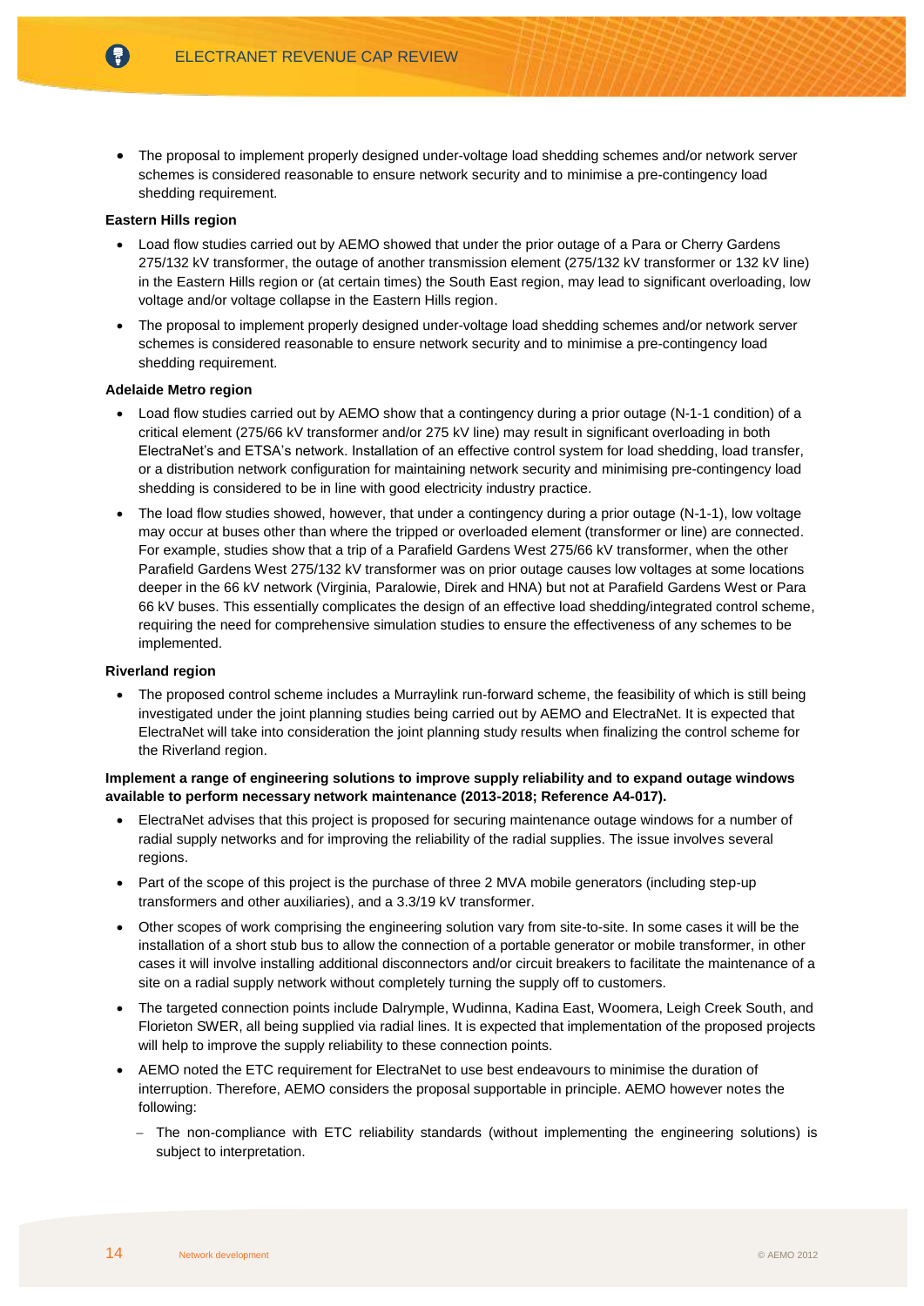- The proposal to implement properly designed under-voltage load shedding schemes and/or network server schemes is considered reasonable to ensure network security and to minimise a pre-contingency load shedding requirement.

**Eastern Hills region**

- Load flow studies carried out by AEMO showed that under the prior outage of a Para or Cherry Gardens 275/132 kV transformer, the outage of another transmission element (275/132 kV transformer or 132 kV line) in the Eastern Hills region or (at certain times) the South East region, may lead to significant overloading, low voltage and/or voltage collapse in the Eastern Hills region.
- The proposal to implement properly designed under-voltage load shedding schemes and/or network server schemes is considered reasonable to ensure network security and to minimise a pre-contingency load shedding requirement.

**Adelaide Metro region**

- Load flow studies carried out by AEMO show that a contingency during a prior outage (N-1-1 condition) of a critical element (275/66 kV transformer and/or 275 kV line) may result in significant overloading in both ElectraNet's and ETSA's network. Installation of an effective control system for load shedding, load transfer, or a distribution network configuration for maintaining network security and minimising pre-contingency load shedding is considered to be in line with good electricity industry practice.
- The load flow studies showed, however, that under a contingency during a prior outage (N-1-1), low voltage may occur at buses other than where the tripped or overloaded element (transformer or line) are connected. For example, studies show that a trip of a Parafield Gardens West 275/66 kV transformer, when the other Parafield Gardens West 275/132 kV transformer was on prior outage causes low voltages at some locations deeper in the 66 kV network (Virginia, Paralowie, Direk and HNA) but not at Parafield Gardens West or Para 66 kV buses. This essentially complicates the design of an effective load shedding/integrated control scheme, requiring the need for comprehensive simulation studies to ensure the effectiveness of any schemes to be implemented.

**Riverland region**

- The proposed control scheme includes a Murraylink run-forward scheme, the feasibility of which is still being investigated under the joint planning studies being carried out by AEMO and ElectraNet. It is expected that ElectraNet will take into consideration the joint planning study results when finalizing the control scheme for the Riverland region.

**Implement a range of engineering solutions to improve supply reliability and to expand outage windows available to perform necessary network maintenance (2013-2018; Reference A4-017).**

- ElectraNet advises that this project is proposed for securing maintenance outage windows for a number of radial supply networks and for improving the reliability of the radial supplies. The issue involves several regions.
- Part of the scope of this project is the purchase of three 2 MVA mobile generators (including step-up transformers and other auxiliaries), and a 3.3/19 kV transformer.
- Other scopes of work comprising the engineering solution vary from site-to-site. In some cases it will be the installation of a short stub bus to allow the connection of a portable generator or mobile transformer, in other cases it will involve installing additional disconnectors and/or circuit breakers to facilitate the maintenance of a site on a radial supply network without completely turning the supply off to customers.
- The targeted connection points include Dalrymple, Wudinna, Kadina East, Woomera, Leigh Creek South, and Florieton SWER, all being supplied via radial lines. It is expected that implementation of the proposed projects will help to improve the supply reliability to these connection points.
- AEMO noted the ETC requirement for ElectraNet to use best endeavours to minimise the duration of interruption. Therefore, AEMO considers the proposal supportable in principle. AEMO however notes the following:
  - The non-compliance with ETC reliability standards (without implementing the engineering solutions) is subject to interpretation.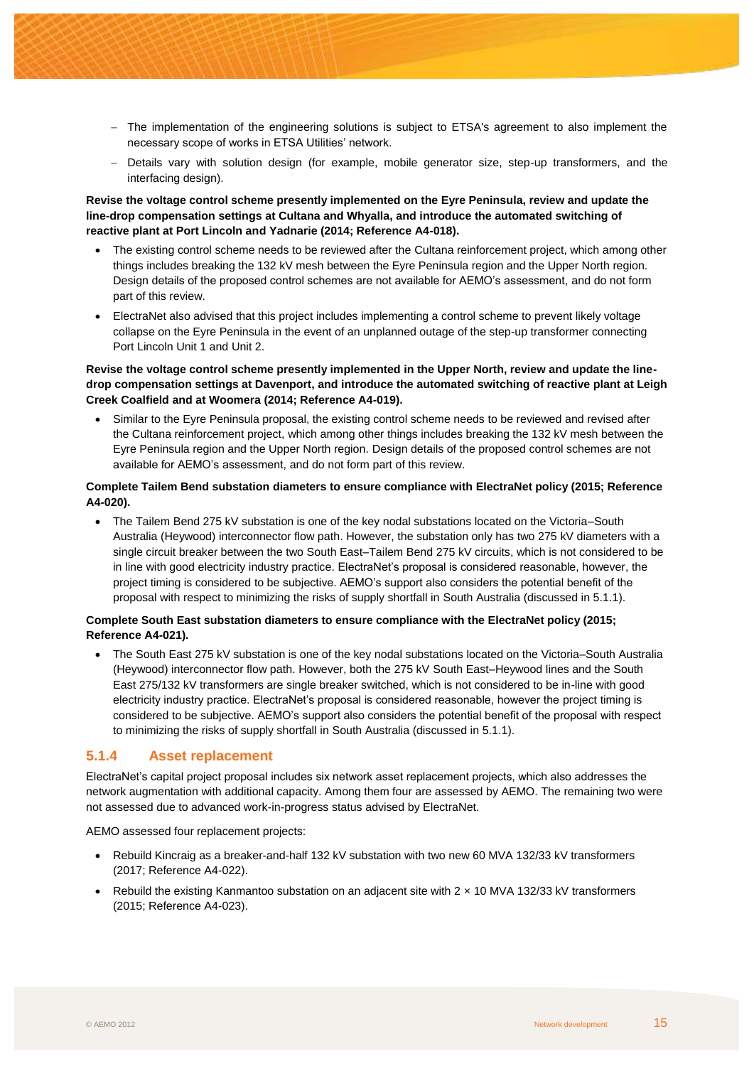- The implementation of the engineering solutions is subject to ETSA's agreement to also implement the necessary scope of works in ETSA Utilities' network.
  - Details vary with solution design (for example, mobile generator size, step-up transformers, and the interfacing design).

**Revise the voltage control scheme presently implemented on the Eyre Peninsula, review and update the line-drop compensation settings at Cultana and Whyalla, and introduce the automated switching of reactive plant at Port Lincoln and Yadnarie (2014; Reference A4-018).**

- The existing control scheme needs to be reviewed after the Cultana reinforcement project, which among other things includes breaking the 132 kV mesh between the Eyre Peninsula region and the Upper North region. Design details of the proposed control schemes are not available for AEMO's assessment, and do not form part of this review.
- ElectraNet also advised that this project includes implementing a control scheme to prevent likely voltage collapse on the Eyre Peninsula in the event of an unplanned outage of the step-up transformer connecting Port Lincoln Unit 1 and Unit 2.

**Revise the voltage control scheme presently implemented in the Upper North, review and update the line-drop compensation settings at Davenport, and introduce the automated switching of reactive plant at Leigh Creek Coalfield and at Woomera (2014; Reference A4-019).**

- Similar to the Eyre Peninsula proposal, the existing control scheme needs to be reviewed and revised after the Cultana reinforcement project, which among other things includes breaking the 132 kV mesh between the Eyre Peninsula region and the Upper North region. Design details of the proposed control schemes are not available for AEMO's assessment, and do not form part of this review.

**Complete Tailem Bend substation diameters to ensure compliance with ElectraNet policy (2015; Reference A4-020).**

- The Tailem Bend 275 kV substation is one of the key nodal substations located on the Victoria–South Australia (Heywood) interconnector flow path. However, the substation only has two 275 kV diameters with a single circuit breaker between the two South East–Tailem Bend 275 kV circuits, which is not considered to be in line with good electricity industry practice. ElectraNet's proposal is considered reasonable, however, the project timing is considered to be subjective. AEMO's support also considers the potential benefit of the proposal with respect to minimizing the risks of supply shortfall in South Australia (discussed in 5.1.1).

**Complete South East substation diameters to ensure compliance with the ElectraNet policy (2015; Reference A4-021).**

- The South East 275 kV substation is one of the key nodal substations located on the Victoria–South Australia (Heywood) interconnector flow path. However, both the 275 kV South East–Heywood lines and the South East 275/132 kV transformers are single breaker switched, which is not considered to be in-line with good electricity industry practice. ElectraNet's proposal is considered reasonable, however the project timing is considered to be subjective. AEMO's support also considers the potential benefit of the proposal with respect to minimizing the risks of supply shortfall in South Australia (discussed in 5.1.1).

### 5.1.4 Asset replacement

ElectraNet's capital project proposal includes six network asset replacement projects, which also addresses the network augmentation with additional capacity. Among them four are assessed by AEMO. The remaining two were not assessed due to advanced work-in-progress status advised by ElectraNet.

AEMO assessed four replacement projects:

- Rebuild Kincraig as a breaker-and-half 132 kV substation with two new 60 MVA 132/33 kV transformers (2017; Reference A4-022).
- Rebuild the existing Kanmantoo substation on an adjacent site with 2 × 10 MVA 132/33 kV transformers (2015; Reference A4-023).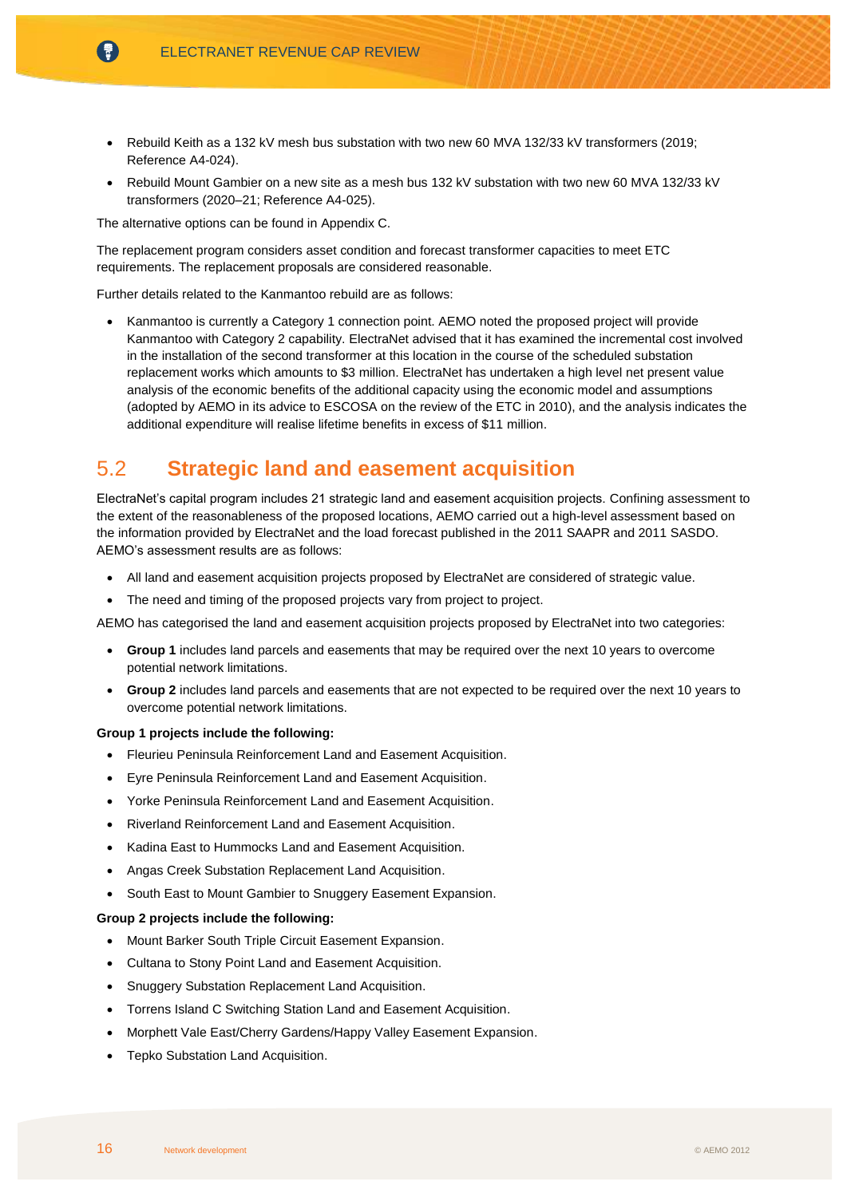- Rebuild Keith as a 132 kV mesh bus substation with two new 60 MVA 132/33 kV transformers (2019; Reference A4-024).
- Rebuild Mount Gambier on a new site as a mesh bus 132 kV substation with two new 60 MVA 132/33 kV transformers (2020–21; Reference A4-025).

The alternative options can be found in Appendix C.

The replacement program considers asset condition and forecast transformer capacities to meet ETC requirements. The replacement proposals are considered reasonable.

Further details related to the Kanmantoo rebuild are as follows:

- Kanmantoo is currently a Category 1 connection point. AEMO noted the proposed project will provide Kanmantoo with Category 2 capability. ElectraNet advised that it has examined the incremental cost involved in the installation of the second transformer at this location in the course of the scheduled substation replacement works which amounts to $3 million. ElectraNet has undertaken a high level net present value analysis of the economic benefits of the additional capacity using the economic model and assumptions (adopted by AEMO in its advice to ESCOSA on the review of the ETC in 2010), and the analysis indicates the additional expenditure will realise lifetime benefits in excess of $11 million.

## 5.2 Strategic land and easement acquisition

ElectraNet's capital program includes 21 strategic land and easement acquisition projects. Confining assessment to the extent of the reasonableness of the proposed locations, AEMO carried out a high-level assessment based on the information provided by ElectraNet and the load forecast published in the 2011 SAAPR and 2011 SASDO. AEMO's assessment results are as follows:

- All land and easement acquisition projects proposed by ElectraNet are considered of strategic value.
- The need and timing of the proposed projects vary from project to project.

AEMO has categorised the land and easement acquisition projects proposed by ElectraNet into two categories:

- **Group 1** includes land parcels and easements that may be required over the next 10 years to overcome potential network limitations.
- **Group 2** includes land parcels and easements that are not expected to be required over the next 10 years to overcome potential network limitations.

**Group 1 projects include the following:**

- Fleurieu Peninsula Reinforcement Land and Easement Acquisition.
- Eyre Peninsula Reinforcement Land and Easement Acquisition.
- Yorke Peninsula Reinforcement Land and Easement Acquisition.
- Riverland Reinforcement Land and Easement Acquisition.
- Kadina East to Hummocks Land and Easement Acquisition.
- Angas Creek Substation Replacement Land Acquisition.
- South East to Mount Gambier to Snuggery Easement Expansion.

**Group 2 projects include the following:**

- Mount Barker South Triple Circuit Easement Expansion.
- Cultana to Stony Point Land and Easement Acquisition.
- Snuggery Substation Replacement Land Acquisition.
- Torrens Island C Switching Station Land and Easement Acquisition.
- Morphett Vale East/Cherry Gardens/Happy Valley Easement Expansion.
- Tepko Substation Land Acquisition.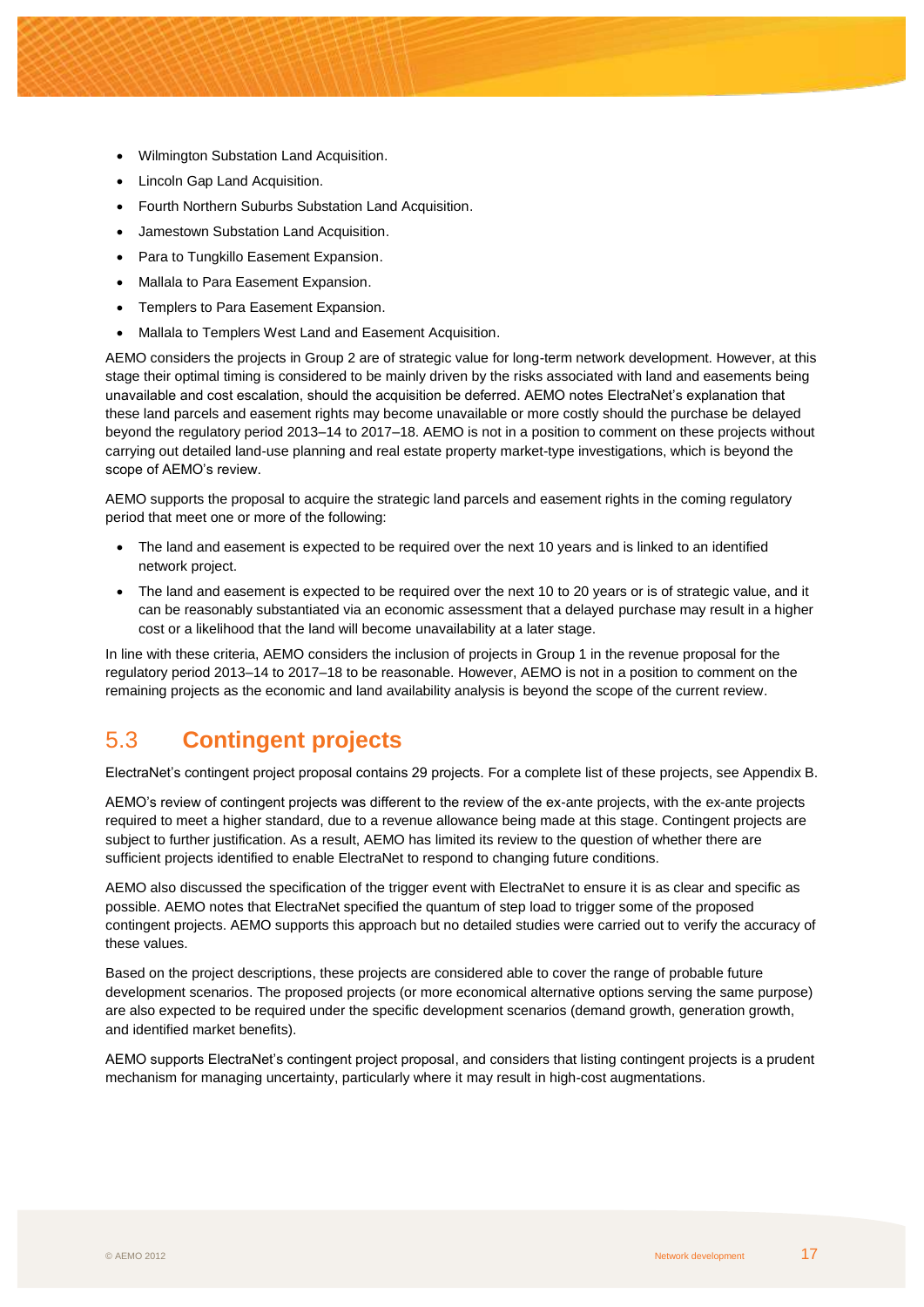- Wilmington Substation Land Acquisition.
- Lincoln Gap Land Acquisition.
- Fourth Northern Suburbs Substation Land Acquisition.
- Jamestown Substation Land Acquisition.
- Para to Tungkillo Easement Expansion.
- Mallala to Para Easement Expansion.
- Templers to Para Easement Expansion.
- Mallala to Templers West Land and Easement Acquisition.

AEMO considers the projects in Group 2 are of strategic value for long-term network development. However, at this stage their optimal timing is considered to be mainly driven by the risks associated with land and easements being unavailable and cost escalation, should the acquisition be deferred. AEMO notes ElectraNet's explanation that these land parcels and easement rights may become unavailable or more costly should the purchase be delayed beyond the regulatory period 2013–14 to 2017–18. AEMO is not in a position to comment on these projects without carrying out detailed land-use planning and real estate property market-type investigations, which is beyond the scope of AEMO's review.

AEMO supports the proposal to acquire the strategic land parcels and easement rights in the coming regulatory period that meet one or more of the following:

- The land and easement is expected to be required over the next 10 years and is linked to an identified network project.
- The land and easement is expected to be required over the next 10 to 20 years or is of strategic value, and it can be reasonably substantiated via an economic assessment that a delayed purchase may result in a higher cost or a likelihood that the land will become unavailability at a later stage.

In line with these criteria, AEMO considers the inclusion of projects in Group 1 in the revenue proposal for the regulatory period 2013–14 to 2017–18 to be reasonable. However, AEMO is not in a position to comment on the remaining projects as the economic and land availability analysis is beyond the scope of the current review.

## 5.3 Contingent projects

ElectraNet's contingent project proposal contains 29 projects. For a complete list of these projects, see Appendix B.

AEMO's review of contingent projects was different to the review of the ex-ante projects, with the ex-ante projects required to meet a higher standard, due to a revenue allowance being made at this stage. Contingent projects are subject to further justification. As a result, AEMO has limited its review to the question of whether there are sufficient projects identified to enable ElectraNet to respond to changing future conditions.

AEMO also discussed the specification of the trigger event with ElectraNet to ensure it is as clear and specific as possible. AEMO notes that ElectraNet specified the quantum of step load to trigger some of the proposed contingent projects. AEMO supports this approach but no detailed studies were carried out to verify the accuracy of these values.

Based on the project descriptions, these projects are considered able to cover the range of probable future development scenarios. The proposed projects (or more economical alternative options serving the same purpose) are also expected to be required under the specific development scenarios (demand growth, generation growth, and identified market benefits).

AEMO supports ElectraNet's contingent project proposal, and considers that listing contingent projects is a prudent mechanism for managing uncertainty, particularly where it may result in high-cost augmentations.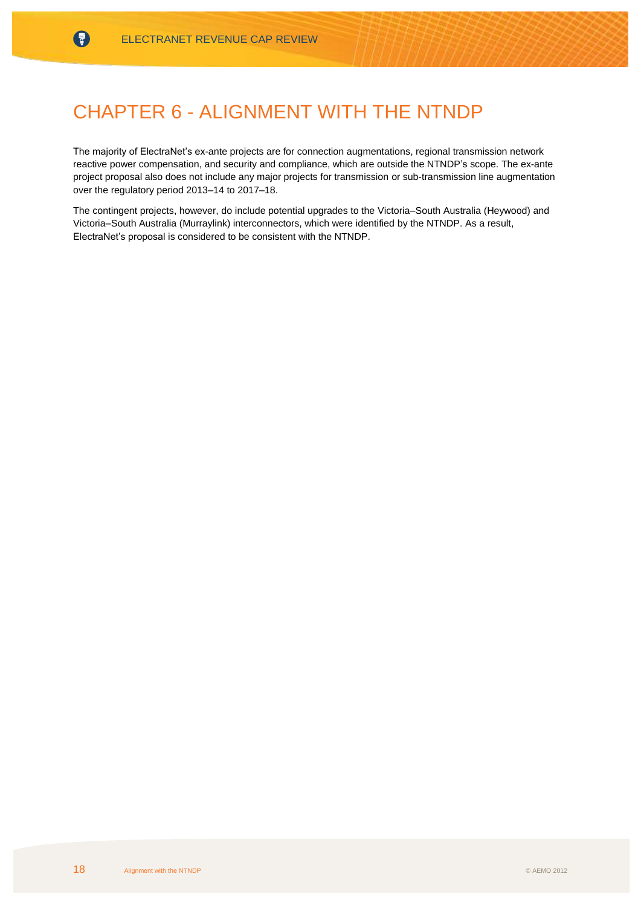# CHAPTER 6 - ALIGNMENT WITH THE NTNDP

The majority of ElectraNet's ex-ante projects are for connection augmentations, regional transmission network reactive power compensation, and security and compliance, which are outside the NTNDP's scope. The ex-ante project proposal also does not include any major projects for transmission or sub-transmission line augmentation over the regulatory period 2013–14 to 2017–18.

The contingent projects, however, do include potential upgrades to the Victoria–South Australia (Heywood) and Victoria–South Australia (Murraylink) interconnectors, which were identified by the NTNDP. As a result, ElectraNet's proposal is considered to be consistent with the NTNDP.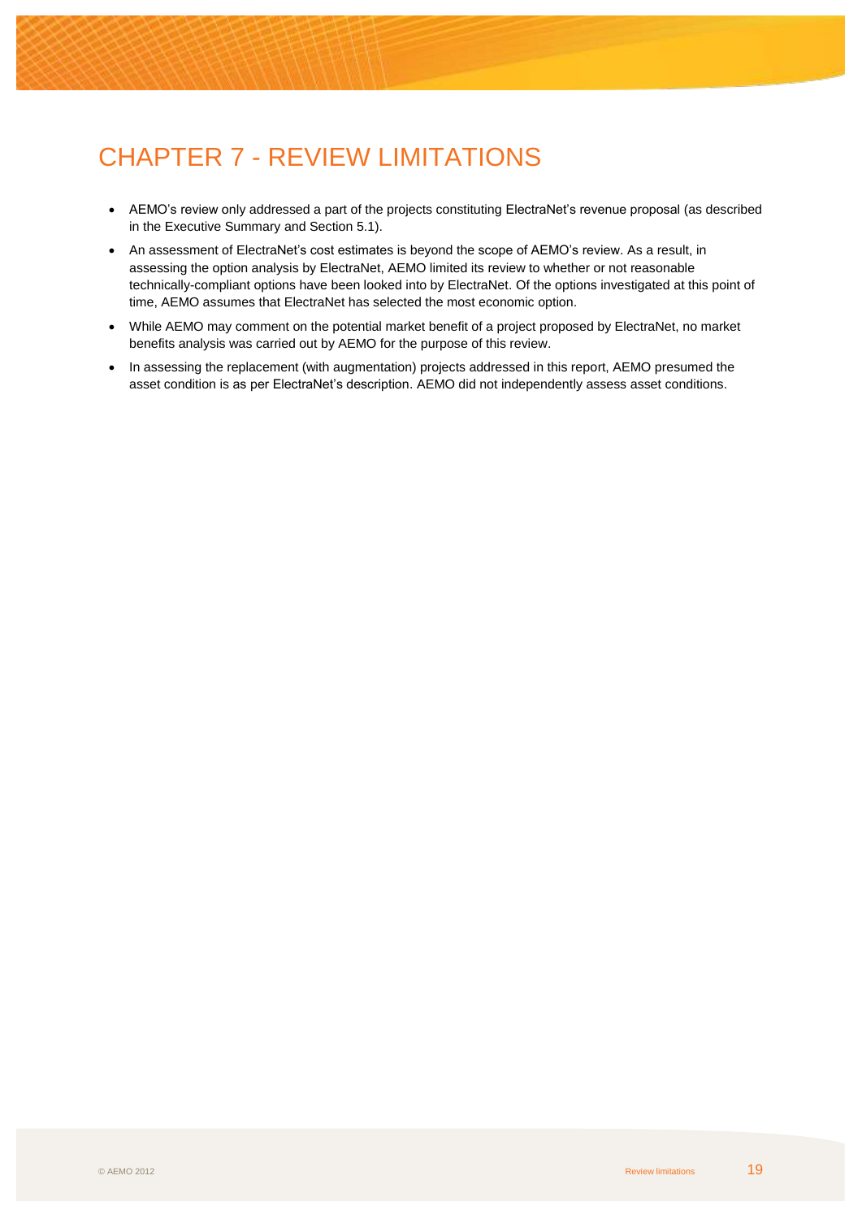# CHAPTER 7 - REVIEW LIMITATIONS

- AEMO's review only addressed a part of the projects constituting ElectraNet's revenue proposal (as described in the Executive Summary and Section 5.1).
- An assessment of ElectraNet's cost estimates is beyond the scope of AEMO's review. As a result, in assessing the option analysis by ElectraNet, AEMO limited its review to whether or not reasonable technically-compliant options have been looked into by ElectraNet. Of the options investigated at this point of time, AEMO assumes that ElectraNet has selected the most economic option.
- While AEMO may comment on the potential market benefit of a project proposed by ElectraNet, no market benefits analysis was carried out by AEMO for the purpose of this review.
- In assessing the replacement (with augmentation) projects addressed in this report, AEMO presumed the asset condition is as per ElectraNet's description. AEMO did not independently assess asset conditions.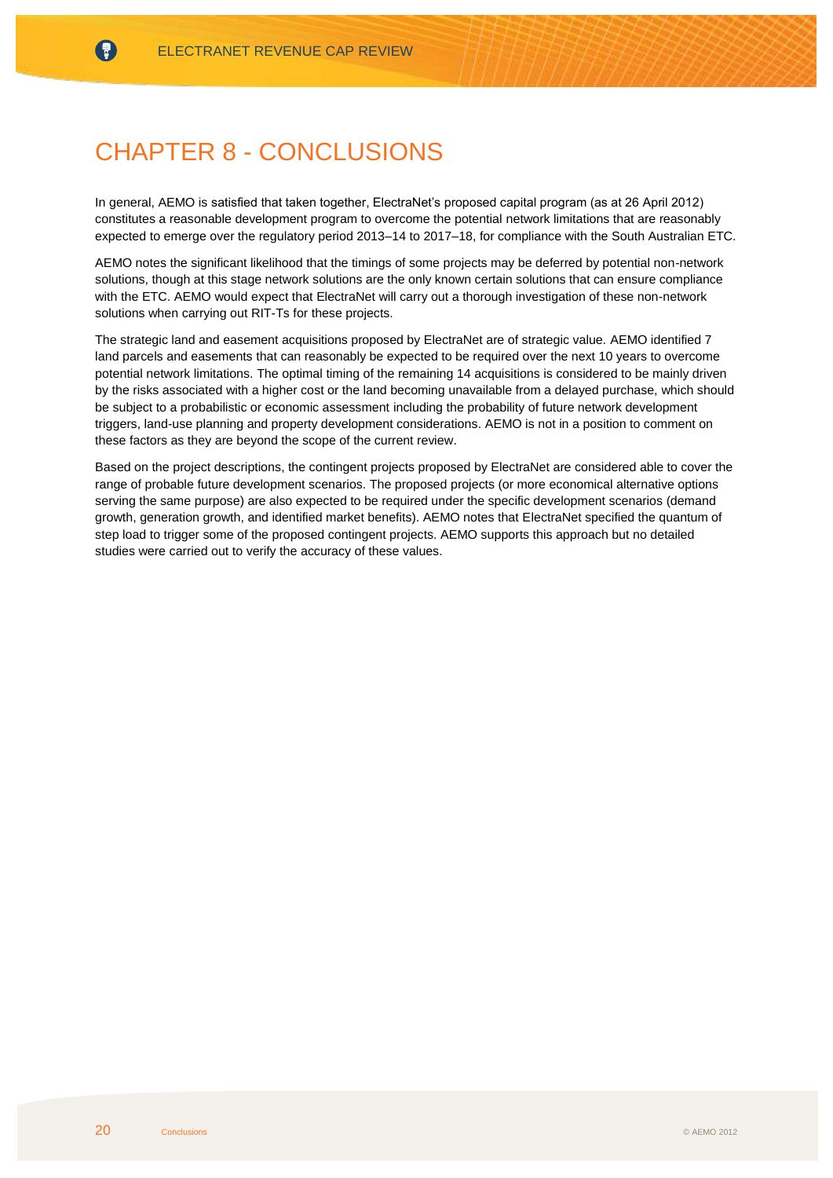# CHAPTER 8 - CONCLUSIONS

In general, AEMO is satisfied that taken together, ElectraNet's proposed capital program (as at 26 April 2012) constitutes a reasonable development program to overcome the potential network limitations that are reasonably expected to emerge over the regulatory period 2013–14 to 2017–18, for compliance with the South Australian ETC.

AEMO notes the significant likelihood that the timings of some projects may be deferred by potential non-network solutions, though at this stage network solutions are the only known certain solutions that can ensure compliance with the ETC. AEMO would expect that ElectraNet will carry out a thorough investigation of these non-network solutions when carrying out RIT-Ts for these projects.

The strategic land and easement acquisitions proposed by ElectraNet are of strategic value. AEMO identified 7 land parcels and easements that can reasonably be expected to be required over the next 10 years to overcome potential network limitations. The optimal timing of the remaining 14 acquisitions is considered to be mainly driven by the risks associated with a higher cost or the land becoming unavailable from a delayed purchase, which should be subject to a probabilistic or economic assessment including the probability of future network development triggers, land-use planning and property development considerations. AEMO is not in a position to comment on these factors as they are beyond the scope of the current review.

Based on the project descriptions, the contingent projects proposed by ElectraNet are considered able to cover the range of probable future development scenarios. The proposed projects (or more economical alternative options serving the same purpose) are also expected to be required under the specific development scenarios (demand growth, generation growth, and identified market benefits). AEMO notes that ElectraNet specified the quantum of step load to trigger some of the proposed contingent projects. AEMO supports this approach but no detailed studies were carried out to verify the accuracy of these values.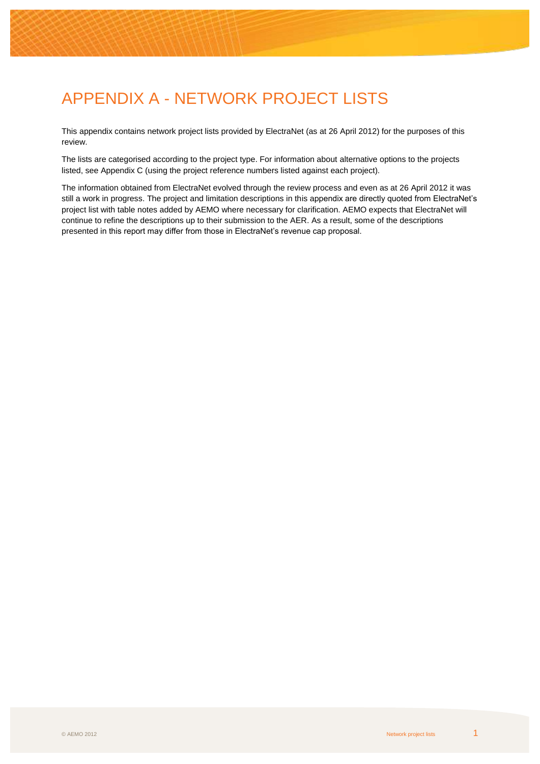# APPENDIX A - NETWORK PROJECT LISTS

This appendix contains network project lists provided by ElectraNet (as at 26 April 2012) for the purposes of this review.

The lists are categorised according to the project type. For information about alternative options to the projects listed, see Appendix C (using the project reference numbers listed against each project).

The information obtained from ElectraNet evolved through the review process and even as at 26 April 2012 it was still a work in progress. The project and limitation descriptions in this appendix are directly quoted from ElectraNet's project list with table notes added by AEMO where necessary for clarification. AEMO expects that ElectraNet will continue to refine the descriptions up to their submission to the AER. As a result, some of the descriptions presented in this report may differ from those in ElectraNet's revenue cap proposal.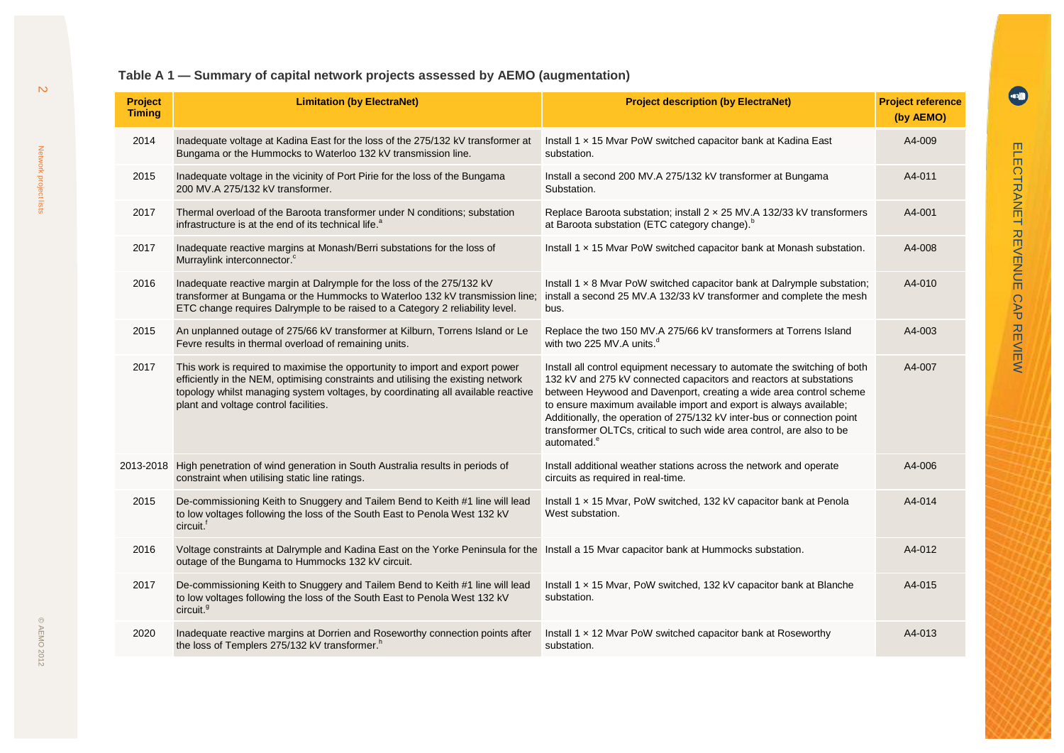### Table A 1 — Summary of capital network projects assessed by AEMO (augmentation)

| Project Timing | Limitation (by ElectraNet) | Project description (by ElectraNet) | Project reference (by AEMO) |
|---|---|---|---|
| 2014 | Inadequate voltage at Kadina East for the loss of the 275/132 kV transformer at Bungama or the Hummocks to Waterloo 132 kV transmission line. | Install 1 × 15 Mvar PoW switched capacitor bank at Kadina East substation. | A4-009 |
| 2015 | Inadequate voltage in the vicinity of Port Pirie for the loss of the Bungama 200 MV.A 275/132 kV transformer. | Install a second 200 MV.A 275/132 kV transformer at Bungama Substation. | A4-011 |
| 2017 | Thermal overload of the Baroota transformer under N conditions; substation infrastructure is at the end of its technical life.[a] | Replace Baroota substation; install 2 × 25 MV.A 132/33 kV transformers at Baroota substation (ETC category change).[b] | A4-001 |
| 2017 | Inadequate reactive margins at Monash/Berri substations for the loss of Murraylink interconnector.[c] | Install 1 × 15 Mvar PoW switched capacitor bank at Monash substation. | A4-008 |
| 2016 | Inadequate reactive margin at Dalrymple for the loss of the 275/132 kV transformer at Bungama or the Hummocks to Waterloo 132 kV transmission line; ETC change requires Dalrymple to be raised to a Category 2 reliability level. | Install 1 × 8 Mvar PoW switched capacitor bank at Dalrymple substation; install a second 25 MV.A 132/33 kV transformer and complete the mesh bus. | A4-010 |
| 2015 | An unplanned outage of 275/66 kV transformer at Kilburn, Torrens Island or Le Fevre results in thermal overload of remaining units. | Replace the two 150 MV.A 275/66 kV transformers at Torrens Island with two 225 MV.A units.[d] | A4-003 |
| 2017 | This work is required to maximise the opportunity to import and export power efficiently in the NEM, optimising constraints and utilising the existing network topology whilst managing system voltages, by coordinating all available reactive plant and voltage control facilities. | Install all control equipment necessary to automate the switching of both 132 kV and 275 kV connected capacitors and reactors at substations between Heywood and Davenport, creating a wide area control scheme to ensure maximum available import and export is always available; Additionally, the operation of 275/132 kV inter-bus or connection point transformer OLTCs, critical to such wide area control, are also to be automated.[e] | A4-007 |
| 2013-2018 | High penetration of wind generation in South Australia results in periods of constraint when utilising static line ratings. | Install additional weather stations across the network and operate circuits as required in real-time. | A4-006 |
| 2015 | De-commissioning Keith to Snuggery and Tailem Bend to Keith #1 line will lead to low voltages following the loss of the South East to Penola West 132 kV circuit.[f] | Install 1 × 15 Mvar, PoW switched, 132 kV capacitor bank at Penola West substation. | A4-014 |
| 2016 | Voltage constraints at Dalrymple and Kadina East on the Yorke Peninsula for the outage of the Bungama to Hummocks 132 kV circuit. | Install a 15 Mvar capacitor bank at Hummocks substation. | A4-012 |
| 2017 | De-commissioning Keith to Snuggery and Tailem Bend to Keith #1 line will lead to low voltages following the loss of the South East to Penola West 132 kV circuit.[g] | Install 1 × 15 Mvar, PoW switched, 132 kV capacitor bank at Blanche substation. | A4-015 |
| 2020 | Inadequate reactive margins at Dorrien and Roseworthy connection points after the loss of Templers 275/132 kV transformer.[h] | Install 1 × 12 Mvar PoW switched capacitor bank at Roseworthy substation. | A4-013 |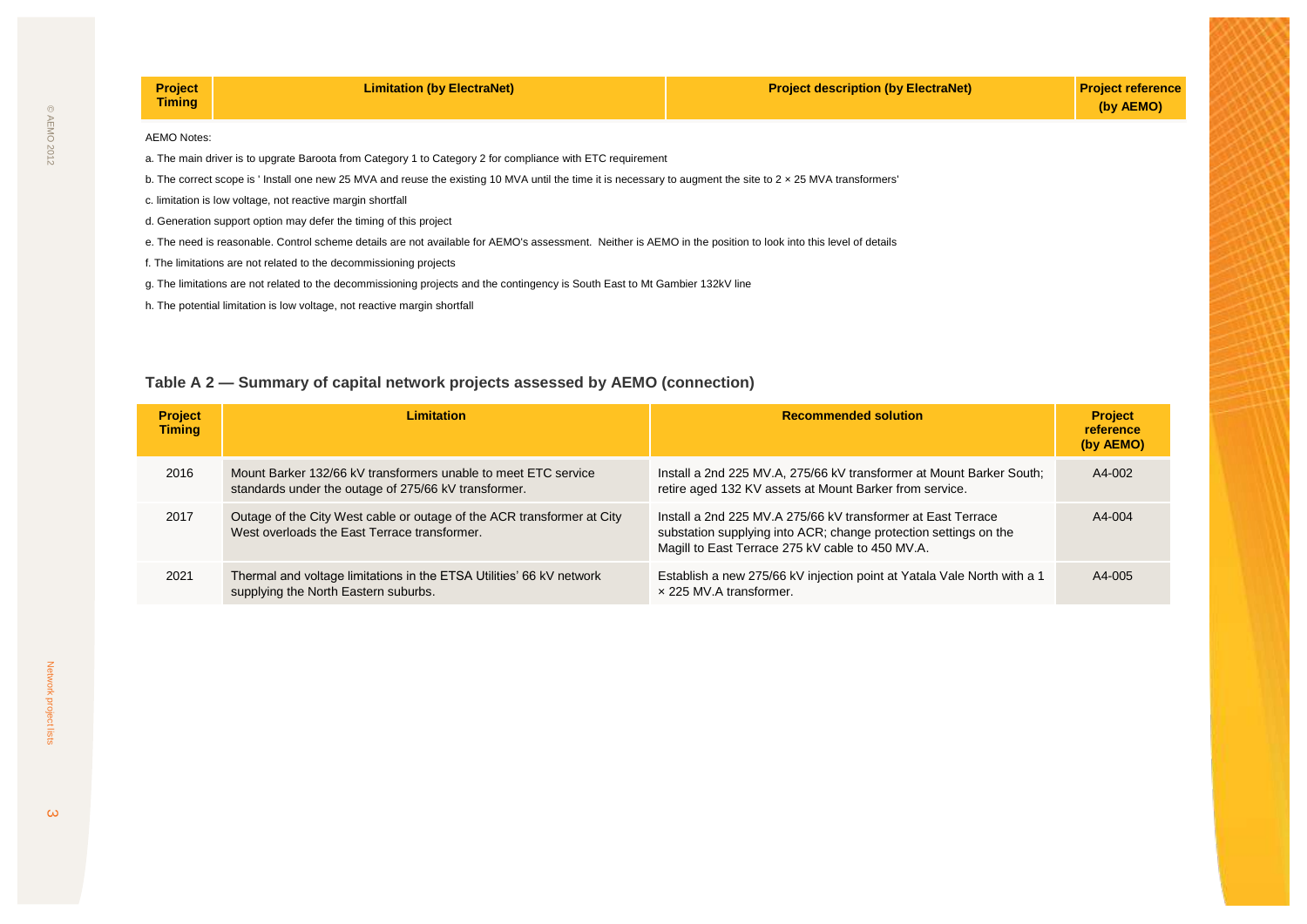| Project Timing | Limitation (by ElectraNet) | Project description (by ElectraNet) | Project reference (by AEMO) |
|---|---|---|---|

AEMO Notes:

a. The main driver is to upgrate Baroota from Category 1 to Category 2 for compliance with ETC requirement

b. The correct scope is ' Install one new 25 MVA and reuse the existing 10 MVA until the time it is necessary to augment the site to 2 × 25 MVA transformers'

c. limitation is low voltage, not reactive margin shortfall

d. Generation support option may defer the timing of this project

e. The need is reasonable. Control scheme details are not available for AEMO's assessment. Neither is AEMO in the position to look into this level of details

f. The limitations are not related to the decommissioning projects

g. The limitations are not related to the decommissioning projects and the contingency is South East to Mt Gambier 132kV line

h. The potential limitation is low voltage, not reactive margin shortfall

### Table A 2 — Summary of capital network projects assessed by AEMO (connection)

| Project Timing | Limitation | Recommended solution | Project reference (by AEMO) |
|---|---|---|---|
| 2016 | Mount Barker 132/66 kV transformers unable to meet ETC service standards under the outage of 275/66 kV transformer. | Install a 2nd 225 MV.A, 275/66 kV transformer at Mount Barker South; retire aged 132 KV assets at Mount Barker from service. | A4-002 |
| 2017 | Outage of the City West cable or outage of the ACR transformer at City West overloads the East Terrace transformer. | Install a 2nd 225 MV.A 275/66 kV transformer at East Terrace substation supplying into ACR; change protection settings on the Magill to East Terrace 275 kV cable to 450 MV.A. | A4-004 |
| 2021 | Thermal and voltage limitations in the ETSA Utilities' 66 kV network supplying the North Eastern suburbs. | Establish a new 275/66 kV injection point at Yatala Vale North with a 1 × 225 MV.A transformer. | A4-005 |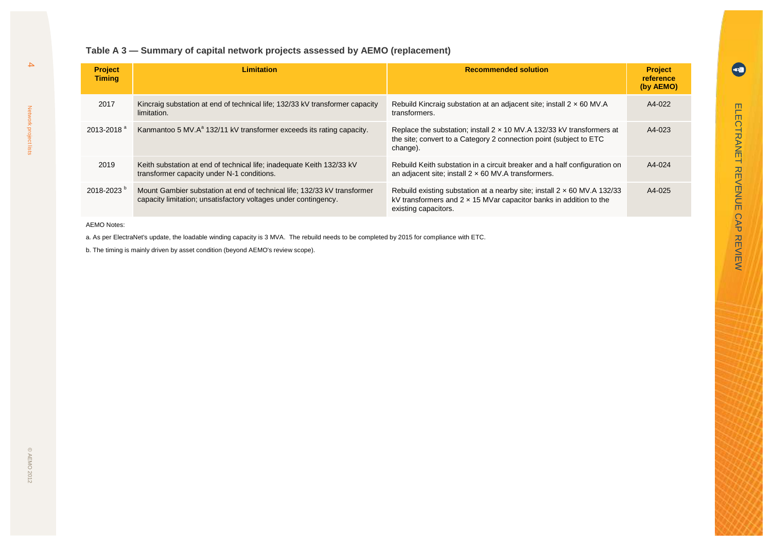### Table A 3 — Summary of capital network projects assessed by AEMO (replacement)

| Project Timing | Limitation | Recommended solution | Project reference (by AEMO) |
|---|---|---|---|
| 2017 | Kincraig substation at end of technical life; 132/33 kV transformer capacity limitation. | Rebuild Kincraig substation at an adjacent site; install 2 × 60 MV.A transformers. | A4-022 |
| 2013-2018 [a] | Kanmantoo 5 MV.A[a] 132/11 kV transformer exceeds its rating capacity. | Replace the substation; install 2 × 10 MV.A 132/33 kV transformers at the site; convert to a Category 2 connection point (subject to ETC change). | A4-023 |
| 2019 | Keith substation at end of technical life; inadequate Keith 132/33 kV transformer capacity under N-1 conditions. | Rebuild Keith substation in a circuit breaker and a half configuration on an adjacent site; install 2 × 60 MV.A transformers. | A4-024 |
| 2018-2023 [b] | Mount Gambier substation at end of technical life; 132/33 kV transformer capacity limitation; unsatisfactory voltages under contingency. | Rebuild existing substation at a nearby site; install 2 × 60 MV.A 132/33 kV transformers and 2 × 15 MVar capacitor banks in addition to the existing capacitors. | A4-025 |

AEMO Notes:

a. As per ElectraNet's update, the loadable winding capacity is 3 MVA. The rebuild needs to be completed by 2015 for compliance with ETC.

b. The timing is mainly driven by asset condition (beyond AEMO's review scope).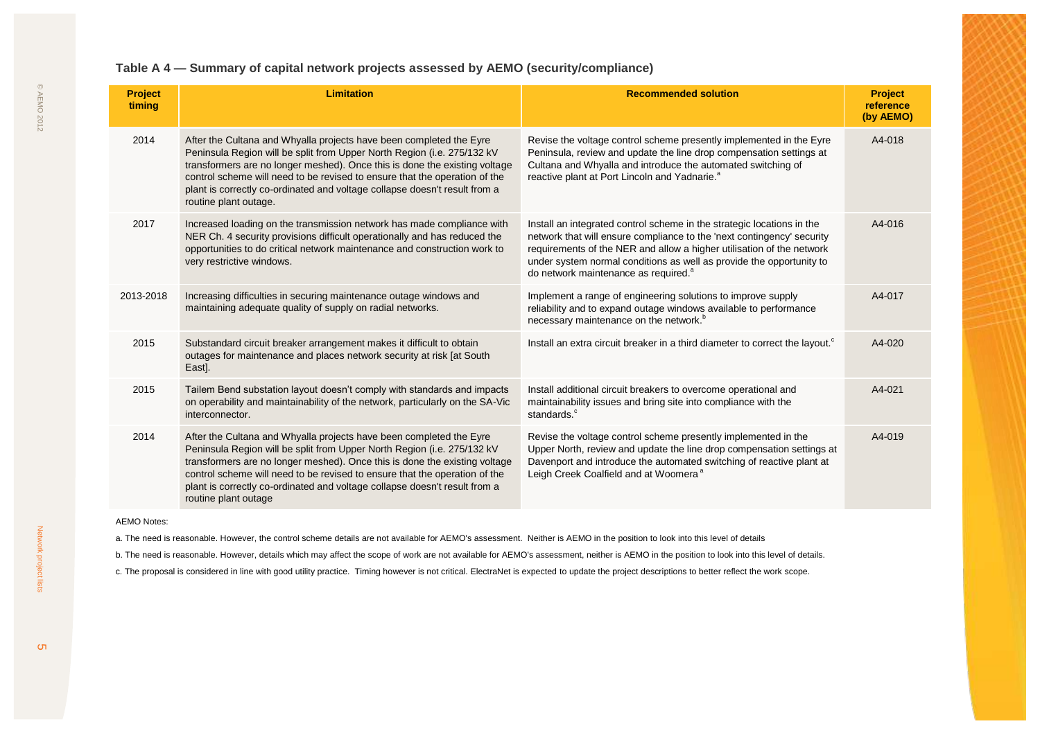### Table A 4 — Summary of capital network projects assessed by AEMO (security/compliance)

| Project timing | Limitation | Recommended solution | Project reference (by AEMO) |
|---|---|---|---|
| 2014 | After the Cultana and Whyalla projects have been completed the Eyre Peninsula Region will be split from Upper North Region (i.e. 275/132 kV transformers are no longer meshed). Once this is done the existing voltage control scheme will need to be revised to ensure that the operation of the plant is correctly co-ordinated and voltage collapse doesn't result from a routine plant outage. | Revise the voltage control scheme presently implemented in the Eyre Peninsula, review and update the line drop compensation settings at Cultana and Whyalla and introduce the automated switching of reactive plant at Port Lincoln and Yadnarie.[a] | A4-018 |
| 2017 | Increased loading on the transmission network has made compliance with NER Ch. 4 security provisions difficult operationally and has reduced the opportunities to do critical network maintenance and construction work to very restrictive windows. | Install an integrated control scheme in the strategic locations in the network that will ensure compliance to the 'next contingency' security requirements of the NER and allow a higher utilisation of the network under system normal conditions as well as provide the opportunity to do network maintenance as required.[a] | A4-016 |
| 2013-2018 | Increasing difficulties in securing maintenance outage windows and maintaining adequate quality of supply on radial networks. | Implement a range of engineering solutions to improve supply reliability and to expand outage windows available to performance necessary maintenance on the network.[b] | A4-017 |
| 2015 | Substandard circuit breaker arrangement makes it difficult to obtain outages for maintenance and places network security at risk [at South East]. | Install an extra circuit breaker in a third diameter to correct the layout.[c] | A4-020 |
| 2015 | Tailem Bend substation layout doesn't comply with standards and impacts on operability and maintainability of the network, particularly on the SA-Vic interconnector. | Install additional circuit breakers to overcome operational and maintainability issues and bring site into compliance with the standards.[c] | A4-021 |
| 2014 | After the Cultana and Whyalla projects have been completed the Eyre Peninsula Region will be split from Upper North Region (i.e. 275/132 kV transformers are no longer meshed). Once this is done the existing voltage control scheme will need to be revised to ensure that the operation of the plant is correctly co-ordinated and voltage collapse doesn't result from a routine plant outage | Revise the voltage control scheme presently implemented in the Upper North, review and update the line drop compensation settings at Davenport and introduce the automated switching of reactive plant at Leigh Creek Coalfield and at Woomera[a] | A4-019 |

AEMO Notes:

a. The need is reasonable. However, the control scheme details are not available for AEMO's assessment. Neither is AEMO in the position to look into this level of details

b. The need is reasonable. However, details which may affect the scope of work are not available for AEMO's assessment, neither is AEMO in the position to look into this level of details.

c. The proposal is considered in line with good utility practice. Timing however is not critical. ElectraNet is expected to update the project descriptions to better reflect the work scope.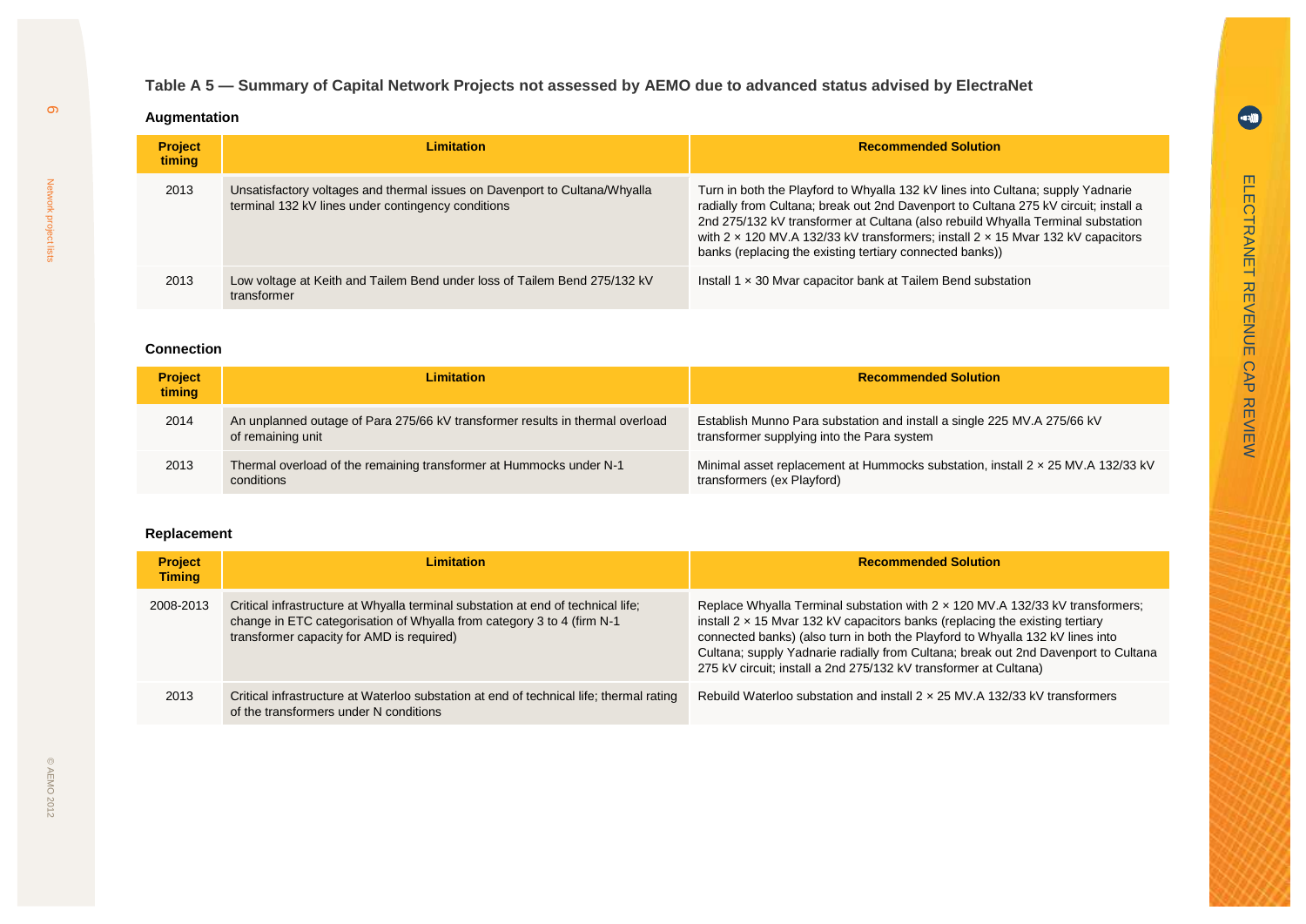**Table A 5 — Summary of Capital Network Projects not assessed by AEMO due to advanced status advised by ElectraNet**

### Augmentation

| Project timing | Limitation | Recommended Solution |
|---|---|---|
| 2013 | Unsatisfactory voltages and thermal issues on Davenport to Cultana/Whyalla terminal 132 kV lines under contingency conditions | Turn in both the Playford to Whyalla 132 kV lines into Cultana; supply Yadnarie radially from Cultana; break out 2nd Davenport to Cultana 275 kV circuit; install a 2nd 275/132 kV transformer at Cultana (also rebuild Whyalla Terminal substation with 2 × 120 MV.A 132/33 kV transformers; install 2 × 15 Mvar 132 kV capacitors banks (replacing the existing tertiary connected banks)) |
| 2013 | Low voltage at Keith and Tailem Bend under loss of Tailem Bend 275/132 kV transformer | Install 1 × 30 Mvar capacitor bank at Tailem Bend substation |

### Connection

| Project timing | Limitation | Recommended Solution |
|---|---|---|
| 2014 | An unplanned outage of Para 275/66 kV transformer results in thermal overload of remaining unit | Establish Munno Para substation and install a single 225 MV.A 275/66 kV transformer supplying into the Para system |
| 2013 | Thermal overload of the remaining transformer at Hummocks under N-1 conditions | Minimal asset replacement at Hummocks substation, install 2 × 25 MV.A 132/33 kV transformers (ex Playford) |

### Replacement

| Project Timing | Limitation | Recommended Solution |
|---|---|---|
| 2008-2013 | Critical infrastructure at Whyalla terminal substation at end of technical life; change in ETC categorisation of Whyalla from category 3 to 4 (firm N-1 transformer capacity for AMD is required) | Replace Whyalla Terminal substation with 2 × 120 MV.A 132/33 kV transformers; install 2 × 15 Mvar 132 kV capacitors banks (replacing the existing tertiary connected banks) (also turn in both the Playford to Whyalla 132 kV lines into Cultana; supply Yadnarie radially from Cultana; break out 2nd Davenport to Cultana 275 kV circuit; install a 2nd 275/132 kV transformer at Cultana) |
| 2013 | Critical infrastructure at Waterloo substation at end of technical life; thermal rating of the transformers under N conditions | Rebuild Waterloo substation and install 2 × 25 MV.A 132/33 kV transformers |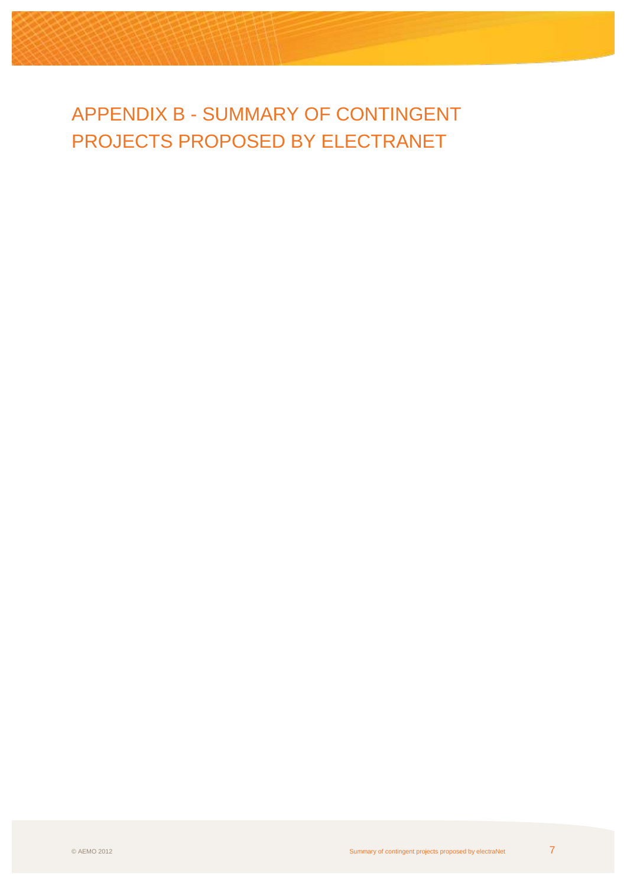# APPENDIX B - SUMMARY OF CONTINGENT PROJECTS PROPOSED BY ELECTRANET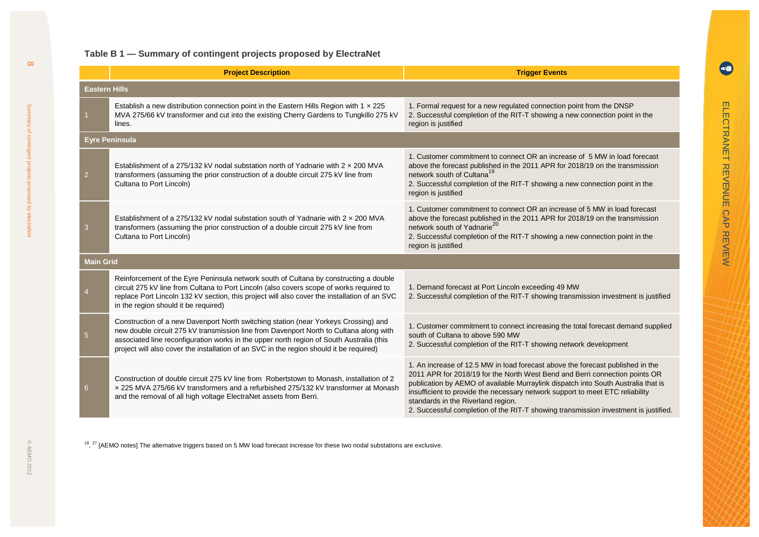**Table B 1 — Summary of contingent projects proposed by ElectraNet**

| | Project Description | Trigger Events |
|---|---|---|
| **Eastern Hills** | | |
| 1 | Establish a new distribution connection point in the Eastern Hills Region with 1 × 225 MVA 275/66 kV transformer and cut into the existing Cherry Gardens to Tungkillo 275 kV lines. | 1. Formal request for a new regulated connection point from the DNSP<br>2. Successful completion of the RIT-T showing a new connection point in the region is justified |
| **Eyre Peninsula** | | |
| 2 | Establishment of a 275/132 kV nodal substation north of Yadnarie with 2 × 200 MVA transformers (assuming the prior construction of a double circuit 275 kV line from Cultana to Port Lincoln) | 1. Customer commitment to connect OR an increase of 5 MW in load forecast above the forecast published in the 2011 APR for 2018/19 on the transmission network south of Cultana[19]<br>2. Successful completion of the RIT-T showing a new connection point in the region is justified |
| 3 | Establishment of a 275/132 kV nodal substation south of Yadnarie with 2 × 200 MVA transformers (assuming the prior construction of a double circuit 275 kV line from Cultana to Port Lincoln) | 1. Customer commitment to connect OR an increase of 5 MW in load forecast above the forecast published in the 2011 APR for 2018/19 on the transmission network south of Yadnarie[20]<br>2. Successful completion of the RIT-T showing a new connection point in the region is justified |
| **Main Grid** | | |
| 4 | Reinforcement of the Eyre Peninsula network south of Cultana by constructing a double circuit 275 kV line from Cultana to Port Lincoln (also covers scope of works required to replace Port Lincoln 132 kV section, this project will also cover the installation of an SVC in the region should it be required) | 1. Demand forecast at Port Lincoln exceeding 49 MW<br>2. Successful completion of the RIT-T showing transmission investment is justified |
| 5 | Construction of a new Davenport North switching station (near Yorkeys Crossing) and new double circuit 275 kV transmission line from Davenport North to Cultana along with associated line reconfiguration works in the upper north region of South Australia (this project will also cover the installation of an SVC in the region should it be required) | 1. Customer commitment to connect increasing the total forecast demand supplied south of Cultana to above 590 MW<br>2. Successful completion of the RIT-T showing network development |
| 6 | Construction of double circuit 275 kV line from Robertstown to Monash, installation of 2 × 225 MVA 275/66 kV transformers and a refurbished 275/132 kV transformer at Monash and the removal of all high voltage ElectraNet assets from Berri. | 1. An increase of 12.5 MW in load forecast above the forecast published in the 2011 APR for 2018/19 for the North West Bend and Berri connection points OR publication by AEMO of available Murraylink dispatch into South Australia that is insufficient to provide the necessary network support to meet ETC reliability standards in the Riverland region.<br>2. Successful completion of the RIT-T showing transmission investment is justified. |

[19], [27] [AEMO notes] The alternative triggers based on 5 MW load forecast increase for these two nodal substations are exclusive.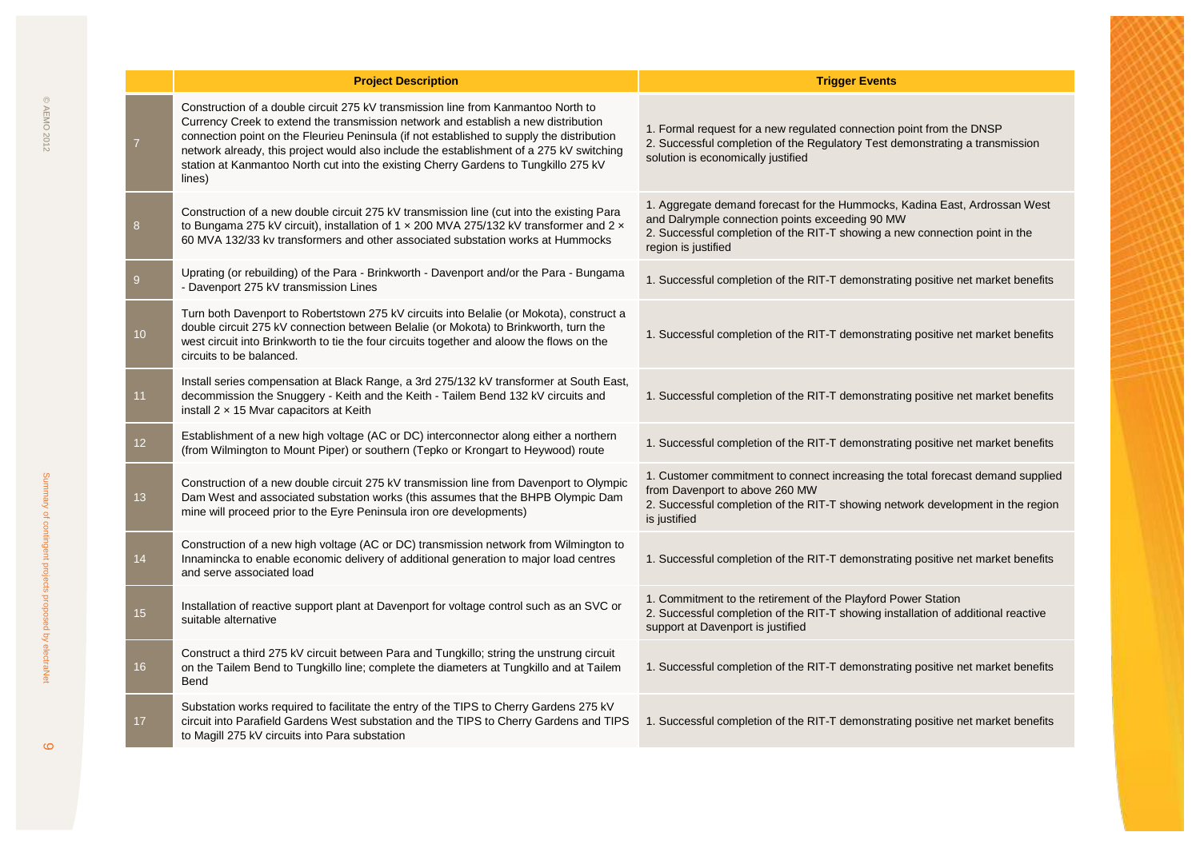| | Project Description | Trigger Events |
|---|---|---|
| 7 | Construction of a double circuit 275 kV transmission line from Kanmantoo North to Currency Creek to extend the transmission network and establish a new distribution connection point on the Fleurieu Peninsula (if not established to supply the distribution network already, this project would also include the establishment of a 275 kV switching station at Kanmantoo North cut into the existing Cherry Gardens to Tungkillo 275 kV lines) | 1. Formal request for a new regulated connection point from the DNSP<br>2. Successful completion of the Regulatory Test demonstrating a transmission solution is economically justified |
| 8 | Construction of a new double circuit 275 kV transmission line (cut into the existing Para to Bungama 275 kV circuit), installation of 1 × 200 MVA 275/132 kV transformer and 2 × 60 MVA 132/33 kv transformers and other associated substation works at Hummocks | 1. Aggregate demand forecast for the Hummocks, Kadina East, Ardrossan West and Dalrymple connection points exceeding 90 MW<br>2. Successful completion of the RIT-T showing a new connection point in the region is justified |
| 9 | Uprating (or rebuilding) of the Para - Brinkworth - Davenport and/or the Para - Bungama - Davenport 275 kV transmission Lines | 1. Successful completion of the RIT-T demonstrating positive net market benefits |
| 10 | Turn both Davenport to Robertstown 275 kV circuits into Belalie (or Mokota), construct a double circuit 275 kV connection between Belalie (or Mokota) to Brinkworth, turn the west circuit into Brinkworth to tie the four circuits together and aloow the flows on the circuits to be balanced. | 1. Successful completion of the RIT-T demonstrating positive net market benefits |
| 11 | Install series compensation at Black Range, a 3rd 275/132 kV transformer at South East, decommission the Snuggery - Keith and the Keith - Tailem Bend 132 kV circuits and install 2 × 15 Mvar capacitors at Keith | 1. Successful completion of the RIT-T demonstrating positive net market benefits |
| 12 | Establishment of a new high voltage (AC or DC) interconnector along either a northern (from Wilmington to Mount Piper) or southern (Tepko or Krongart to Heywood) route | 1. Successful completion of the RIT-T demonstrating positive net market benefits |
| 13 | Construction of a new double circuit 275 kV transmission line from Davenport to Olympic Dam West and associated substation works (this assumes that the BHPB Olympic Dam mine will proceed prior to the Eyre Peninsula iron ore developments) | 1. Customer commitment to connect increasing the total forecast demand supplied from Davenport to above 260 MW<br>2. Successful completion of the RIT-T showing network development in the region is justified |
| 14 | Construction of a new high voltage (AC or DC) transmission network from Wilmington to Innamincka to enable economic delivery of additional generation to major load centres and serve associated load | 1. Successful completion of the RIT-T demonstrating positive net market benefits |
| 15 | Installation of reactive support plant at Davenport for voltage control such as an SVC or suitable alternative | 1. Commitment to the retirement of the Playford Power Station<br>2. Successful completion of the RIT-T showing installation of additional reactive support at Davenport is justified |
| 16 | Construct a third 275 kV circuit between Para and Tungkillo; string the unstrung circuit on the Tailem Bend to Tungkillo line; complete the diameters at Tungkillo and at Tailem Bend | 1. Successful completion of the RIT-T demonstrating positive net market benefits |
| 17 | Substation works required to facilitate the entry of the TIPS to Cherry Gardens 275 kV circuit into Parafield Gardens West substation and the TIPS to Cherry Gardens and TIPS to Magill 275 kV circuits into Para substation | 1. Successful completion of the RIT-T demonstrating positive net market benefits |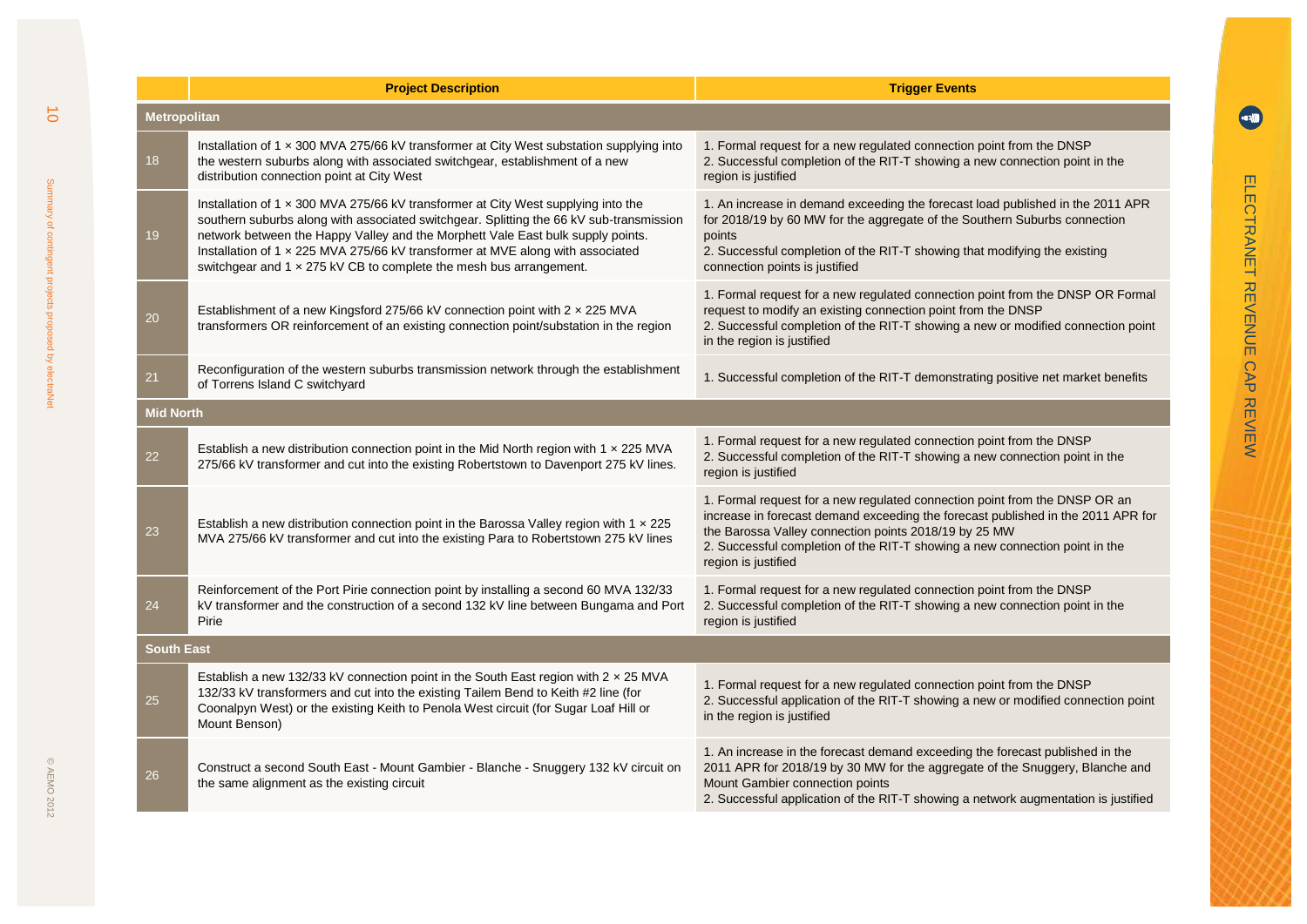| | Project Description | Trigger Events |
|---|---|---|
| **Metropolitan** | | |
| 18 | Installation of 1 × 300 MVA 275/66 kV transformer at City West substation supplying into the western suburbs along with associated switchgear, establishment of a new distribution connection point at City West | 1. Formal request for a new regulated connection point from the DNSP<br>2. Successful completion of the RIT-T showing a new connection point in the region is justified |
| 19 | Installation of 1 × 300 MVA 275/66 kV transformer at City West supplying into the southern suburbs along with associated switchgear. Splitting the 66 kV sub-transmission network between the Happy Valley and the Morphett Vale East bulk supply points. Installation of 1 × 225 MVA 275/66 kV transformer at MVE along with associated switchgear and 1 × 275 kV CB to complete the mesh bus arrangement. | 1. An increase in demand exceeding the forecast load published in the 2011 APR for 2018/19 by 60 MW for the aggregate of the Southern Suburbs connection points<br>2. Successful completion of the RIT-T showing that modifying the existing connection points is justified |
| 20 | Establishment of a new Kingsford 275/66 kV connection point with 2 × 225 MVA transformers OR reinforcement of an existing connection point/substation in the region | 1. Formal request for a new regulated connection point from the DNSP OR Formal request to modify an existing connection point from the DNSP<br>2. Successful completion of the RIT-T showing a new or modified connection point in the region is justified |
| 21 | Reconfiguration of the western suburbs transmission network through the establishment of Torrens Island C switchyard | 1. Successful completion of the RIT-T demonstrating positive net market benefits |
| **Mid North** | | |
| 22 | Establish a new distribution connection point in the Mid North region with 1 × 225 MVA 275/66 kV transformer and cut into the existing Robertstown to Davenport 275 kV lines. | 1. Formal request for a new regulated connection point from the DNSP<br>2. Successful completion of the RIT-T showing a new connection point in the region is justified |
| 23 | Establish a new distribution connection point in the Barossa Valley region with 1 × 225 MVA 275/66 kV transformer and cut into the existing Para to Robertstown 275 kV lines | 1. Formal request for a new regulated connection point from the DNSP OR an increase in forecast demand exceeding the forecast published in the 2011 APR for the Barossa Valley connection points 2018/19 by 25 MW<br>2. Successful completion of the RIT-T showing a new connection point in the region is justified |
| 24 | Reinforcement of the Port Pirie connection point by installing a second 60 MVA 132/33 kV transformer and the construction of a second 132 kV line between Bungama and Port Pirie | 1. Formal request for a new regulated connection point from the DNSP<br>2. Successful completion of the RIT-T showing a new connection point in the region is justified |
| **South East** | | |
| 25 | Establish a new 132/33 kV connection point in the South East region with 2 × 25 MVA 132/33 kV transformers and cut into the existing Tailem Bend to Keith #2 line (for Coonalpyn West) or the existing Keith to Penola West circuit (for Sugar Loaf Hill or Mount Benson) | 1. Formal request for a new regulated connection point from the DNSP<br>2. Successful application of the RIT-T showing a new or modified connection point in the region is justified |
| 26 | Construct a second South East - Mount Gambier - Blanche - Snuggery 132 kV circuit on the same alignment as the existing circuit | 1. An increase in the forecast demand exceeding the forecast published in the 2011 APR for 2018/19 by 30 MW for the aggregate of the Snuggery, Blanche and Mount Gambier connection points<br>2. Successful application of the RIT-T showing a network augmentation is justified |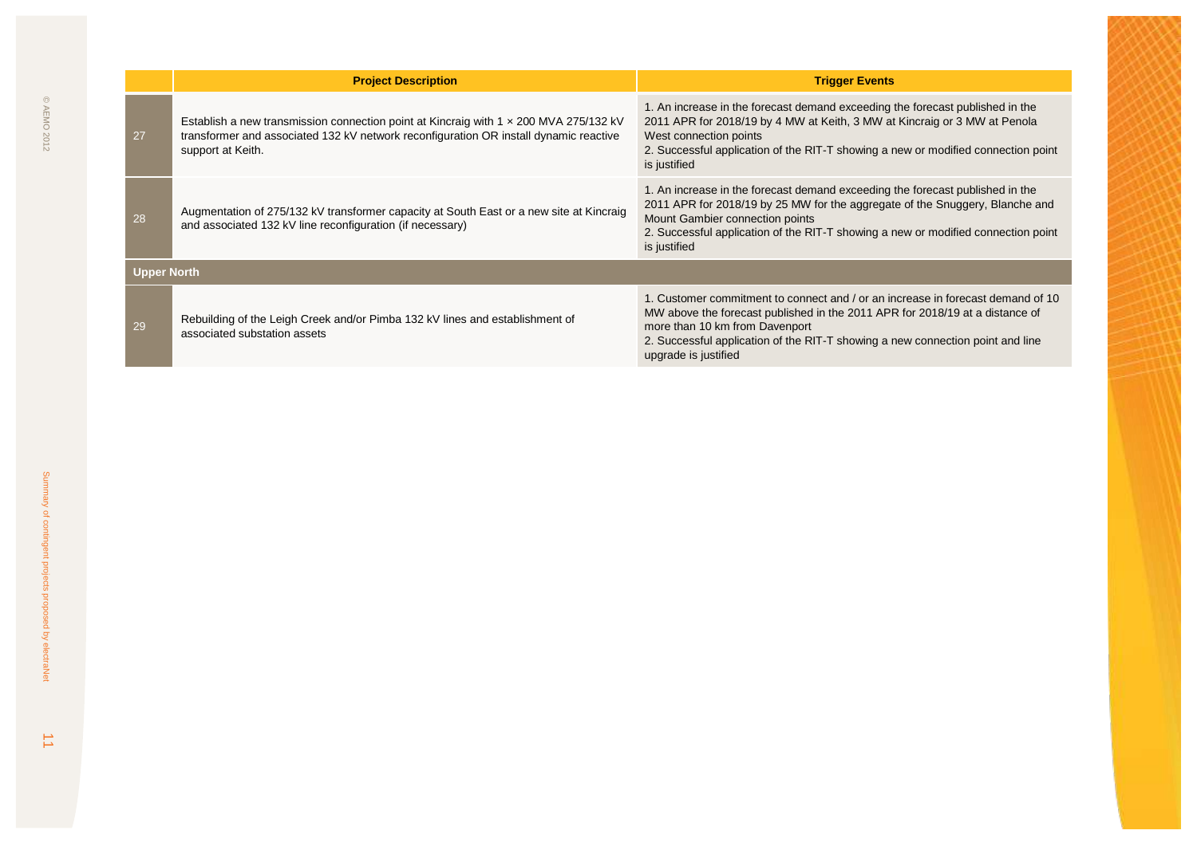| | Project Description | Trigger Events |
|---|---|---|
| 27 | Establish a new transmission connection point at Kincraig with 1 × 200 MVA 275/132 kV transformer and associated 132 kV network reconfiguration OR install dynamic reactive support at Keith. | 1. An increase in the forecast demand exceeding the forecast published in the 2011 APR for 2018/19 by 4 MW at Keith, 3 MW at Kincraig or 3 MW at Penola West connection points<br>2. Successful application of the RIT-T showing a new or modified connection point is justified |
| 28 | Augmentation of 275/132 kV transformer capacity at South East or a new site at Kincraig and associated 132 kV line reconfiguration (if necessary) | 1. An increase in the forecast demand exceeding the forecast published in the 2011 APR for 2018/19 by 25 MW for the aggregate of the Snuggery, Blanche and Mount Gambier connection points<br>2. Successful application of the RIT-T showing a new or modified connection point is justified |
| **Upper North** | | |
| 29 | Rebuilding of the Leigh Creek and/or Pimba 132 kV lines and establishment of associated substation assets | 1. Customer commitment to connect and / or an increase in forecast demand of 10 MW above the forecast published in the 2011 APR for 2018/19 at a distance of more than 10 km from Davenport<br>2. Successful application of the RIT-T showing a new connection point and line upgrade is justified |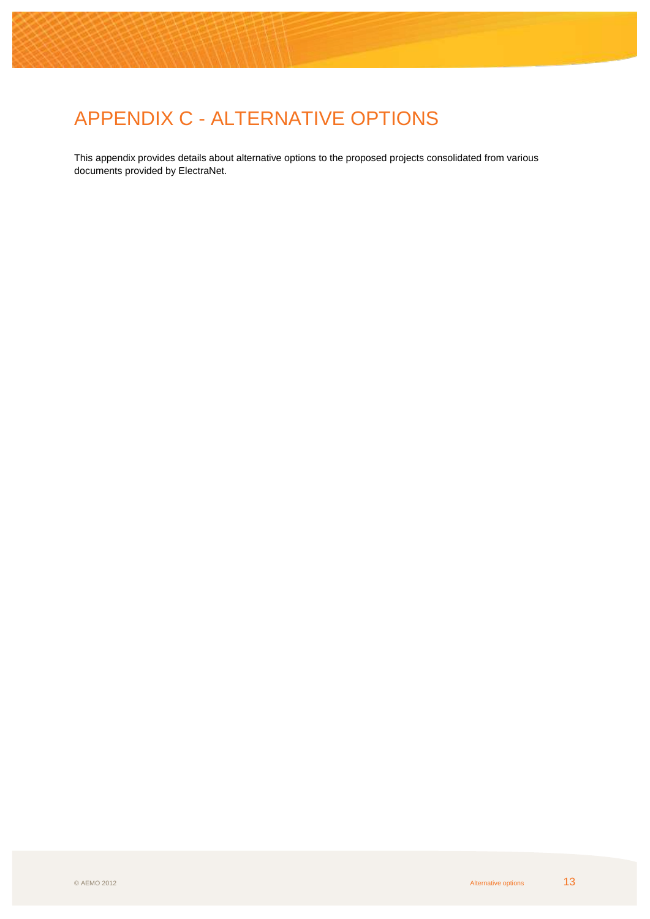# APPENDIX C - ALTERNATIVE OPTIONS

This appendix provides details about alternative options to the proposed projects consolidated from various documents provided by ElectraNet.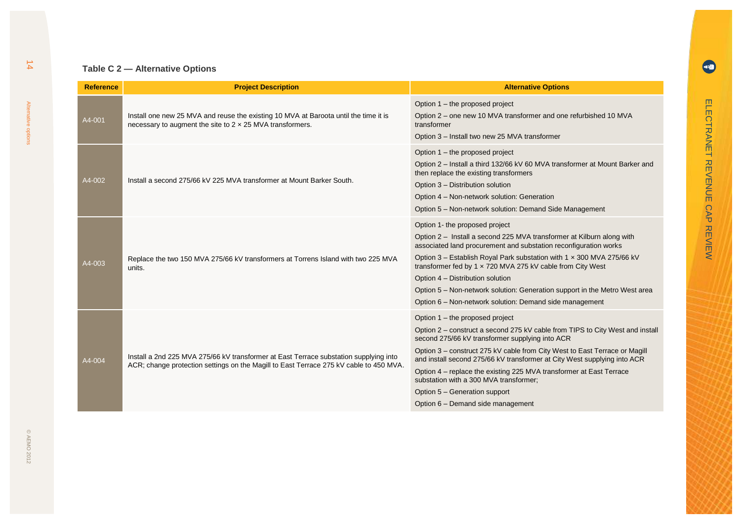**Table C 2 — Alternative Options**

| Reference | Project Description | Alternative Options |
|---|---|---|
| A4-001 | Install one new 25 MVA and reuse the existing 10 MVA at Baroota until the time it is necessary to augment the site to 2 × 25 MVA transformers. | Option 1 – the proposed project<br>Option 2 – one new 10 MVA transformer and one refurbished 10 MVA transformer<br>Option 3 – Install two new 25 MVA transformer |
| A4-002 | Install a second 275/66 kV 225 MVA transformer at Mount Barker South. | Option 1 – the proposed project<br>Option 2 – Install a third 132/66 kV 60 MVA transformer at Mount Barker and then replace the existing transformers<br>Option 3 – Distribution solution<br>Option 4 – Non-network solution: Generation<br>Option 5 – Non-network solution: Demand Side Management |
| A4-003 | Replace the two 150 MVA 275/66 kV transformers at Torrens Island with two 225 MVA units. | Option 1- the proposed project<br>Option 2 – Install a second 225 MVA transformer at Kilburn along with associated land procurement and substation reconfiguration works<br>Option 3 – Establish Royal Park substation with 1 × 300 MVA 275/66 kV transformer fed by 1 × 720 MVA 275 kV cable from City West<br>Option 4 – Distribution solution<br>Option 5 – Non-network solution: Generation support in the Metro West area<br>Option 6 – Non-network solution: Demand side management |
| A4-004 | Install a 2nd 225 MVA 275/66 kV transformer at East Terrace substation supplying into ACR; change protection settings on the Magill to East Terrace 275 kV cable to 450 MVA. | Option 1 – the proposed project<br>Option 2 – construct a second 275 kV cable from TIPS to City West and install second 275/66 kV transformer supplying into ACR<br>Option 3 – construct 275 kV cable from City West to East Terrace or Magill and install second 275/66 kV transformer at City West supplying into ACR<br>Option 4 – replace the existing 225 MVA transformer at East Terrace substation with a 300 MVA transformer;<br>Option 5 – Generation support<br>Option 6 – Demand side management |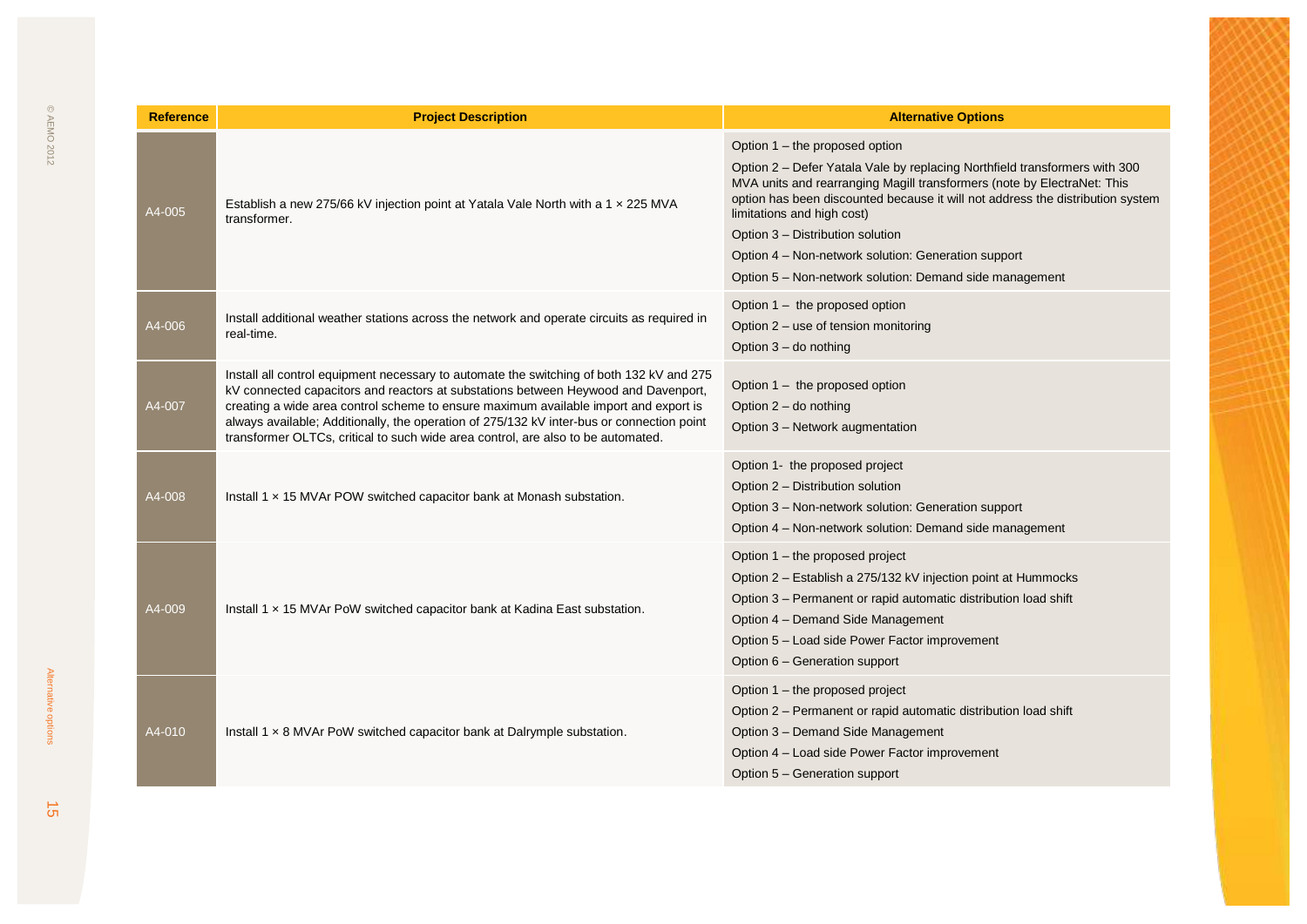| Reference | Project Description | Alternative Options |
|---|---|---|
| A4-005 | Establish a new 275/66 kV injection point at Yatala Vale North with a 1 × 225 MVA transformer. | Option 1 – the proposed option<br>Option 2 – Defer Yatala Vale by replacing Northfield transformers with 300 MVA units and rearranging Magill transformers (note by ElectraNet: This option has been discounted because it will not address the distribution system limitations and high cost)<br>Option 3 – Distribution solution<br>Option 4 – Non-network solution: Generation support<br>Option 5 – Non-network solution: Demand side management |
| A4-006 | Install additional weather stations across the network and operate circuits as required in real-time. | Option 1 – the proposed option<br>Option 2 – use of tension monitoring<br>Option 3 – do nothing |
| A4-007 | Install all control equipment necessary to automate the switching of both 132 kV and 275 kV connected capacitors and reactors at substations between Heywood and Davenport, creating a wide area control scheme to ensure maximum available import and export is always available; Additionally, the operation of 275/132 kV inter-bus or connection point transformer OLTCs, critical to such wide area control, are also to be automated. | Option 1 – the proposed option<br>Option 2 – do nothing<br>Option 3 – Network augmentation |
| A4-008 | Install 1 × 15 MVAr POW switched capacitor bank at Monash substation. | Option 1- the proposed project<br>Option 2 – Distribution solution<br>Option 3 – Non-network solution: Generation support<br>Option 4 – Non-network solution: Demand side management |
| A4-009 | Install 1 × 15 MVAr PoW switched capacitor bank at Kadina East substation. | Option 1 – the proposed project<br>Option 2 – Establish a 275/132 kV injection point at Hummocks<br>Option 3 – Permanent or rapid automatic distribution load shift<br>Option 4 – Demand Side Management<br>Option 5 – Load side Power Factor improvement<br>Option 6 – Generation support |
| A4-010 | Install 1 × 8 MVAr PoW switched capacitor bank at Dalrymple substation. | Option 1 – the proposed project<br>Option 2 – Permanent or rapid automatic distribution load shift<br>Option 3 – Demand Side Management<br>Option 4 – Load side Power Factor improvement<br>Option 5 – Generation support |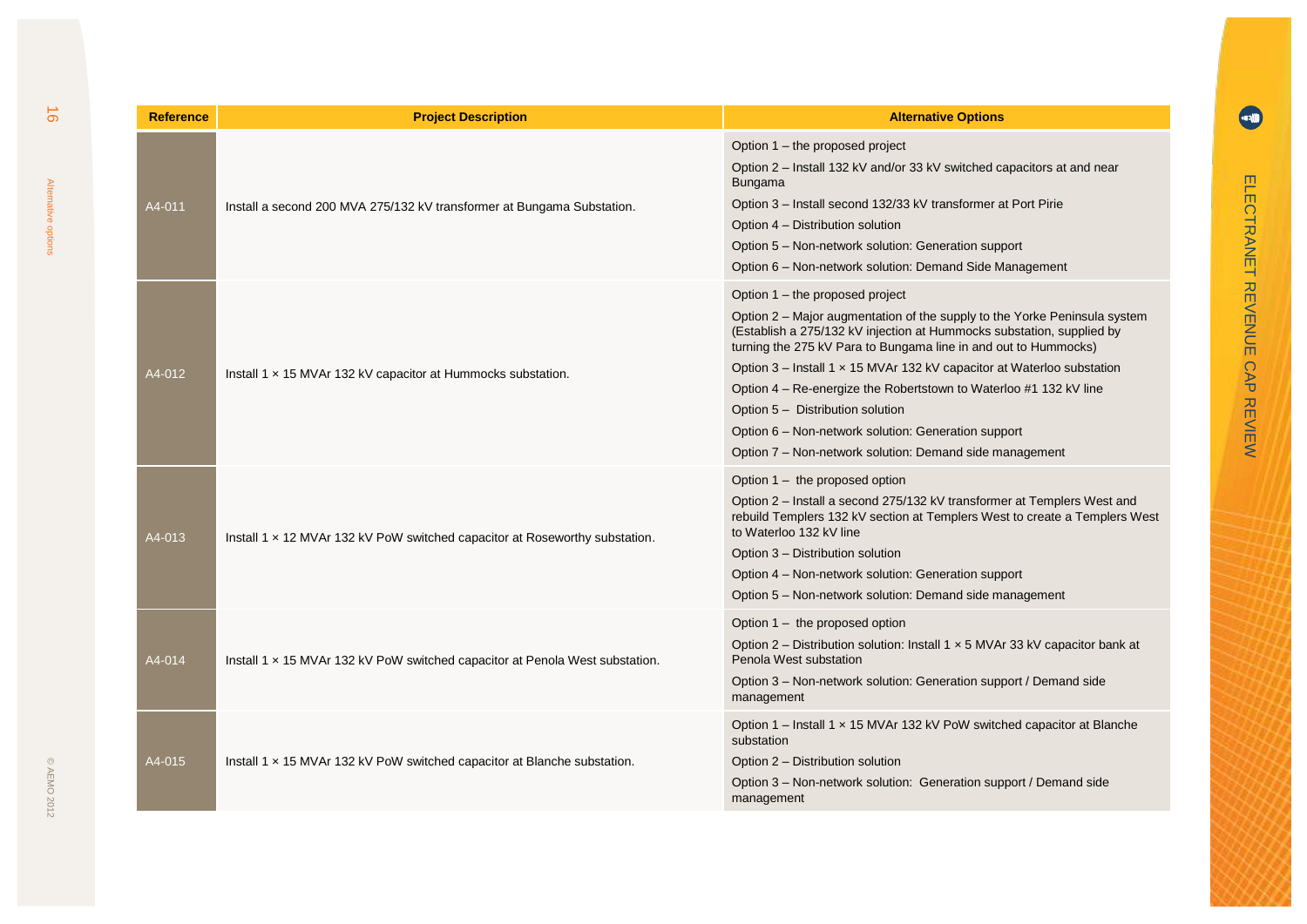| Reference | Project Description | Alternative Options |
| --- | --- | --- |
| A4-011 | Install a second 200 MVA 275/132 kV transformer at Bungama Substation. | Option 1 – the proposed project<br>Option 2 – Install 132 kV and/or 33 kV switched capacitors at and near Bungama<br>Option 3 – Install second 132/33 kV transformer at Port Pirie<br>Option 4 – Distribution solution<br>Option 5 – Non-network solution: Generation support<br>Option 6 – Non-network solution: Demand Side Management |
| A4-012 | Install 1 × 15 MVAr 132 kV capacitor at Hummocks substation. | Option 1 – the proposed project<br>Option 2 – Major augmentation of the supply to the Yorke Peninsula system (Establish a 275/132 kV injection at Hummocks substation, supplied by turning the 275 kV Para to Bungama line in and out to Hummocks)<br>Option 3 – Install 1 × 15 MVAr 132 kV capacitor at Waterloo substation<br>Option 4 – Re-energize the Robertstown to Waterloo #1 132 kV line<br>Option 5 – Distribution solution<br>Option 6 – Non-network solution: Generation support<br>Option 7 – Non-network solution: Demand side management |
| A4-013 | Install 1 × 12 MVAr 132 kV PoW switched capacitor at Roseworthy substation. | Option 1 – the proposed option<br>Option 2 – Install a second 275/132 kV transformer at Templers West and rebuild Templers 132 kV section at Templers West to create a Templers West to Waterloo 132 kV line<br>Option 3 – Distribution solution<br>Option 4 – Non-network solution: Generation support<br>Option 5 – Non-network solution: Demand side management |
| A4-014 | Install 1 × 15 MVAr 132 kV PoW switched capacitor at Penola West substation. | Option 1 – the proposed option<br>Option 2 – Distribution solution: Install 1 × 5 MVAr 33 kV capacitor bank at Penola West substation<br>Option 3 – Non-network solution: Generation support / Demand side management |
| A4-015 | Install 1 × 15 MVAr 132 kV PoW switched capacitor at Blanche substation. | Option 1 – Install 1 × 15 MVAr 132 kV PoW switched capacitor at Blanche substation<br>Option 2 – Distribution solution<br>Option 3 – Non-network solution: Generation support / Demand side management |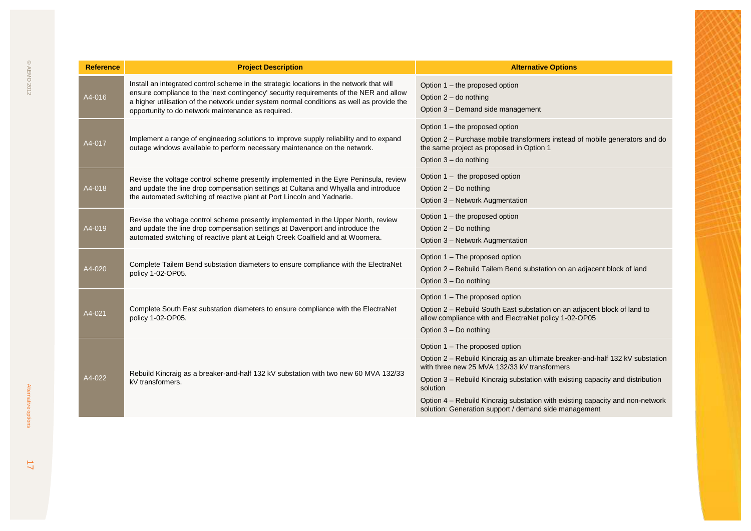| Reference | Project Description | Alternative Options |
|---|---|---|
| A4-016 | Install an integrated control scheme in the strategic locations in the network that will ensure compliance to the 'next contingency' security requirements of the NER and allow a higher utilisation of the network under system normal conditions as well as provide the opportunity to do network maintenance as required. | Option 1 – the proposed option<br>Option 2 – do nothing<br>Option 3 – Demand side management |
| A4-017 | Implement a range of engineering solutions to improve supply reliability and to expand outage windows available to perform necessary maintenance on the network. | Option 1 – the proposed option<br>Option 2 – Purchase mobile transformers instead of mobile generators and do the same project as proposed in Option 1<br>Option 3 – do nothing |
| A4-018 | Revise the voltage control scheme presently implemented in the Eyre Peninsula, review and update the line drop compensation settings at Cultana and Whyalla and introduce the automated switching of reactive plant at Port Lincoln and Yadnarie. | Option 1 – the proposed option<br>Option 2 – Do nothing<br>Option 3 – Network Augmentation |
| A4-019 | Revise the voltage control scheme presently implemented in the Upper North, review and update the line drop compensation settings at Davenport and introduce the automated switching of reactive plant at Leigh Creek Coalfield and at Woomera. | Option 1 – the proposed option<br>Option 2 – Do nothing<br>Option 3 – Network Augmentation |
| A4-020 | Complete Tailem Bend substation diameters to ensure compliance with the ElectraNet policy 1-02-OP05. | Option 1 – The proposed option<br>Option 2 – Rebuild Tailem Bend substation on an adjacent block of land<br>Option 3 – Do nothing |
| A4-021 | Complete South East substation diameters to ensure compliance with the ElectraNet policy 1-02-OP05. | Option 1 – The proposed option<br>Option 2 – Rebuild South East substation on an adjacent block of land to allow compliance with and ElectraNet policy 1-02-OP05<br>Option 3 – Do nothing |
| A4-022 | Rebuild Kincraig as a breaker-and-half 132 kV substation with two new 60 MVA 132/33 kV transformers. | Option 1 – The proposed option<br>Option 2 – Rebuild Kincraig as an ultimate breaker-and-half 132 kV substation with three new 25 MVA 132/33 kV transformers<br>Option 3 – Rebuild Kincraig substation with existing capacity and distribution solution<br>Option 4 – Rebuild Kincraig substation with existing capacity and non-network solution: Generation support / demand side management |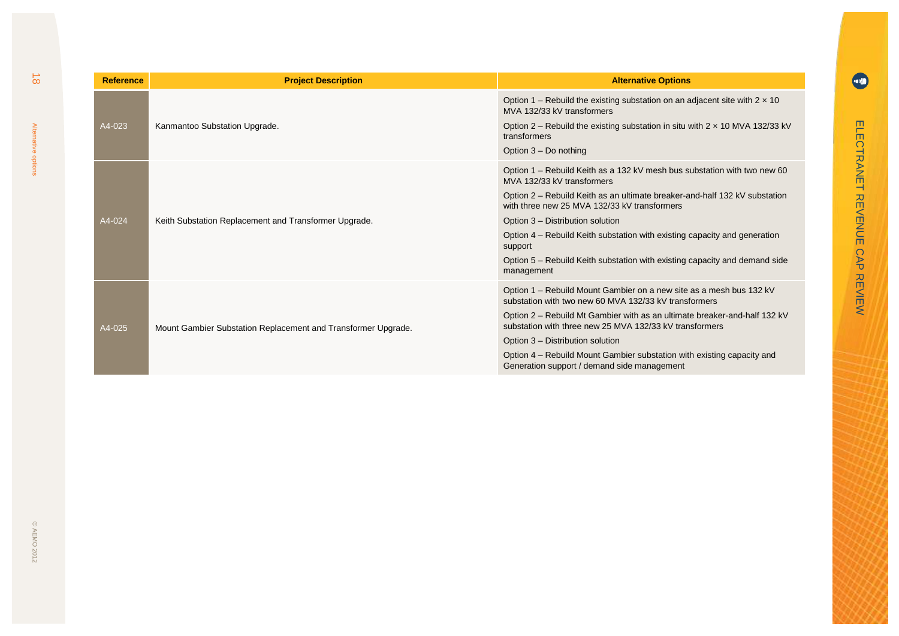| Reference | Project Description | Alternative Options |
|---|---|---|
| A4-023 | Kanmantoo Substation Upgrade. | Option 1 – Rebuild the existing substation on an adjacent site with 2 × 10 MVA 132/33 kV transformers<br>Option 2 – Rebuild the existing substation in situ with 2 × 10 MVA 132/33 kV transformers<br>Option 3 – Do nothing |
| A4-024 | Keith Substation Replacement and Transformer Upgrade. | Option 1 – Rebuild Keith as a 132 kV mesh bus substation with two new 60 MVA 132/33 kV transformers<br>Option 2 – Rebuild Keith as an ultimate breaker-and-half 132 kV substation with three new 25 MVA 132/33 kV transformers<br>Option 3 – Distribution solution<br>Option 4 – Rebuild Keith substation with existing capacity and generation support<br>Option 5 – Rebuild Keith substation with existing capacity and demand side management |
| A4-025 | Mount Gambier Substation Replacement and Transformer Upgrade. | Option 1 – Rebuild Mount Gambier on a new site as a mesh bus 132 kV substation with two new 60 MVA 132/33 kV transformers<br>Option 2 – Rebuild Mt Gambier with as an ultimate breaker-and-half 132 kV substation with three new 25 MVA 132/33 kV transformers<br>Option 3 – Distribution solution<br>Option 4 – Rebuild Mount Gambier substation with existing capacity and Generation support / demand side management |